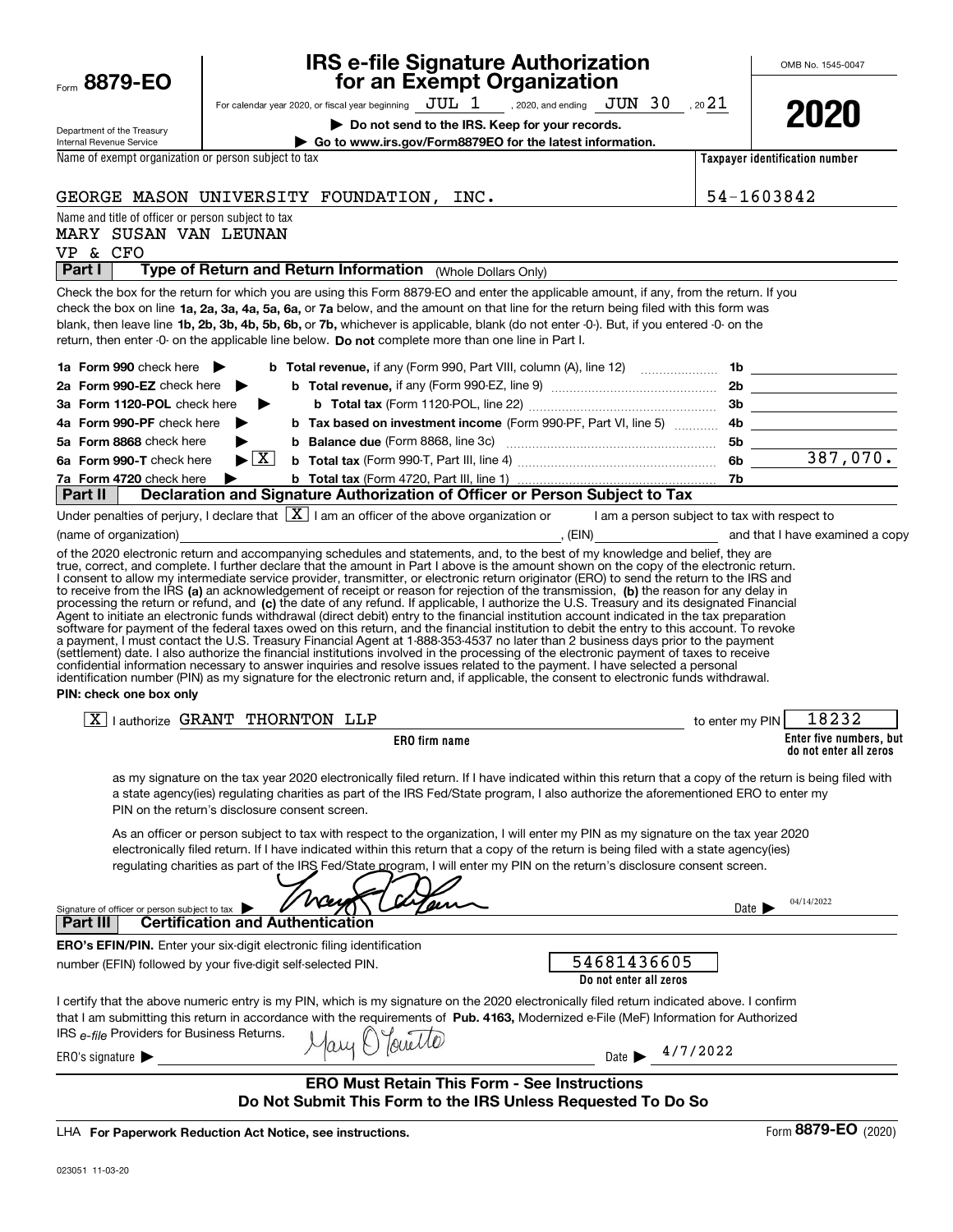Form **8879-EO**

Department of the Treasury
Internal Revenue Service

# IRS e-file Signature Authorization for an Exempt Organization

For calendar year 2020, or fiscal year beginning JUL 1, 2020, and ending JUN 30, 2021

▶ **Do not send to the IRS. Keep for your records.**

▶ **Go to www.irs.gov/Form8879EO for the latest information.**

OMB No. 1545-0047

**2020**

| Name of exempt organization or person subject to tax | Taxpayer identification number |
|---|---|
| GEORGE MASON UNIVERSITY FOUNDATION, INC. | 54-1603842 |

Name and title of officer or person subject to tax
MARY SUSAN VAN LEUNAN
VP & CFO

## Part I — Type of Return and Return Information (Whole Dollars Only)

Check the box for the return for which you are using this Form 8879-EO and enter the applicable amount, if any, from the return. If you check the box on line **1a, 2a, 3a, 4a, 5a, 6a,** or **7a** below, and the amount on that line for the return being filed with this form was blank, then leave line **1b, 2b, 3b, 4b, 5b, 6b,** or **7b,** whichever is applicable, blank (do not enter -0-). But, if you entered -0- on the return, then enter -0- on the applicable line below. **Do not** complete more than one line in Part I.

| | | | |
|---|---|---|---|
| **1a Form 990** check here ▶ | **b Total revenue,** if any (Form 990, Part VIII, column (A), line 12) | 1b | |
| **2a Form 990-EZ** check here ▶ | **b Total revenue,** if any (Form 990-EZ, line 9) | 2b | |
| **3a Form 1120-POL** check here ▶ | **b Total tax** (Form 1120-POL, line 22) | 3b | |
| **4a Form 990-PF** check here ▶ | **b Tax based on investment income** (Form 990-PF, Part VI, line 5) | 4b | |
| **5a Form 8868** check here ▶ | **b Balance due** (Form 8868, line 3c) | 5b | |
| **6a Form 990-T** check here ▶ [X] | **b Total tax** (Form 990-T, Part III, line 4) | 6b | 387,070. |
| **7a Form 4720** check here ▶ | **b Total tax** (Form 4720, Part III, line 1) | 7b | |

## Part II — Declaration and Signature Authorization of Officer or Person Subject to Tax

Under penalties of perjury, I declare that [X] I am an officer of the above organization or [ ] I am a person subject to tax with respect to (name of organization) ____________, (EIN) ____________ and that I have examined a copy of the 2020 electronic return and accompanying schedules and statements, and, to the best of my knowledge and belief, they are true, correct, and complete. I further declare that the amount in Part I above is the amount shown on the copy of the electronic return. I consent to allow my intermediate service provider, transmitter, or electronic return originator (ERO) to send the return to the IRS and to receive from the IRS **(a)** an acknowledgement of receipt or reason for rejection of the transmission, **(b)** the reason for any delay in processing the return or refund, and **(c)** the date of any refund. If applicable, I authorize the U.S. Treasury and its designated Financial Agent to initiate an electronic funds withdrawal (direct debit) entry to the financial institution account indicated in the tax preparation software for payment of the federal taxes owed on this return, and the financial institution to debit the entry to this account. To revoke a payment, I must contact the U.S. Treasury Financial Agent at 1-888-353-4537 no later than 2 business days prior to the payment (settlement) date. I also authorize the financial institutions involved in the processing of the electronic payment of taxes to receive confidential information necessary to answer inquiries and resolve issues related to the payment. I have selected a personal identification number (PIN) as my signature for the electronic return and, if applicable, the consent to electronic funds withdrawal.

**PIN: check one box only**

[X] I authorize GRANT THORNTON LLP (**ERO firm name**) to enter my PIN 18232 (**Enter five numbers, but do not enter all zeros**)

as my signature on the tax year 2020 electronically filed return. If I have indicated within this return that a copy of the return is being filed with a state agency(ies) regulating charities as part of the IRS Fed/State program, I also authorize the aforementioned ERO to enter my PIN on the return's disclosure consent screen.

[ ] As an officer or person subject to tax with respect to the organization, I will enter my PIN as my signature on the tax year 2020 electronically filed return. If I have indicated within this return that a copy of the return is being filed with a state agency(ies) regulating charities as part of the IRS Fed/State program, I will enter my PIN on the return's disclosure consent screen.

Signature of officer or person subject to tax ▶ [signature] Date ▶ 04/14/2022

## Part III — Certification and Authentication

**ERO's EFIN/PIN.** Enter your six-digit electronic filing identification number (EFIN) followed by your five-digit self-selected PIN. 54681436605 (**Do not enter all zeros**)

I certify that the above numeric entry is my PIN, which is my signature on the 2020 electronically filed return indicated above. I confirm that I am submitting this return in accordance with the requirements of **Pub. 4163,** Modernized e-File (MeF) Information for Authorized IRS *e-file* Providers for Business Returns.

ERO's signature ▶ [signature] Date ▶ 4/7/2022

**ERO Must Retain This Form - See Instructions**
**Do Not Submit This Form to the IRS Unless Requested To Do So**

LHA **For Paperwork Reduction Act Notice, see instructions.** Form **8879-EO** (2020)

023051 11-03-20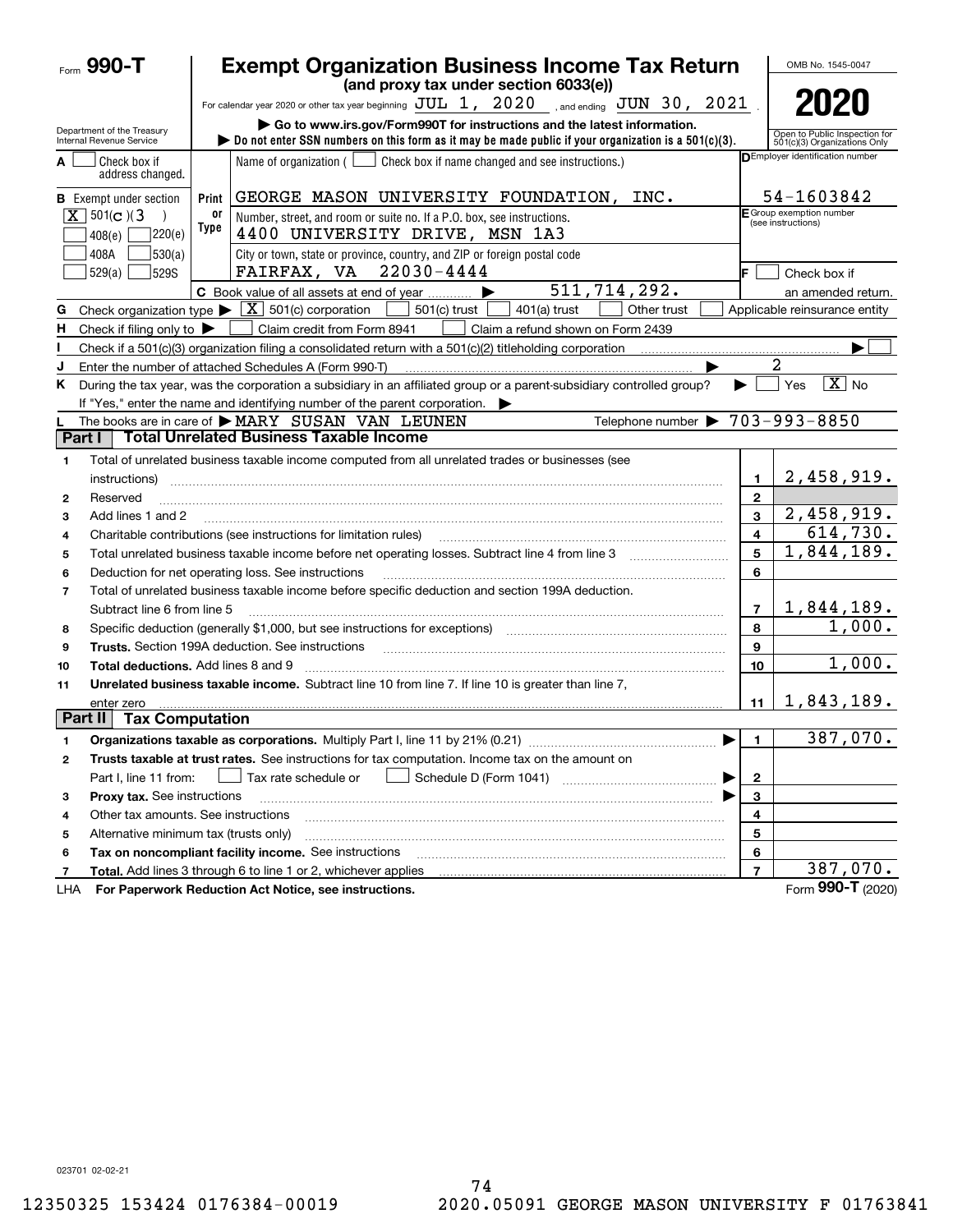Form **990-T**

# Exempt Organization Business Income Tax Return

**(and proxy tax under section 6033(e))**

For calendar year 2020 or other tax year beginning JUL 1, 2020, and ending JUN 30, 2021.

▶ Go to www.irs.gov/Form990T for instructions and the latest information.

▶ Do not enter SSN numbers on this form as it may be made public if your organization is a 501(c)(3).

OMB No. 1545-0047

**2020**

Open to Public Inspection for 501(c)(3) Organizations Only

Department of the Treasury
Internal Revenue Service

**A** ☐ Check box if address changed.

**B** Exempt under section
[X] 501(c)(3)
☐ 408(e) ☐ 220(e)
☐ 408A ☐ 530(a)
☐ 529(a) ☐ 529S

Name of organization ( ☐ Check box if name changed and see instructions.)
GEORGE MASON UNIVERSITY FOUNDATION, INC.

Number, street, and room or suite no. If a P.O. box, see instructions.
4400 UNIVERSITY DRIVE, MSN 1A3

City or town, state or province, country, and ZIP or foreign postal code
FAIRFAX, VA 22030-4444

**D** Employer identification number: 54-1603842

**E** Group exemption number (see instructions)

**F** ☐ Check box if an amended return.

**C** Book value of all assets at end of year ▶ 511,714,292.

**G** Check organization type ▶ [X] 501(c) corporation ☐ 501(c) trust ☐ 401(a) trust ☐ Other trust ☐ Applicable reinsurance entity

**H** Check if filing only to ▶ ☐ Claim credit from Form 8941 ☐ Claim a refund shown on Form 2439

**I** Check if a 501(c)(3) organization filing a consolidated return with a 501(c)(2) titleholding corporation ▶ ☐

**J** Enter the number of attached Schedules A (Form 990-T) ▶ 2

**K** During the tax year, was the corporation a subsidiary in an affiliated group or a parent-subsidiary controlled group? ▶ ☐ Yes [X] No

If "Yes," enter the name and identifying number of the parent corporation. ▶

**L** The books are in care of ▶ MARY SUSAN VAN LEUNEN Telephone number ▶ 703-993-8850

## Part I Total Unrelated Business Taxable Income

| | | | |
|---|---|---|---|
| 1 | Total of unrelated business taxable income computed from all unrelated trades or businesses (see instructions) | 1 | 2,458,919. |
| 2 | Reserved | 2 | |
| 3 | Add lines 1 and 2 | 3 | 2,458,919. |
| 4 | Charitable contributions (see instructions for limitation rules) | 4 | 614,730. |
| 5 | Total unrelated business taxable income before net operating losses. Subtract line 4 from line 3 | 5 | 1,844,189. |
| 6 | Deduction for net operating loss. See instructions | 6 | |
| 7 | Total of unrelated business taxable income before specific deduction and section 199A deduction. Subtract line 6 from line 5 | 7 | 1,844,189. |
| 8 | Specific deduction (generally $1,000, but see instructions for exceptions) | 8 | 1,000. |
| 9 | **Trusts.** Section 199A deduction. See instructions | 9 | |
| 10 | **Total deductions.** Add lines 8 and 9 | 10 | 1,000. |
| 11 | **Unrelated business taxable income.** Subtract line 10 from line 7. If line 10 is greater than line 7, enter zero | 11 | 1,843,189. |

## Part II Tax Computation

| | | | |
|---|---|---|---|
| 1 | **Organizations taxable as corporations.** Multiply Part I, line 11 by 21% (0.21) ▶ | 1 | 387,070. |
| 2 | **Trusts taxable at trust rates.** See instructions for tax computation. Income tax on the amount on Part I, line 11 from: ☐ Tax rate schedule or ☐ Schedule D (Form 1041) ▶ | 2 | |
| 3 | **Proxy tax.** See instructions ▶ | 3 | |
| 4 | Other tax amounts. See instructions | 4 | |
| 5 | Alternative minimum tax (trusts only) | 5 | |
| 6 | **Tax on noncompliant facility income.** See instructions | 6 | |
| 7 | **Total.** Add lines 3 through 6 to line 1 or 2, whichever applies | 7 | 387,070. |

LHA **For Paperwork Reduction Act Notice, see instructions.** Form **990-T** (2020)

023701 02-02-21

12350325 153424 0176384-00019 2020.05091 GEORGE MASON UNIVERSITY F 01763841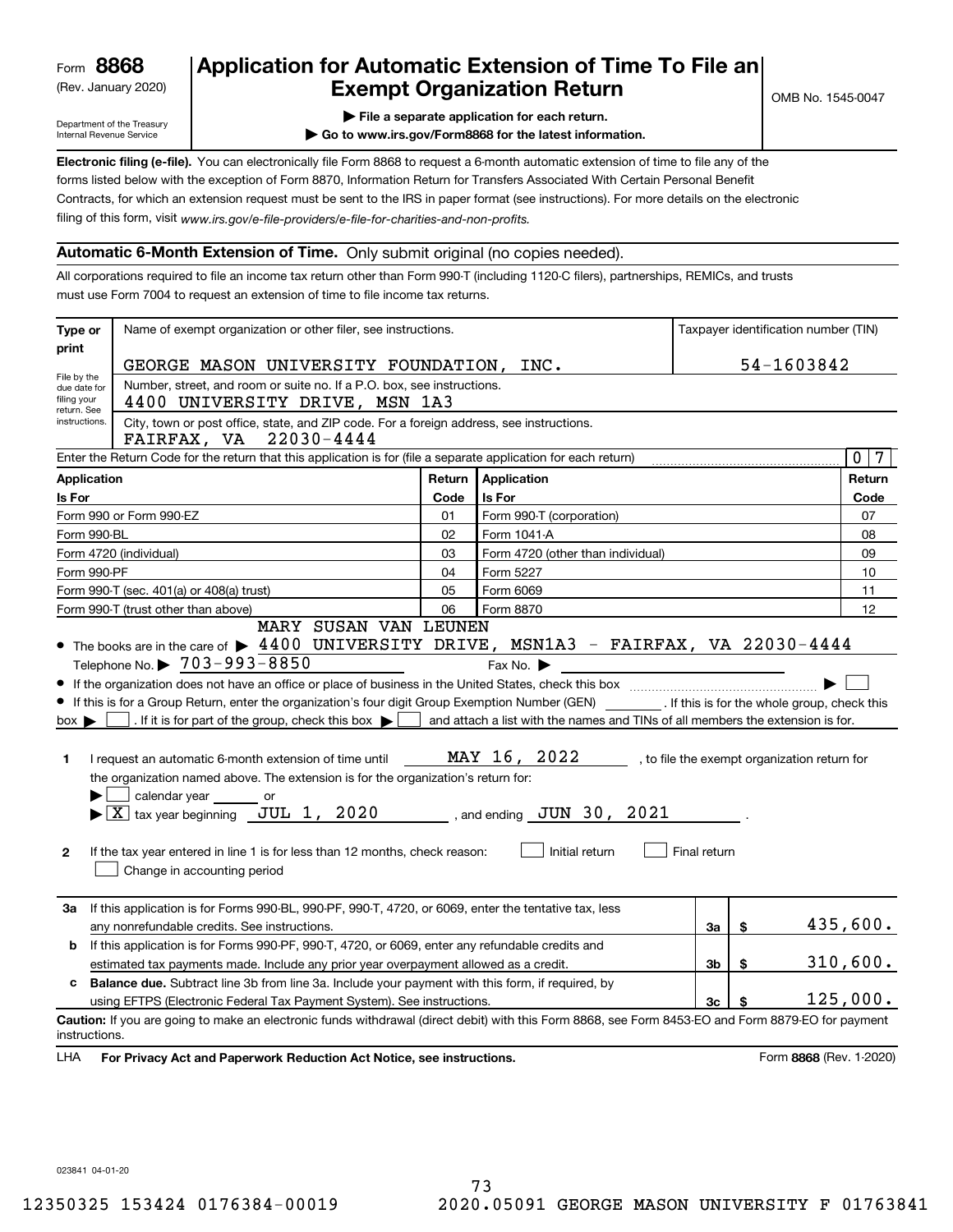Form **8868**
(Rev. January 2020)

Department of the Treasury
Internal Revenue Service

# Application for Automatic Extension of Time To File an Exempt Organization Return

OMB No. 1545-0047

▶ File a separate application for each return.

▶ Go to www.irs.gov/Form8868 for the latest information.

**Electronic filing (e-file).** You can electronically file Form 8868 to request a 6-month automatic extension of time to file any of the forms listed below with the exception of Form 8870, Information Return for Transfers Associated With Certain Personal Benefit Contracts, for which an extension request must be sent to the IRS in paper format (see instructions). For more details on the electronic filing of this form, visit *www.irs.gov/e-file-providers/e-file-for-charities-and-non-profits.*

**Automatic 6-Month Extension of Time.** Only submit original (no copies needed).

All corporations required to file an income tax return other than Form 990-T (including 1120-C filers), partnerships, REMICs, and trusts must use Form 7004 to request an extension of time to file income tax returns.

**Type or print**

File by the due date for filing your return. See instructions.

Name of exempt organization or other filer, see instructions.
GEORGE MASON UNIVERSITY FOUNDATION, INC.

Taxpayer identification number (TIN)
54-1603842

Number, street, and room or suite no. If a P.O. box, see instructions.
4400 UNIVERSITY DRIVE, MSN 1A3

City, town or post office, state, and ZIP code. For a foreign address, see instructions.
FAIRFAX, VA 22030-4444

Enter the Return Code for the return that this application is for (file a separate application for each return) 07

| Application Is For | Return Code | Application Is For | Return Code |
|---|---|---|---|
| Form 990 or Form 990-EZ | 01 | Form 990-T (corporation) | 07 |
| Form 990-BL | 02 | Form 1041-A | 08 |
| Form 4720 (individual) | 03 | Form 4720 (other than individual) | 09 |
| Form 990-PF | 04 | Form 5227 | 10 |
| Form 990-T (sec. 401(a) or 408(a) trust) | 05 | Form 6069 | 11 |
| Form 990-T (trust other than above) | 06 | Form 8870 | 12 |

- The books are in the care of ▶ MARY SUSAN VAN LEUNEN 4400 UNIVERSITY DRIVE, MSN1A3 - FAIRFAX, VA 22030-4444
  Telephone No. ▶ 703-993-8850 Fax No. ▶
- If the organization does not have an office or place of business in the United States, check this box ▶ ☐
- If this is for a Group Return, enter the organization's four digit Group Exemption Number (GEN) ______ . If this is for the whole group, check this box ▶ ☐ . If it is for part of the group, check this box ▶ ☐ and attach a list with the names and TINs of all members the extension is for.

**1** I request an automatic 6-month extension of time until MAY 16, 2022 , to file the exempt organization return for the organization named above. The extension is for the organization's return for:
▶ ☐ calendar year ______ or
▶ ☒ tax year beginning JUL 1, 2020 , and ending JUN 30, 2021 .

**2** If the tax year entered in line 1 is for less than 12 months, check reason: ☐ Initial return ☐ Final return
☐ Change in accounting period

| | | | |
|---|---|---|---|
| **3a** | If this application is for Forms 990-BL, 990-PF, 990-T, 4720, or 6069, enter the tentative tax, less any nonrefundable credits. See instructions. | 3a | $ 435,600. |
| **b** | If this application is for Forms 990-PF, 990-T, 4720, or 6069, enter any refundable credits and estimated tax payments made. Include any prior year overpayment allowed as a credit. | 3b | $ 310,600. |
| **c** | **Balance due.** Subtract line 3b from line 3a. Include your payment with this form, if required, by using EFTPS (Electronic Federal Tax Payment System). See instructions. | 3c | $ 125,000. |

**Caution:** If you are going to make an electronic funds withdrawal (direct debit) with this Form 8868, see Form 8453-EO and Form 8879-EO for payment instructions.

LHA **For Privacy Act and Paperwork Reduction Act Notice, see instructions.** Form **8868** (Rev. 1-2020)

023841 04-01-20

12350325 153424 0176384-00019 2020.05091 GEORGE MASON UNIVERSITY F 01763841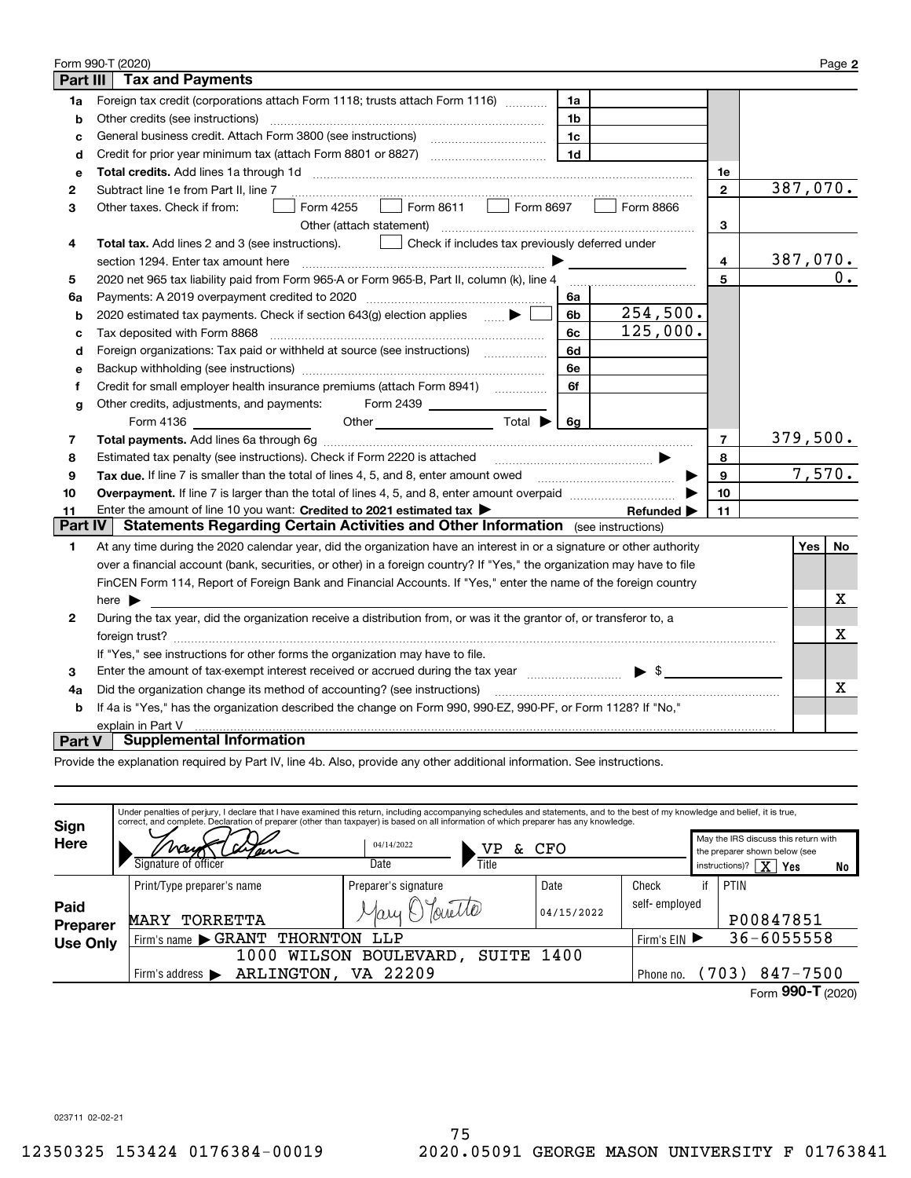Form 990-T (2020) Page **2**

## Part III Tax and Payments

| Line | Description | Ref | Amount | Ref | Amount |
|---|---|---|---|---|---|
| 1a | Foreign tax credit (corporations attach Form 1118; trusts attach Form 1116) | 1a | | | |
| b | Other credits (see instructions) | 1b | | | |
| c | General business credit. Attach Form 3800 (see instructions) | 1c | | | |
| d | Credit for prior year minimum tax (attach Form 8801 or 8827) | 1d | | | |
| e | **Total credits.** Add lines 1a through 1d | | | 1e | |
| 2 | Subtract line 1e from Part II, line 7 | | | 2 | 387,070. |
| 3 | Other taxes. Check if from: ☐ Form 4255 ☐ Form 8611 ☐ Form 8697 ☐ Form 8866 ☐ Other (attach statement) | | | 3 | |
| 4 | **Total tax.** Add lines 2 and 3 (see instructions). ☐ Check if includes tax previously deferred under section 1294. Enter tax amount here ▶ | | | 4 | 387,070. |
| 5 | 2020 net 965 tax liability paid from Form 965-A or Form 965-B, Part II, column (k), line 4 | | | 5 | 0. |
| 6a | Payments: A 2019 overpayment credited to 2020 | 6a | | | |
| b | 2020 estimated tax payments. Check if section 643(g) election applies ▶ ☐ | 6b | 254,500. | | |
| c | Tax deposited with Form 8868 | 6c | 125,000. | | |
| d | Foreign organizations: Tax paid or withheld at source (see instructions) | 6d | | | |
| e | Backup withholding (see instructions) | 6e | | | |
| f | Credit for small employer health insurance premiums (attach Form 8941) | 6f | | | |
| g | Other credits, adjustments, and payments: Form 2439 ______ Form 4136 ______ Other ______ Total ▶ | 6g | | | |
| 7 | **Total payments.** Add lines 6a through 6g | | | 7 | 379,500. |
| 8 | Estimated tax penalty (see instructions). Check if Form 2220 is attached ▶ ☐ | | | 8 | |
| 9 | **Tax due.** If line 7 is smaller than the total of lines 4, 5, and 8, enter amount owed ▶ | | | 9 | 7,570. |
| 10 | **Overpayment.** If line 7 is larger than the total of lines 4, 5, and 8, enter amount overpaid ▶ | | | 10 | |
| 11 | Enter the amount of line 10 you want: **Credited to 2021 estimated tax** ▶ ______ **Refunded** ▶ | | | 11 | |

## Part IV Statements Regarding Certain Activities and Other Information (see instructions)

| Line | Question | Yes | No |
|---|---|---|---|
| 1 | At any time during the 2020 calendar year, did the organization have an interest in or a signature or other authority over a financial account (bank, securities, or other) in a foreign country? If "Yes," the organization may have to file FinCEN Form 114, Report of Foreign Bank and Financial Accounts. If "Yes," enter the name of the foreign country here ▶ | | X |
| 2 | During the tax year, did the organization receive a distribution from, or was it the grantor of, or transferor to, a foreign trust? If "Yes," see instructions for other forms the organization may have to file. | | X |
| 3 | Enter the amount of tax-exempt interest received or accrued during the tax year ▶ $ | | |
| 4a | Did the organization change its method of accounting? (see instructions) | | X |
| b | If 4a is "Yes," has the organization described the change on Form 990, 990-EZ, 990-PF, or Form 1128? If "No," explain in Part V | | |

## Part V Supplemental Information

Provide the explanation required by Part IV, line 4b. Also, provide any other additional information. See instructions.

**Sign Here**

Under penalties of perjury, I declare that I have examined this return, including accompanying schedules and statements, and to the best of my knowledge and belief, it is true, correct, and complete. Declaration of preparer (other than taxpayer) is based on all information of which preparer has any knowledge.

Signature of officer: [signature] Date: 04/14/2022 Title: VP & CFO

May the IRS discuss this return with the preparer shown below (see instructions)? [X] Yes ☐ No

**Paid Preparer Use Only**

| Print/Type preparer's name | Preparer's signature | Date | Check ☐ if self-employed | PTIN |
|---|---|---|---|---|
| MARY TORRETTA | [signature] | 04/15/2022 | | P00847851 |

Firm's name ▶ GRANT THORNTON LLP — Firm's EIN ▶ 36-6055558

Firm's address ▶ 1000 WILSON BOULEVARD, SUITE 1400, ARLINGTON, VA 22209 — Phone no. (703) 847-7500

Form **990-T** (2020)

023711 02-02-21

12350325 153424 0176384-00019 2020.05091 GEORGE MASON UNIVERSITY F 01763841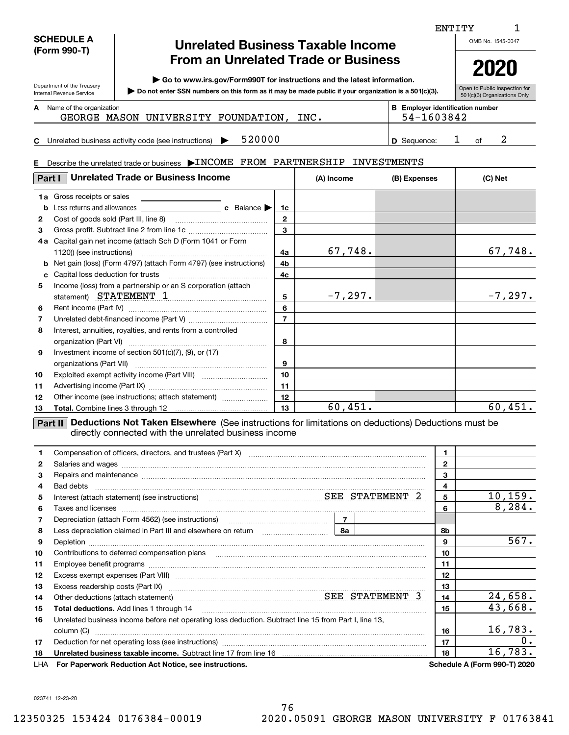ENTITY 1

**SCHEDULE A (Form 990-T)**

Department of the Treasury
Internal Revenue Service

# Unrelated Business Taxable Income From an Unrelated Trade or Business

▶ Go to www.irs.gov/Form990T for instructions and the latest information.

▶ Do not enter SSN numbers on this form as it may be made public if your organization is a 501(c)(3).

OMB No. 1545-0047

**2020**

Open to Public Inspection for 501(c)(3) Organizations Only

**A** Name of the organization: GEORGE MASON UNIVERSITY FOUNDATION, INC.

**B** Employer identification number: 54-1603842

**C** Unrelated business activity code (see instructions) ▶ 520000

**D** Sequence: 1 of 2

**E** Describe the unrelated trade or business ▶INCOME FROM PARTNERSHIP INVESTMENTS

## Part I Unrelated Trade or Business Income

| | | Line | (A) Income | (B) Expenses | (C) Net |
|---|---|---|---|---|---|
| 1a | Gross receipts or sales | | | | |
| b | Less returns and allowances c Balance ▶ | 1c | | | |
| 2 | Cost of goods sold (Part III, line 8) | 2 | | | |
| 3 | Gross profit. Subtract line 2 from line 1c | 3 | | | |
| 4a | Capital gain net income (attach Sch D (Form 1041 or Form 1120)) (see instructions) | 4a | 67,748. | | 67,748. |
| b | Net gain (loss) (Form 4797) (attach Form 4797) (see instructions) | 4b | | | |
| c | Capital loss deduction for trusts | 4c | | | |
| 5 | Income (loss) from a partnership or an S corporation (attach statement) STATEMENT 1 | 5 | -7,297. | | -7,297. |
| 6 | Rent income (Part IV) | 6 | | | |
| 7 | Unrelated debt-financed income (Part V) | 7 | | | |
| 8 | Interest, annuities, royalties, and rents from a controlled organization (Part VI) | 8 | | | |
| 9 | Investment income of section 501(c)(7), (9), or (17) organizations (Part VII) | 9 | | | |
| 10 | Exploited exempt activity income (Part VIII) | 10 | | | |
| 11 | Advertising income (Part IX) | 11 | | | |
| 12 | Other income (see instructions; attach statement) | 12 | | | |
| 13 | **Total.** Combine lines 3 through 12 | 13 | 60,451. | | 60,451. |

## Part II Deductions Not Taken Elsewhere (See instructions for limitations on deductions) Deductions must be directly connected with the unrelated business income

| | | Line | Amount |
|---|---|---|---|
| 1 | Compensation of officers, directors, and trustees (Part X) | 1 | |
| 2 | Salaries and wages | 2 | |
| 3 | Repairs and maintenance | 3 | |
| 4 | Bad debts | 4 | |
| 5 | Interest (attach statement) (see instructions) SEE STATEMENT 2 | 5 | 10,159. |
| 6 | Taxes and licenses | 6 | 8,284. |
| 7 | Depreciation (attach Form 4562) (see instructions) — 7 | | |
| 8 | Less depreciation claimed in Part III and elsewhere on return — 8a | 8b | |
| 9 | Depletion | 9 | 567. |
| 10 | Contributions to deferred compensation plans | 10 | |
| 11 | Employee benefit programs | 11 | |
| 12 | Excess exempt expenses (Part VIII) | 12 | |
| 13 | Excess readership costs (Part IX) | 13 | |
| 14 | Other deductions (attach statement) SEE STATEMENT 3 | 14 | 24,658. |
| 15 | **Total deductions.** Add lines 1 through 14 | 15 | 43,668. |
| 16 | Unrelated business income before net operating loss deduction. Subtract line 15 from Part I, line 13, column (C) | 16 | 16,783. |
| 17 | Deduction for net operating loss (see instructions) | 17 | 0. |
| 18 | **Unrelated business taxable income.** Subtract line 17 from line 16 | 18 | 16,783. |

LHA **For Paperwork Reduction Act Notice, see instructions.** **Schedule A (Form 990-T) 2020**

023741 12-23-20

12350325 153424 0176384-00019 2020.05091 GEORGE MASON UNIVERSITY F 01763841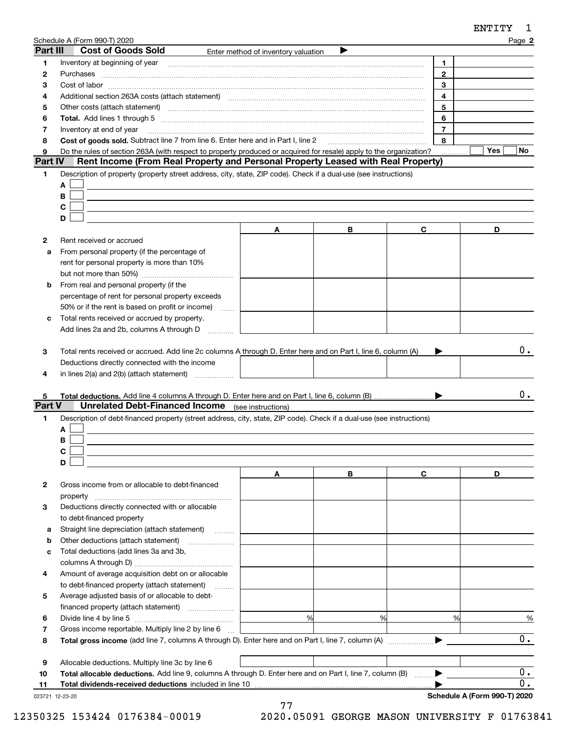ENTITY 1

Schedule A (Form 990-T) 2020 Page **2**

## Part III Cost of Goods Sold

Enter method of inventory valuation ▶

| | | | |
|---|---|---|---|
| **1** | Inventory at beginning of year | 1 | |
| **2** | Purchases | 2 | |
| **3** | Cost of labor | 3 | |
| **4** | Additional section 263A costs (attach statement) | 4 | |
| **5** | Other costs (attach statement) | 5 | |
| **6** | **Total.** Add lines 1 through 5 | 6 | |
| **7** | Inventory at end of year | 7 | |
| **8** | **Cost of goods sold.** Subtract line 7 from line 6. Enter here and in Part I, line 2 | 8 | |
| **9** | Do the rules of section 263A (with respect to property produced or acquired for resale) apply to the organization? | | ☐ Yes ☐ No |

## Part IV Rent Income (From Real Property and Personal Property Leased with Real Property)

**1** Description of property (property street address, city, state, ZIP code). Check if a dual-use (see instructions)

A ☐

B ☐

C ☐

D ☐

| | | A | B | C | D |
|---|---|---|---|---|---|
| **2** | Rent received or accrued | | | | |
| **a** | From personal property (if the percentage of rent for personal property is more than 10% but not more than 50%) | | | | |
| **b** | From real and personal property (if the percentage of rent for personal property exceeds 50% or if the rent is based on profit or income) | | | | |
| **c** | Total rents received or accrued by property. Add lines 2a and 2b, columns A through D | | | | |

**3** Total rents received or accrued. Add line 2c columns A through D. Enter here and on Part I, line 6, column (A) ▶ 0.

| | | A | B | C | D |
|---|---|---|---|---|---|
| **4** | Deductions directly connected with the income in lines 2(a) and 2(b) (attach statement) | | | | |

**5** **Total deductions.** Add line 4 columns A through D. Enter here and on Part I, line 6, column (B) ▶ 0.

## Part V Unrelated Debt-Financed Income (see instructions)

**1** Description of debt-financed property (street address, city, state, ZIP code). Check if a dual-use (see instructions)

A ☐

B ☐

C ☐

D ☐

| | | A | B | C | D |
|---|---|---|---|---|---|
| **2** | Gross income from or allocable to debt-financed property | | | | |
| **3** | Deductions directly connected with or allocable to debt-financed property | | | | |
| **a** | Straight line depreciation (attach statement) | | | | |
| **b** | Other deductions (attach statement) | | | | |
| **c** | Total deductions (add lines 3a and 3b, columns A through D) | | | | |
| **4** | Amount of average acquisition debt on or allocable to debt-financed property (attach statement) | | | | |
| **5** | Average adjusted basis of or allocable to debt-financed property (attach statement) | | | | |
| **6** | Divide line 4 by line 5 | % | % | % | % |
| **7** | Gross income reportable. Multiply line 2 by line 6 | | | | |

**8** **Total gross income** (add line 7, columns A through D). Enter here and on Part I, line 7, column (A) ▶ 0.

| | | A | B | C | D |
|---|---|---|---|---|---|
| **9** | Allocable deductions. Multiply line 3c by line 6 | | | | |

**10** **Total allocable deductions.** Add line 9, columns A through D. Enter here and on Part I, line 7, column (B) ▶ 0.

**11** **Total dividends-received deductions** included in line 10 ▶ 0.

023721 12-23-20 **Schedule A (Form 990-T) 2020**

12350325 153424 0176384-00019 2020.05091 GEORGE MASON UNIVERSITY F 01763841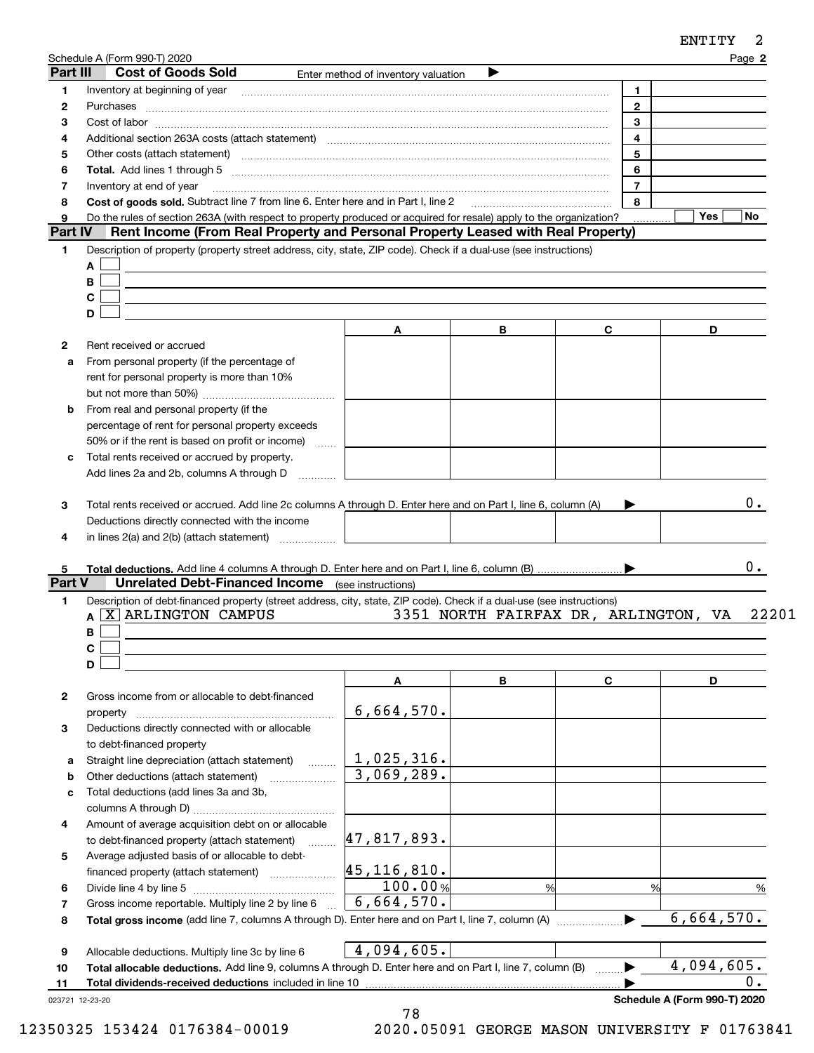Schedule A (Form 990-T) 2020 Page **2**

## Part III Cost of Goods Sold

Enter method of inventory valuation ▶

| | | | |
|---|---|---|---|
| **1** | Inventory at beginning of year | 1 | |
| **2** | Purchases | 2 | |
| **3** | Cost of labor | 3 | |
| **4** | Additional section 263A costs (attach statement) | 4 | |
| **5** | Other costs (attach statement) | 5 | |
| **6** | **Total.** Add lines 1 through 5 | 6 | |
| **7** | Inventory at end of year | 7 | |
| **8** | **Cost of goods sold.** Subtract line 7 from line 6. Enter here and in Part I, line 2 | 8 | |
| **9** | Do the rules of section 263A (with respect to property produced or acquired for resale) apply to the organization? | | Yes ☐ No ☐ |

## Part IV Rent Income (From Real Property and Personal Property Leased with Real Property)

**1** Description of property (property street address, city, state, ZIP code). Check if a dual-use (see instructions)

A ☐

B ☐

C ☐

D ☐

| | | A | B | C | D |
|---|---|---|---|---|---|
| **2** | Rent received or accrued | | | | |
| **a** | From personal property (if the percentage of rent for personal property is more than 10% but not more than 50%) | | | | |
| **b** | From real and personal property (if the percentage of rent for personal property exceeds 50% or if the rent is based on profit or income) | | | | |
| **c** | Total rents received or accrued by property. Add lines 2a and 2b, columns A through D | | | | |
| **3** | Total rents received or accrued. Add line 2c columns A through D. Enter here and on Part I, line 6, column (A) ▶ | | | | 0. |
| **4** | Deductions directly connected with the income in lines 2(a) and 2(b) (attach statement) | | | | |
| **5** | **Total deductions.** Add line 4 columns A through D. Enter here and on Part I, line 6, column (B) ▶ | | | | 0. |

## Part V Unrelated Debt-Financed Income (see instructions)

**1** Description of debt-financed property (street address, city, state, ZIP code). Check if a dual-use (see instructions)

A ☒ ARLINGTON CAMPUS 3351 NORTH FAIRFAX DR, ARLINGTON, VA 22201

B ☐

C ☐

D ☐

| | | A | B | C | D |
|---|---|---|---|---|---|
| **2** | Gross income from or allocable to debt-financed property | 6,664,570. | | | |
| **3** | Deductions directly connected with or allocable to debt-financed property | | | | |
| **a** | Straight line depreciation (attach statement) | 1,025,316. | | | |
| **b** | Other deductions (attach statement) | 3,069,289. | | | |
| **c** | Total deductions (add lines 3a and 3b, columns A through D) | | | | |
| **4** | Amount of average acquisition debt on or allocable to debt-financed property (attach statement) | 47,817,893. | | | |
| **5** | Average adjusted basis of or allocable to debt-financed property (attach statement) | 45,116,810. | | | |
| **6** | Divide line 4 by line 5 | 100.00 % | % | % | % |
| **7** | Gross income reportable. Multiply line 2 by line 6 | 6,664,570. | | | |
| **8** | **Total gross income** (add line 7, columns A through D). Enter here and on Part I, line 7, column (A) ▶ | | | | 6,664,570. |
| **9** | Allocable deductions. Multiply line 3c by line 6 | 4,094,605. | | | |
| **10** | **Total allocable deductions.** Add line 9, columns A through D. Enter here and on Part I, line 7, column (B) ▶ | | | | 4,094,605. |
| **11** | **Total dividends-received deductions** included in line 10 ▶ | | | | 0. |

023721 12-23-20 **Schedule A (Form 990-T) 2020**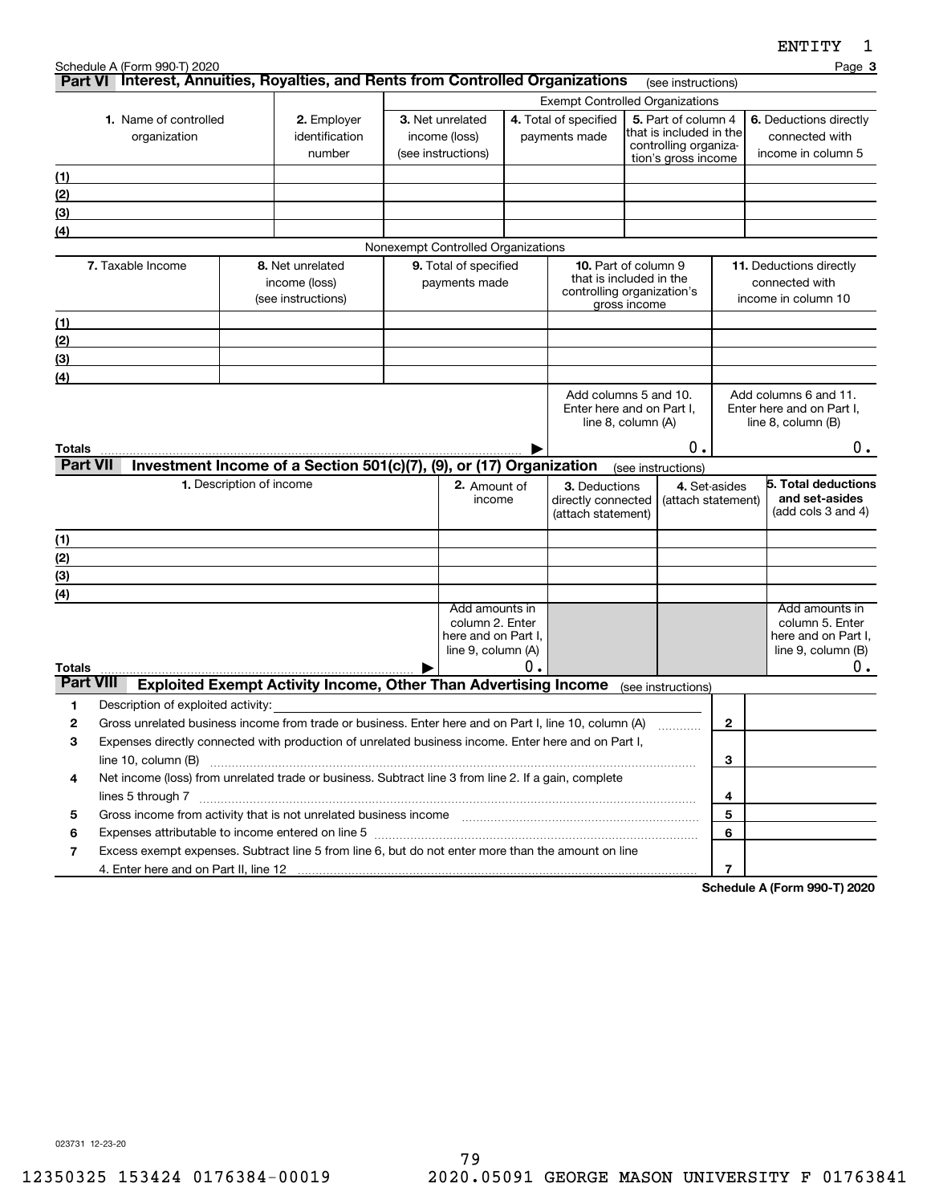ENTITY 1

Schedule A (Form 990-T) 2020 Page **3**

## Part VI Interest, Annuities, Royalties, and Rents from Controlled Organizations (see instructions)

| 1. Name of controlled organization | 2. Employer identification number | Exempt Controlled Organizations | | | |
|---|---|---|---|---|---|
| | | 3. Net unrelated income (loss) (see instructions) | 4. Total of specified payments made | 5. Part of column 4 that is included in the controlling organization's gross income | 6. Deductions directly connected with income in column 5 |
| (1) | | | | | |
| (2) | | | | | |
| (3) | | | | | |
| (4) | | | | | |

Nonexempt Controlled Organizations

| 7. Taxable Income | 8. Net unrelated income (loss) (see instructions) | 9. Total of specified payments made | 10. Part of column 9 that is included in the controlling organization's gross income | 11. Deductions directly connected with income in column 10 |
|---|---|---|---|---|
| (1) | | | | |
| (2) | | | | |
| (3) | | | | |
| (4) | | | | |
| | | | Add columns 5 and 10. Enter here and on Part I, line 8, column (A) | Add columns 6 and 11. Enter here and on Part I, line 8, column (B) |
| **Totals** ▶ | | | 0. | 0. |

## Part VII Investment Income of a Section 501(c)(7), (9), or (17) Organization (see instructions)

| 1. Description of income | 2. Amount of income | 3. Deductions directly connected (attach statement) | 4. Set-asides (attach statement) | 5. Total deductions and set-asides (add cols 3 and 4) |
|---|---|---|---|---|
| (1) | | | | |
| (2) | | | | |
| (3) | | | | |
| (4) | | | | |
| | Add amounts in column 2. Enter here and on Part I, line 9, column (A) | | | Add amounts in column 5. Enter here and on Part I, line 9, column (B) |
| **Totals** ▶ | 0. | | | 0. |

## Part VIII Exploited Exempt Activity Income, Other Than Advertising Income (see instructions)

| | | Line | Amount |
|---|---|---|---|
| 1 | Description of exploited activity: | | |
| 2 | Gross unrelated business income from trade or business. Enter here and on Part I, line 10, column (A) | 2 | |
| 3 | Expenses directly connected with production of unrelated business income. Enter here and on Part I, line 10, column (B) | 3 | |
| 4 | Net income (loss) from unrelated trade or business. Subtract line 3 from line 2. If a gain, complete lines 5 through 7 | 4 | |
| 5 | Gross income from activity that is not unrelated business income | 5 | |
| 6 | Expenses attributable to income entered on line 5 | 6 | |
| 7 | Excess exempt expenses. Subtract line 5 from line 6, but do not enter more than the amount on line 4. Enter here and on Part II, line 12 | 7 | |

**Schedule A (Form 990-T) 2020**

023731 12-23-20

12350325 153424 0176384-00019 2020.05091 GEORGE MASON UNIVERSITY F 01763841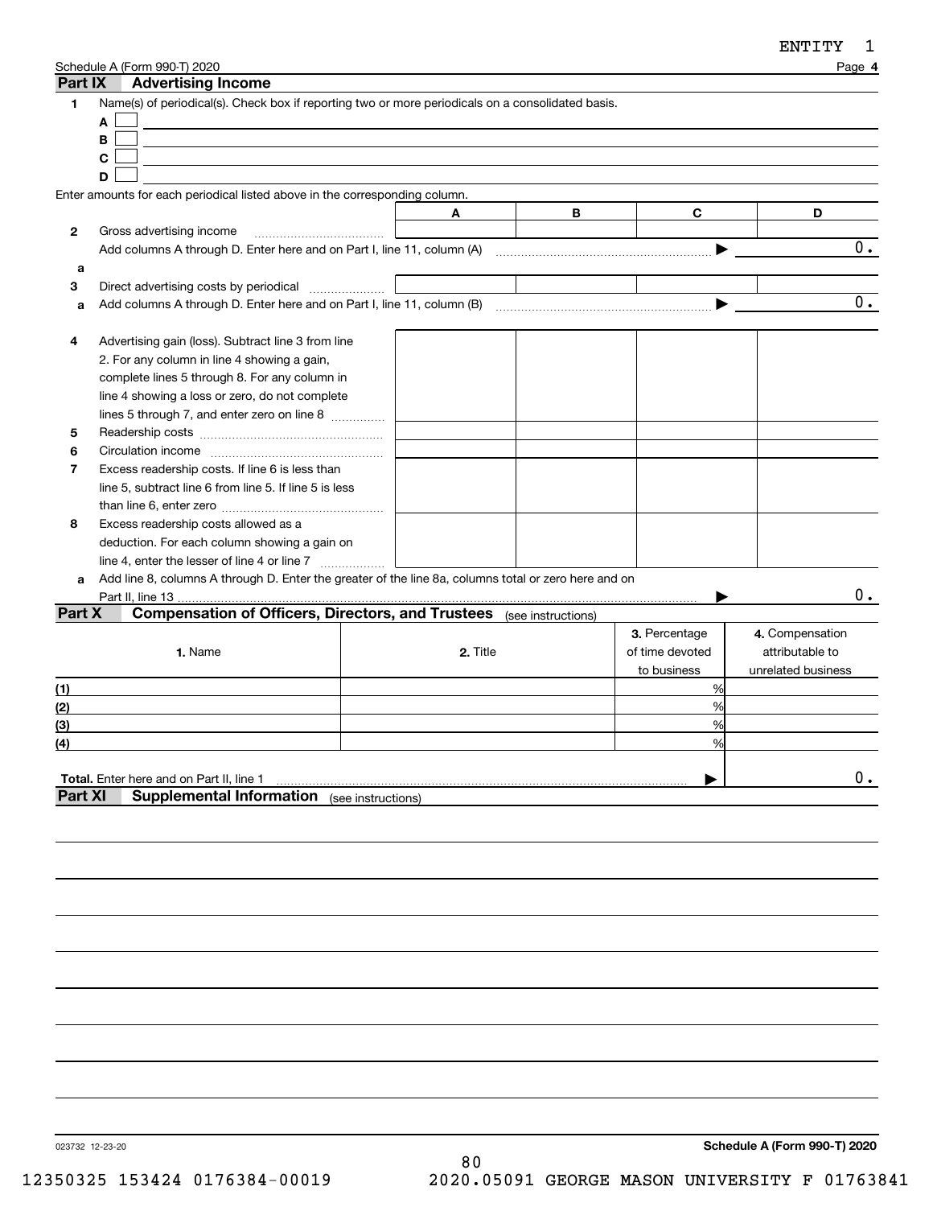ENTITY 1

Schedule A (Form 990-T) 2020 Page **4**

## Part IX Advertising Income

**1** Name(s) of periodical(s). Check box if reporting two or more periodicals on a consolidated basis.

A ☐

B ☐

C ☐

D ☐

Enter amounts for each periodical listed above in the corresponding column.

| | | A | B | C | D |
|---|---|---|---|---|---|
| **2** | Gross advertising income | | | | |
| | Add columns A through D. Enter here and on Part I, line 11, column (A) ▶ | | | | 0. |
| **a** | | | | | |
| **3** | Direct advertising costs by periodical | | | | |
| **a** | Add columns A through D. Enter here and on Part I, line 11, column (B) ▶ | | | | 0. |
| **4** | Advertising gain (loss). Subtract line 3 from line 2. For any column in line 4 showing a gain, complete lines 5 through 8. For any column in line 4 showing a loss or zero, do not complete lines 5 through 7, and enter zero on line 8 | | | | |
| **5** | Readership costs | | | | |
| **6** | Circulation income | | | | |
| **7** | Excess readership costs. If line 6 is less than line 5, subtract line 6 from line 5. If line 5 is less than line 6, enter zero | | | | |
| **8** | Excess readership costs allowed as a deduction. For each column showing a gain on line 4, enter the lesser of line 4 or line 7 | | | | |
| **a** | Add line 8, columns A through D. Enter the greater of the line 8a, columns total or zero here and on Part II, line 13 ▶ | | | | 0. |

## Part X Compensation of Officers, Directors, and Trustees (see instructions)

| 1. Name | 2. Title | 3. Percentage of time devoted to business | 4. Compensation attributable to unrelated business |
|---|---|---|---|
| (1) | | % | |
| (2) | | % | |
| (3) | | % | |
| (4) | | % | |
| **Total.** Enter here and on Part II, line 1 ▶ | | | 0. |

## Part XI Supplemental Information (see instructions)

023732 12-23-20 **Schedule A (Form 990-T) 2020**

12350325 153424 0176384-00019 2020.05091 GEORGE MASON UNIVERSITY F 01763841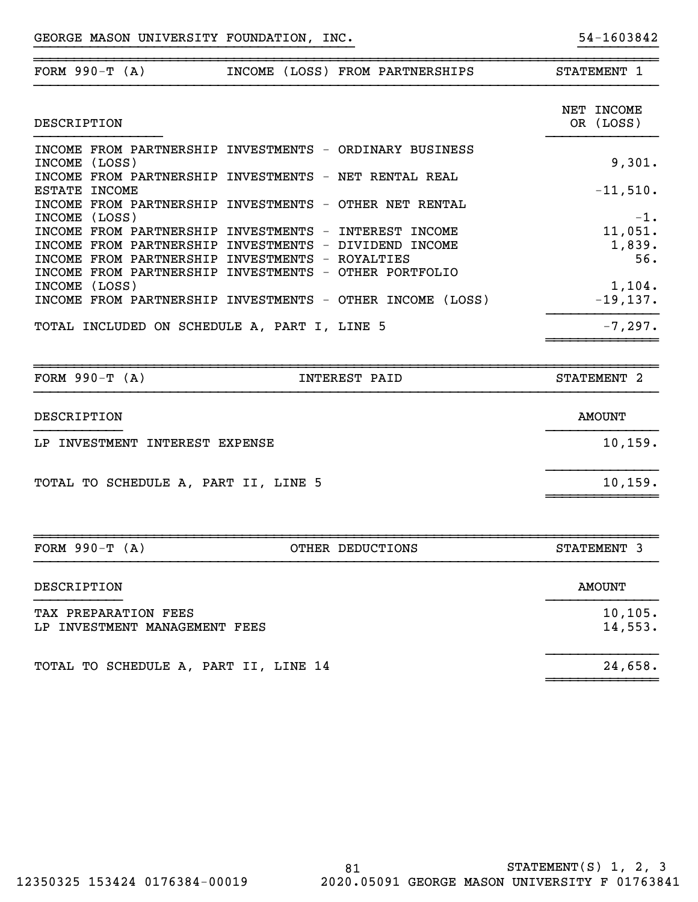GEORGE MASON UNIVERSITY FOUNDATION, INC. 54-1603842

| FORM 990-T (A) | INCOME (LOSS) FROM PARTNERSHIPS | STATEMENT 1 |
|---|---|---|

| DESCRIPTION | NET INCOME OR (LOSS) |
|---|---|
| INCOME FROM PARTNERSHIP INVESTMENTS - ORDINARY BUSINESS INCOME (LOSS) | 9,301. |
| INCOME FROM PARTNERSHIP INVESTMENTS - NET RENTAL REAL ESTATE INCOME | -11,510. |
| INCOME FROM PARTNERSHIP INVESTMENTS - OTHER NET RENTAL INCOME (LOSS) | -1. |
| INCOME FROM PARTNERSHIP INVESTMENTS - INTEREST INCOME | 11,051. |
| INCOME FROM PARTNERSHIP INVESTMENTS - DIVIDEND INCOME | 1,839. |
| INCOME FROM PARTNERSHIP INVESTMENTS - ROYALTIES | 56. |
| INCOME FROM PARTNERSHIP INVESTMENTS - OTHER PORTFOLIO INCOME (LOSS) | 1,104. |
| INCOME FROM PARTNERSHIP INVESTMENTS - OTHER INCOME (LOSS) | -19,137. |
| TOTAL INCLUDED ON SCHEDULE A, PART I, LINE 5 | -7,297. |

| FORM 990-T (A) | INTEREST PAID | STATEMENT 2 |
|---|---|---|

| DESCRIPTION | AMOUNT |
|---|---|
| LP INVESTMENT INTEREST EXPENSE | 10,159. |
| TOTAL TO SCHEDULE A, PART II, LINE 5 | 10,159. |

| FORM 990-T (A) | OTHER DEDUCTIONS | STATEMENT 3 |
|---|---|---|

| DESCRIPTION | AMOUNT |
|---|---|
| TAX PREPARATION FEES | 10,105. |
| LP INVESTMENT MANAGEMENT FEES | 14,553. |
| TOTAL TO SCHEDULE A, PART II, LINE 14 | 24,658. |

STATEMENT(S) 1, 2, 3

12350325 153424 0176384-00019 2020.05091 GEORGE MASON UNIVERSITY F 01763841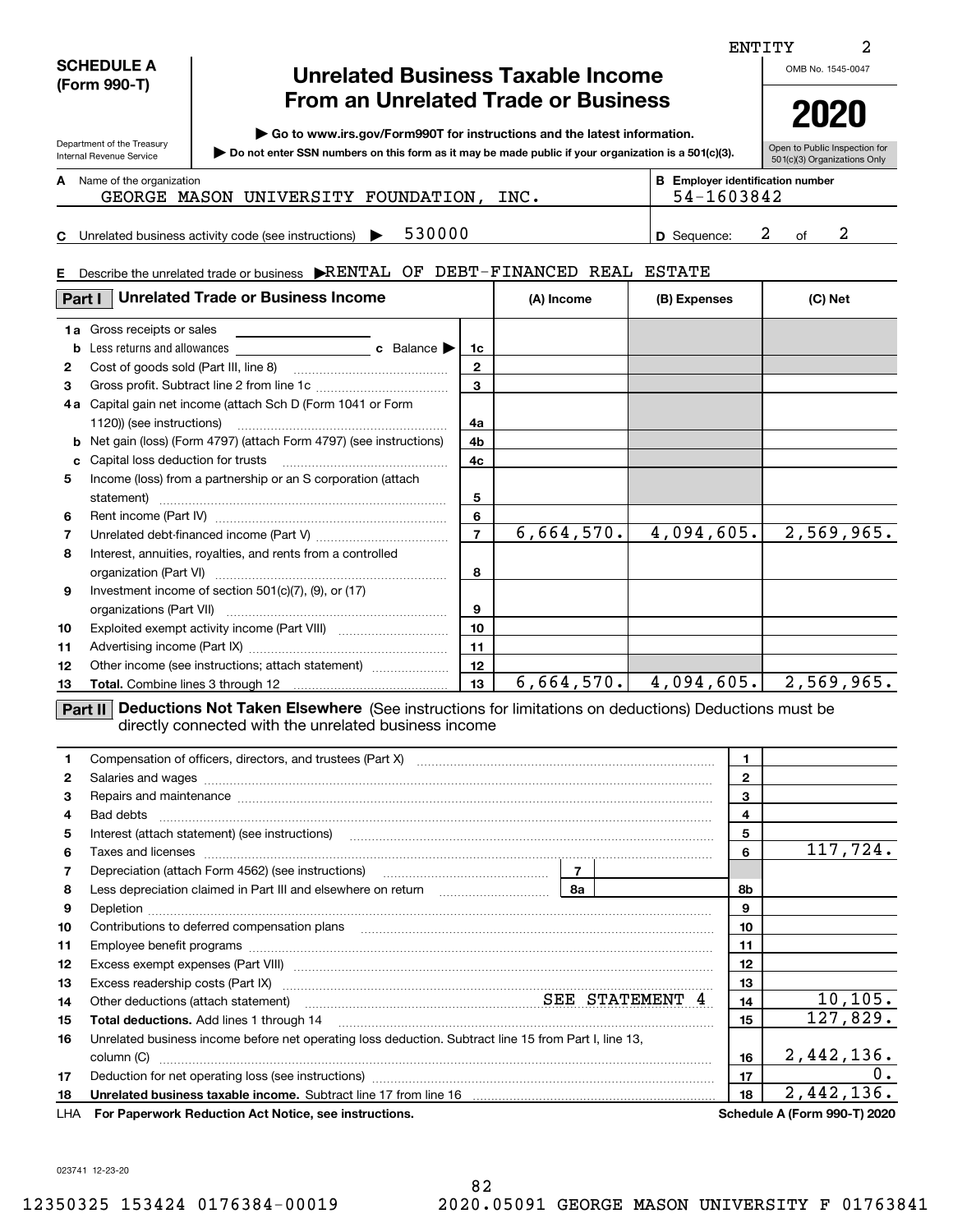ENTITY 2

**SCHEDULE A (Form 990-T)**

Department of the Treasury Internal Revenue Service

# Unrelated Business Taxable Income From an Unrelated Trade or Business

▶ Go to www.irs.gov/Form990T for instructions and the latest information.

▶ Do not enter SSN numbers on this form as it may be made public if your organization is a 501(c)(3).

OMB No. 1545-0047

**2020**

Open to Public Inspection for 501(c)(3) Organizations Only

**A** Name of the organization: GEORGE MASON UNIVERSITY FOUNDATION, INC.

**B** Employer identification number: 54-1603842

**C** Unrelated business activity code (see instructions) ▶ 530000

**D** Sequence: 2 of 2

**E** Describe the unrelated trade or business ▶ RENTAL OF DEBT-FINANCED REAL ESTATE

## Part I Unrelated Trade or Business Income

| | | Line | (A) Income | (B) Expenses | (C) Net |
|---|---|---|---|---|---|
| 1a | Gross receipts or sales | | | | |
| b | Less returns and allowances ___ c Balance ▶ | 1c | | | |
| 2 | Cost of goods sold (Part III, line 8) | 2 | | | |
| 3 | Gross profit. Subtract line 2 from line 1c | 3 | | | |
| 4a | Capital gain net income (attach Sch D (Form 1041 or Form 1120)) (see instructions) | 4a | | | |
| b | Net gain (loss) (Form 4797) (attach Form 4797) (see instructions) | 4b | | | |
| c | Capital loss deduction for trusts | 4c | | | |
| 5 | Income (loss) from a partnership or an S corporation (attach statement) | 5 | | | |
| 6 | Rent income (Part IV) | 6 | | | |
| 7 | Unrelated debt-financed income (Part V) | 7 | 6,664,570. | 4,094,605. | 2,569,965. |
| 8 | Interest, annuities, royalties, and rents from a controlled organization (Part VI) | 8 | | | |
| 9 | Investment income of section 501(c)(7), (9), or (17) organizations (Part VII) | 9 | | | |
| 10 | Exploited exempt activity income (Part VIII) | 10 | | | |
| 11 | Advertising income (Part IX) | 11 | | | |
| 12 | Other income (see instructions; attach statement) | 12 | | | |
| 13 | **Total.** Combine lines 3 through 12 | 13 | 6,664,570. | 4,094,605. | 2,569,965. |

## Part II Deductions Not Taken Elsewhere (See instructions for limitations on deductions) Deductions must be directly connected with the unrelated business income

| | | Line | Amount |
|---|---|---|---|
| 1 | Compensation of officers, directors, and trustees (Part X) | 1 | |
| 2 | Salaries and wages | 2 | |
| 3 | Repairs and maintenance | 3 | |
| 4 | Bad debts | 4 | |
| 5 | Interest (attach statement) (see instructions) | 5 | |
| 6 | Taxes and licenses | 6 | 117,724. |
| 7 | Depreciation (attach Form 4562) (see instructions) ... 7 | | |
| 8 | Less depreciation claimed in Part III and elsewhere on return ... 8a | 8b | |
| 9 | Depletion | 9 | |
| 10 | Contributions to deferred compensation plans | 10 | |
| 11 | Employee benefit programs | 11 | |
| 12 | Excess exempt expenses (Part VIII) | 12 | |
| 13 | Excess readership costs (Part IX) | 13 | |
| 14 | Other deductions (attach statement) SEE STATEMENT 4 | 14 | 10,105. |
| 15 | **Total deductions.** Add lines 1 through 14 | 15 | 127,829. |
| 16 | Unrelated business income before net operating loss deduction. Subtract line 15 from Part I, line 13, column (C) | 16 | 2,442,136. |
| 17 | Deduction for net operating loss (see instructions) | 17 | 0. |
| 18 | **Unrelated business taxable income.** Subtract line 17 from line 16 | 18 | 2,442,136. |

LHA **For Paperwork Reduction Act Notice, see instructions.** **Schedule A (Form 990-T) 2020**

023741 12-23-20

12350325 153424 0176384-00019 2020.05091 GEORGE MASON UNIVERSITY F 01763841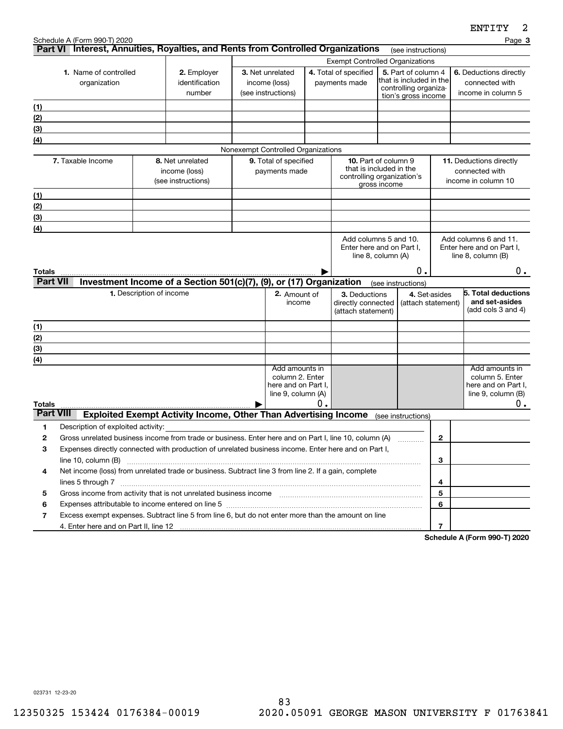Schedule A (Form 990-T) 2020

## Part VI Interest, Annuities, Royalties, and Rents from Controlled Organizations (see instructions)

| 1. Name of controlled organization | 2. Employer identification number | Exempt Controlled Organizations | | | |
|---|---|---|---|---|---|
| | | 3. Net unrelated income (loss) (see instructions) | 4. Total of specified payments made | 5. Part of column 4 that is included in the controlling organization's gross income | 6. Deductions directly connected with income in column 5 |
| (1) | | | | | |
| (2) | | | | | |
| (3) | | | | | |
| (4) | | | | | |

Nonexempt Controlled Organizations

| | 7. Taxable Income | 8. Net unrelated income (loss) (see instructions) | 9. Total of specified payments made | 10. Part of column 9 that is included in the controlling organization's gross income | 11. Deductions directly connected with income in column 10 |
|---|---|---|---|---|---|
| (1) | | | | | |
| (2) | | | | | |
| (3) | | | | | |
| (4) | | | | | |
| | | | | Add columns 5 and 10. Enter here and on Part I, line 8, column (A) | Add columns 6 and 11. Enter here and on Part I, line 8, column (B) |
| **Totals** | | | ▶ | 0. | 0. |

## Part VII Investment Income of a Section 501(c)(7), (9), or (17) Organization (see instructions)

| | 1. Description of income | 2. Amount of income | 3. Deductions directly connected (attach statement) | 4. Set-asides (attach statement) | 5. Total deductions and set-asides (add cols 3 and 4) |
|---|---|---|---|---|---|
| (1) | | | | | |
| (2) | | | | | |
| (3) | | | | | |
| (4) | | | | | |
| | | Add amounts in column 2. Enter here and on Part I, line 9, column (A) | | | Add amounts in column 5. Enter here and on Part I, line 9, column (B) |
| **Totals** | ▶ | 0. | | | 0. |

## Part VIII Exploited Exempt Activity Income, Other Than Advertising Income (see instructions)

| | | | |
|---|---|---|---|
| 1 | Description of exploited activity: | | |
| 2 | Gross unrelated business income from trade or business. Enter here and on Part I, line 10, column (A) | 2 | |
| 3 | Expenses directly connected with production of unrelated business income. Enter here and on Part I, line 10, column (B) | 3 | |
| 4 | Net income (loss) from unrelated trade or business. Subtract line 3 from line 2. If a gain, complete lines 5 through 7 | 4 | |
| 5 | Gross income from activity that is not unrelated business income | 5 | |
| 6 | Expenses attributable to income entered on line 5 | 6 | |
| 7 | Excess exempt expenses. Subtract line 5 from line 6, but do not enter more than the amount on line 4. Enter here and on Part II, line 12 | 7 | |

Schedule A (Form 990-T) 2020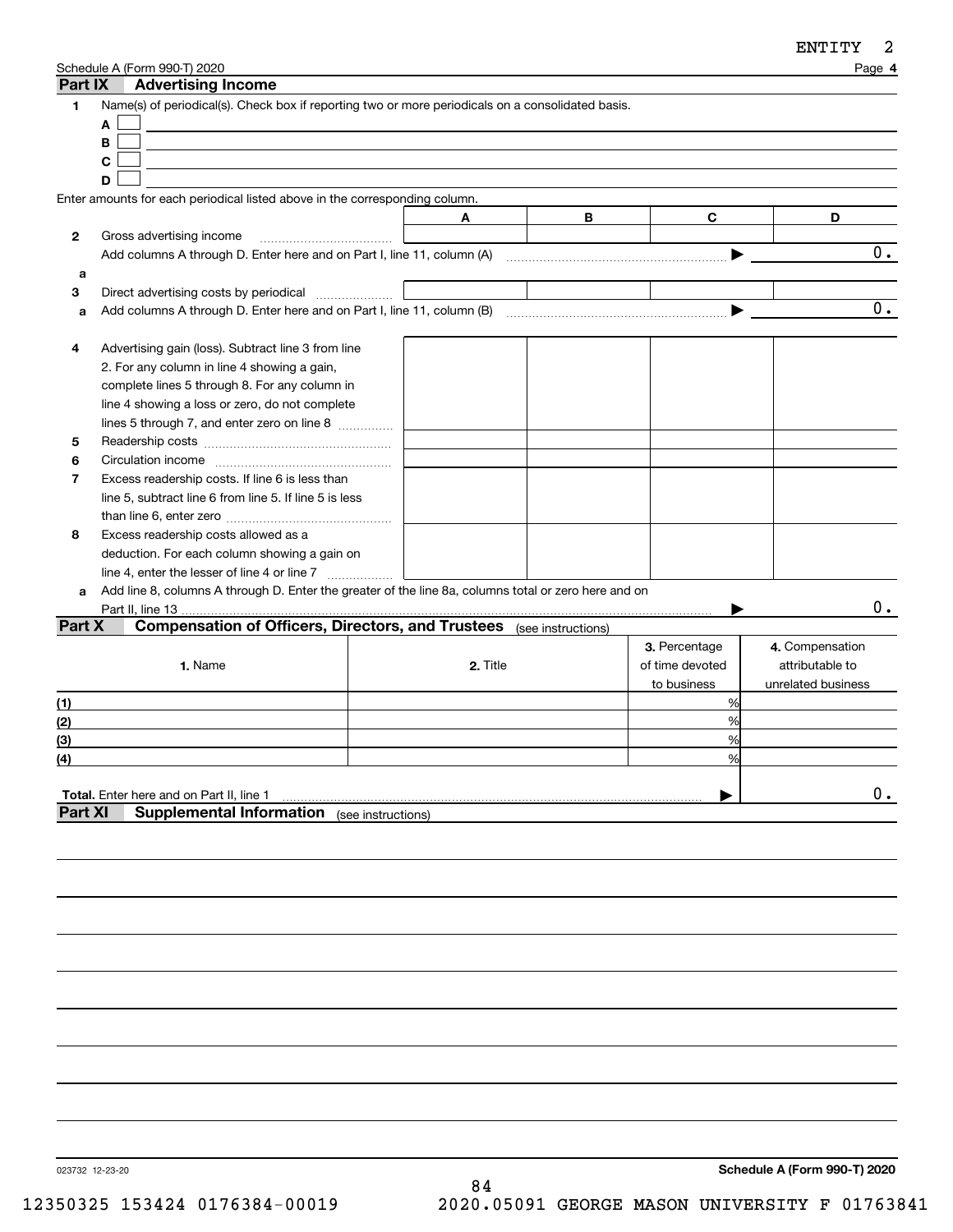ENTITY 2

Schedule A (Form 990-T) 2020

## Part IX Advertising Income

**1** Name(s) of periodical(s). Check box if reporting two or more periodicals on a consolidated basis.

- **A** ☐
- **B** ☐
- **C** ☐
- **D** ☐

Enter amounts for each periodical listed above in the corresponding column.

| | | A | B | C | D |
|---|---|---|---|---|---|
| **2** | Gross advertising income | | | | |
| | Add columns A through D. Enter here and on Part I, line 11, column (A) ▶ | | | | 0. |
| **a** | | | | | |
| **3** | Direct advertising costs by periodical | | | | |
| **a** | Add columns A through D. Enter here and on Part I, line 11, column (B) ▶ | | | | 0. |
| **4** | Advertising gain (loss). Subtract line 3 from line 2. For any column in line 4 showing a gain, complete lines 5 through 8. For any column in line 4 showing a loss or zero, do not complete lines 5 through 7, and enter zero on line 8 | | | | |
| **5** | Readership costs | | | | |
| **6** | Circulation income | | | | |
| **7** | Excess readership costs. If line 6 is less than line 5, subtract line 6 from line 5. If line 5 is less than line 6, enter zero | | | | |
| **8** | Excess readership costs allowed as a deduction. For each column showing a gain on line 4, enter the lesser of line 4 or line 7 | | | | |
| **a** | Add line 8, columns A through D. Enter the greater of the line 8a, columns total or zero here and on Part II, line 13 ▶ | | | | 0. |

## Part X Compensation of Officers, Directors, and Trustees (see instructions)

| | 1. Name | 2. Title | 3. Percentage of time devoted to business | 4. Compensation attributable to unrelated business |
|---|---|---|---|---|
| (1) | | | % | |
| (2) | | | % | |
| (3) | | | % | |
| (4) | | | % | |
| **Total.** Enter here and on Part II, line 1 ▶ | | | | 0. |

## Part XI Supplemental Information (see instructions)

023732 12-23-20

**Schedule A (Form 990-T) 2020**

12350325 153424 0176384-00019 2020.05091 GEORGE MASON UNIVERSITY F 01763841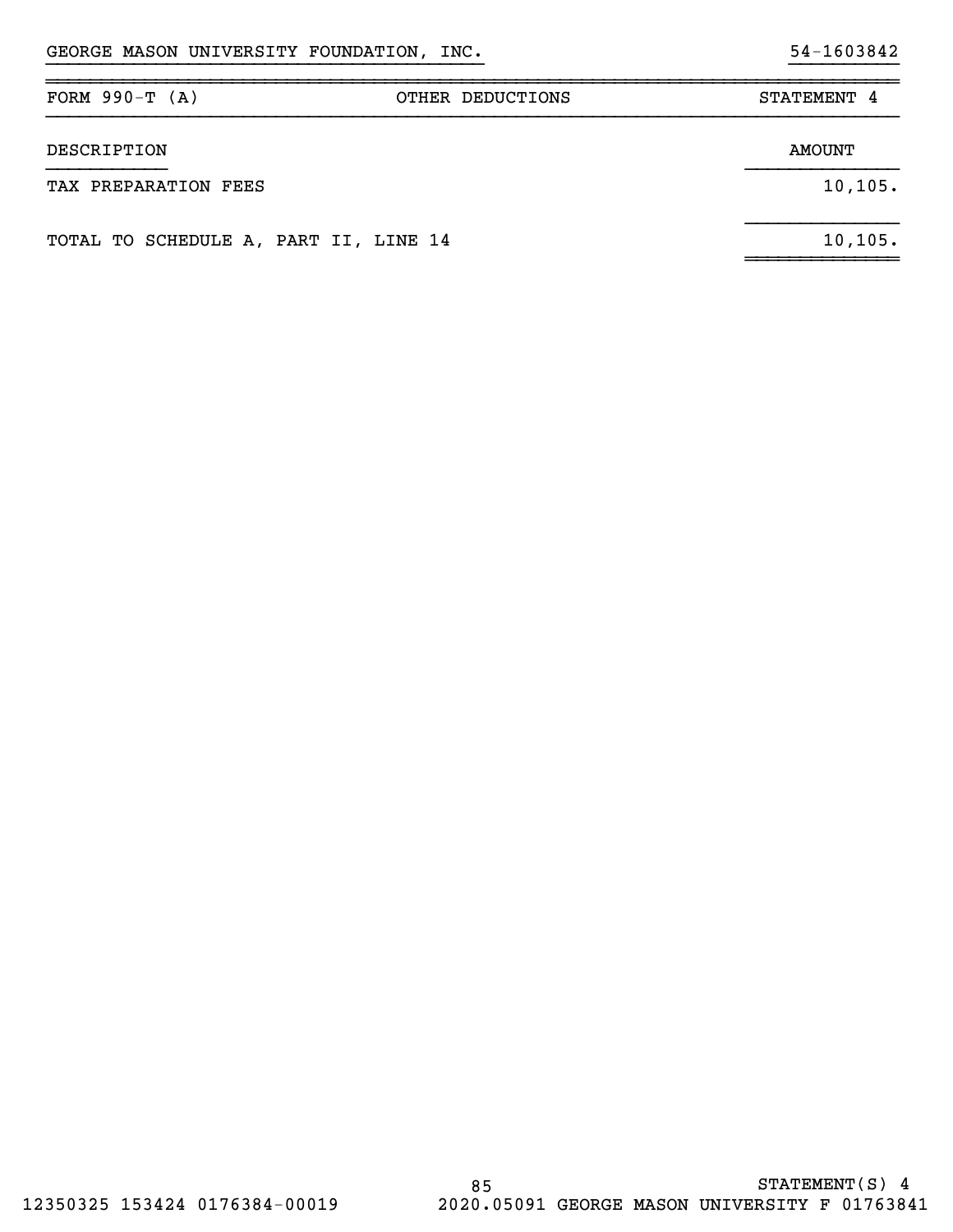GEORGE MASON UNIVERSITY FOUNDATION, INC. 54-1603842

| FORM 990-T (A) | OTHER DEDUCTIONS | STATEMENT 4 |
|---|---|---|

| DESCRIPTION | AMOUNT |
|---|---|
| TAX PREPARATION FEES | 10,105. |
| TOTAL TO SCHEDULE A, PART II, LINE 14 | 10,105. |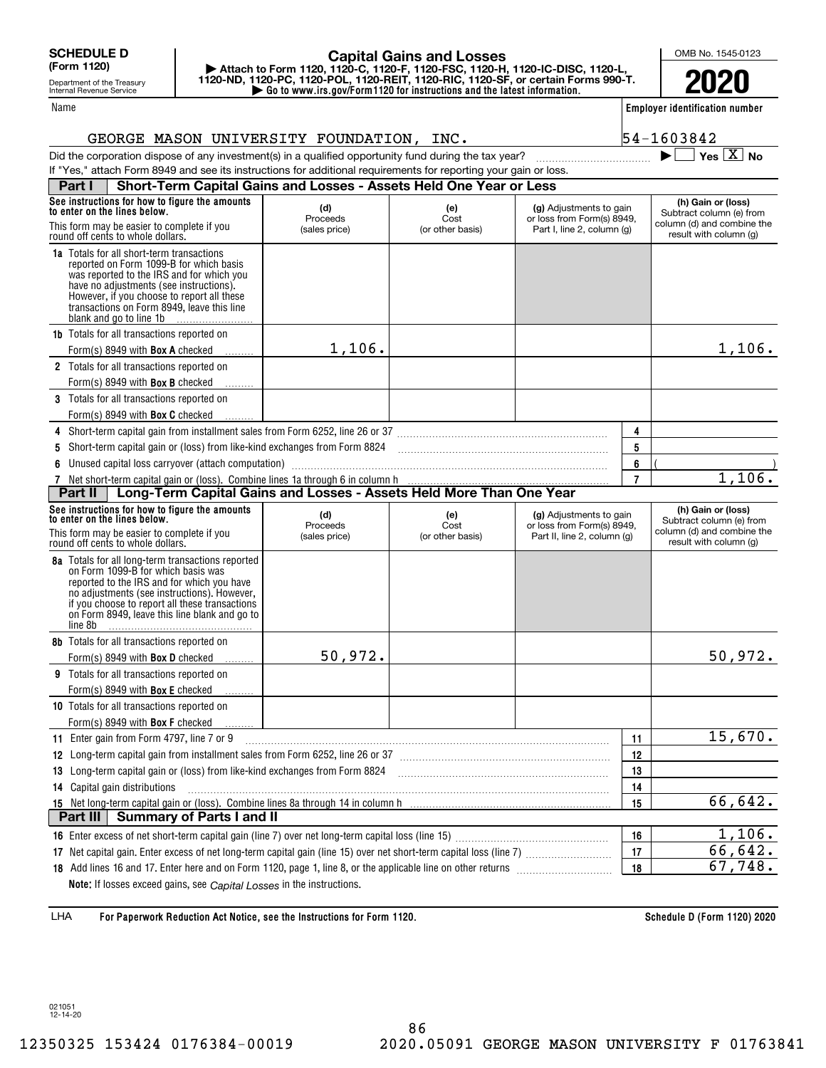**SCHEDULE D (Form 1120)**

Department of the Treasury
Internal Revenue Service

# Capital Gains and Losses

▶ Attach to Form 1120, 1120-C, 1120-F, 1120-FSC, 1120-H, 1120-IC-DISC, 1120-L, 1120-ND, 1120-PC, 1120-POL, 1120-REIT, 1120-RIC, 1120-SF, or certain Forms 990-T.
▶ Go to www.irs.gov/Form1120 for instructions and the latest information.

OMB No. 1545-0123

**2020**

Name: GEORGE MASON UNIVERSITY FOUNDATION, INC.

Employer identification number: 54-1603842

Did the corporation dispose of any investment(s) in a qualified opportunity fund during the tax year? ▶ ☐ Yes ☒ No

If "Yes," attach Form 8949 and see its instructions for additional requirements for reporting your gain or loss.

## Part I Short-Term Capital Gains and Losses - Assets Held One Year or Less

| See instructions for how to figure the amounts to enter on the lines below. This form may be easier to complete if you round off cents to whole dollars. | (d) Proceeds (sales price) | (e) Cost (or other basis) | (g) Adjustments to gain or loss from Form(s) 8949, Part I, line 2, column (g) | (h) Gain or (loss) Subtract column (e) from column (d) and combine the result with column (g) |
|---|---|---|---|---|
| **1a** Totals for all short-term transactions reported on Form 1099-B for which basis was reported to the IRS and for which you have no adjustments (see instructions). However, if you choose to report all these transactions on Form 8949, leave this line blank and go to line 1b | | | | |
| **1b** Totals for all transactions reported on Form(s) 8949 with **Box A** checked | 1,106. | | | 1,106. |
| **2** Totals for all transactions reported on Form(s) 8949 with **Box B** checked | | | | |
| **3** Totals for all transactions reported on Form(s) 8949 with **Box C** checked | | | | |

| | Line | Amount |
|---|---|---|
| **4** Short-term capital gain from installment sales from Form 6252, line 26 or 37 | 4 | |
| **5** Short-term capital gain or (loss) from like-kind exchanges from Form 8824 | 5 | |
| **6** Unused capital loss carryover (attach computation) | 6 | ( ) |
| **7** Net short-term capital gain or (loss). Combine lines 1a through 6 in column h | 7 | 1,106. |

## Part II Long-Term Capital Gains and Losses - Assets Held More Than One Year

| See instructions for how to figure the amounts to enter on the lines below. This form may be easier to complete if you round off cents to whole dollars. | (d) Proceeds (sales price) | (e) Cost (or other basis) | (g) Adjustments to gain or loss from Form(s) 8949, Part II, line 2, column (g) | (h) Gain or (loss) Subtract column (e) from column (d) and combine the result with column (g) |
|---|---|---|---|---|
| **8a** Totals for all long-term transactions reported on Form 1099-B for which basis was reported to the IRS and for which you have no adjustments (see instructions). However, if you choose to report all these transactions on Form 8949, leave this line blank and go to line 8b | | | | |
| **8b** Totals for all transactions reported on Form(s) 8949 with **Box D** checked | 50,972. | | | 50,972. |
| **9** Totals for all transactions reported on Form(s) 8949 with **Box E** checked | | | | |
| **10** Totals for all transactions reported on Form(s) 8949 with **Box F** checked | | | | |

| | Line | Amount |
|---|---|---|
| **11** Enter gain from Form 4797, line 7 or 9 | 11 | 15,670. |
| **12** Long-term capital gain from installment sales from Form 6252, line 26 or 37 | 12 | |
| **13** Long-term capital gain or (loss) from like-kind exchanges from Form 8824 | 13 | |
| **14** Capital gain distributions | 14 | |
| **15** Net long-term capital gain or (loss). Combine lines 8a through 14 in column h | 15 | 66,642. |

## Part III Summary of Parts I and II

| | Line | Amount |
|---|---|---|
| **16** Enter excess of net short-term capital gain (line 7) over net long-term capital loss (line 15) | 16 | 1,106. |
| **17** Net capital gain. Enter excess of net long-term capital gain (line 15) over net short-term capital loss (line 7) | 17 | 66,642. |
| **18** Add lines 16 and 17. Enter here and on Form 1120, page 1, line 8, or the applicable line on other returns | 18 | 67,748. |

**Note:** If losses exceed gains, see *Capital Losses* in the instructions.

LHA **For Paperwork Reduction Act Notice, see the Instructions for Form 1120.** **Schedule D (Form 1120) 2020**

021051 12-14-20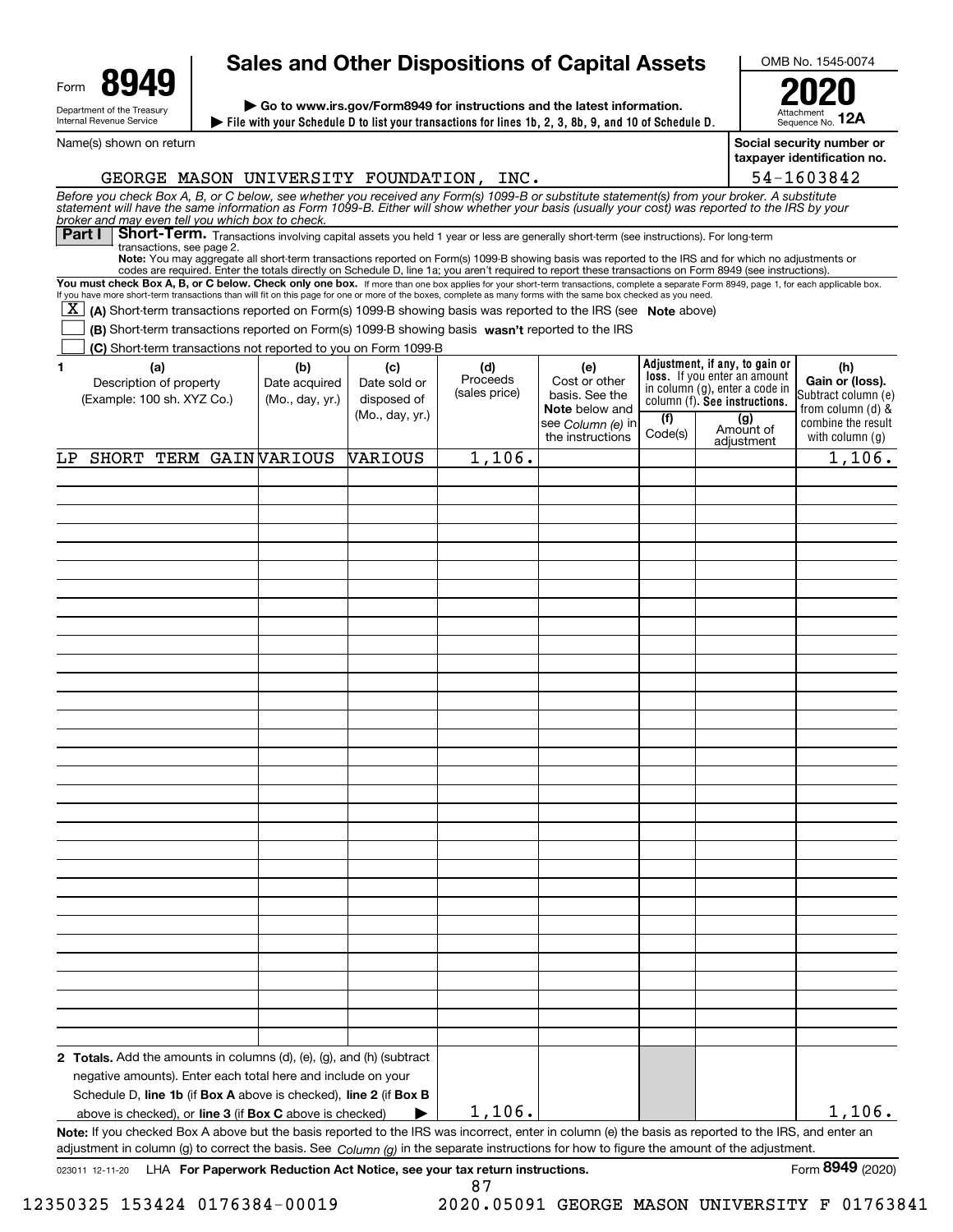Form **8949**

Department of the Treasury
Internal Revenue Service

# Sales and Other Dispositions of Capital Assets

▶ Go to www.irs.gov/Form8949 for instructions and the latest information.

▶ File with your Schedule D to list your transactions for lines 1b, 2, 3, 8b, 9, and 10 of Schedule D.

OMB No. 1545-0074

**2020**

Attachment Sequence No. **12A**

Name(s) shown on return: GEORGE MASON UNIVERSITY FOUNDATION, INC.

Social security number or taxpayer identification no.: 54-1603842

*Before you check Box A, B, or C below, see whether you received any Form(s) 1099-B or substitute statement(s) from your broker. A substitute statement will have the same information as Form 1099-B. Either will show whether your basis (usually your cost) was reported to the IRS by your broker and may even tell you which box to check.*

**Part I** **Short-Term.** Transactions involving capital assets you held 1 year or less are generally short-term (see instructions). For long-term transactions, see page 2.

**Note:** You may aggregate all short-term transactions reported on Form(s) 1099-B showing basis was reported to the IRS and for which no adjustments or codes are required. Enter the totals directly on Schedule D, line 1a; you aren't required to report these transactions on Form 8949 (see instructions).

**You must check Box A, B, or C below. Check only one box.** If more than one box applies for your short-term transactions, complete a separate Form 8949, page 1, for each applicable box. If you have more short-term transactions than will fit on this page for one or more of the boxes, complete as many forms with the same box checked as you need.

- [X] **(A)** Short-term transactions reported on Form(s) 1099-B showing basis was reported to the IRS (see **Note** above)
- [ ] **(B)** Short-term transactions reported on Form(s) 1099-B showing basis **wasn't** reported to the IRS
- [ ] **(C)** Short-term transactions not reported to you on Form 1099-B

| 1 (a) Description of property (Example: 100 sh. XYZ Co.) | (b) Date acquired (Mo., day, yr.) | (c) Date sold or disposed of (Mo., day, yr.) | (d) Proceeds (sales price) | (e) Cost or other basis. See the **Note** below and see *Column (e)* in the instructions | Adjustment, if any, to gain or loss. If you enter an amount in column (g), enter a code in column (f). See instructions. (f) Code(s) | (g) Amount of adjustment | (h) Gain or (loss). Subtract column (e) from column (d) & combine the result with column (g) |
|---|---|---|---|---|---|---|---|
| LP SHORT TERM GAIN | VARIOUS | VARIOUS | 1,106. | | | | 1,106. |
| **2 Totals.** Add the amounts in columns (d), (e), (g), and (h) (subtract negative amounts). Enter each total here and include on your Schedule D, **line 1b** (if **Box A** above is checked), **line 2** (if **Box B** above is checked), or **line 3** (if **Box C** above is checked) ▶ | | | 1,106. | | | | 1,106. |

**Note:** If you checked Box A above but the basis reported to the IRS was incorrect, enter in column (e) the basis as reported to the IRS, and enter an adjustment in column (g) to correct the basis. See *Column (g)* in the separate instructions for how to figure the amount of the adjustment.

023011 12-11-20 LHA **For Paperwork Reduction Act Notice, see your tax return instructions.** Form **8949** (2020)

12350325 153424 0176384-00019 2020.05091 GEORGE MASON UNIVERSITY F 01763841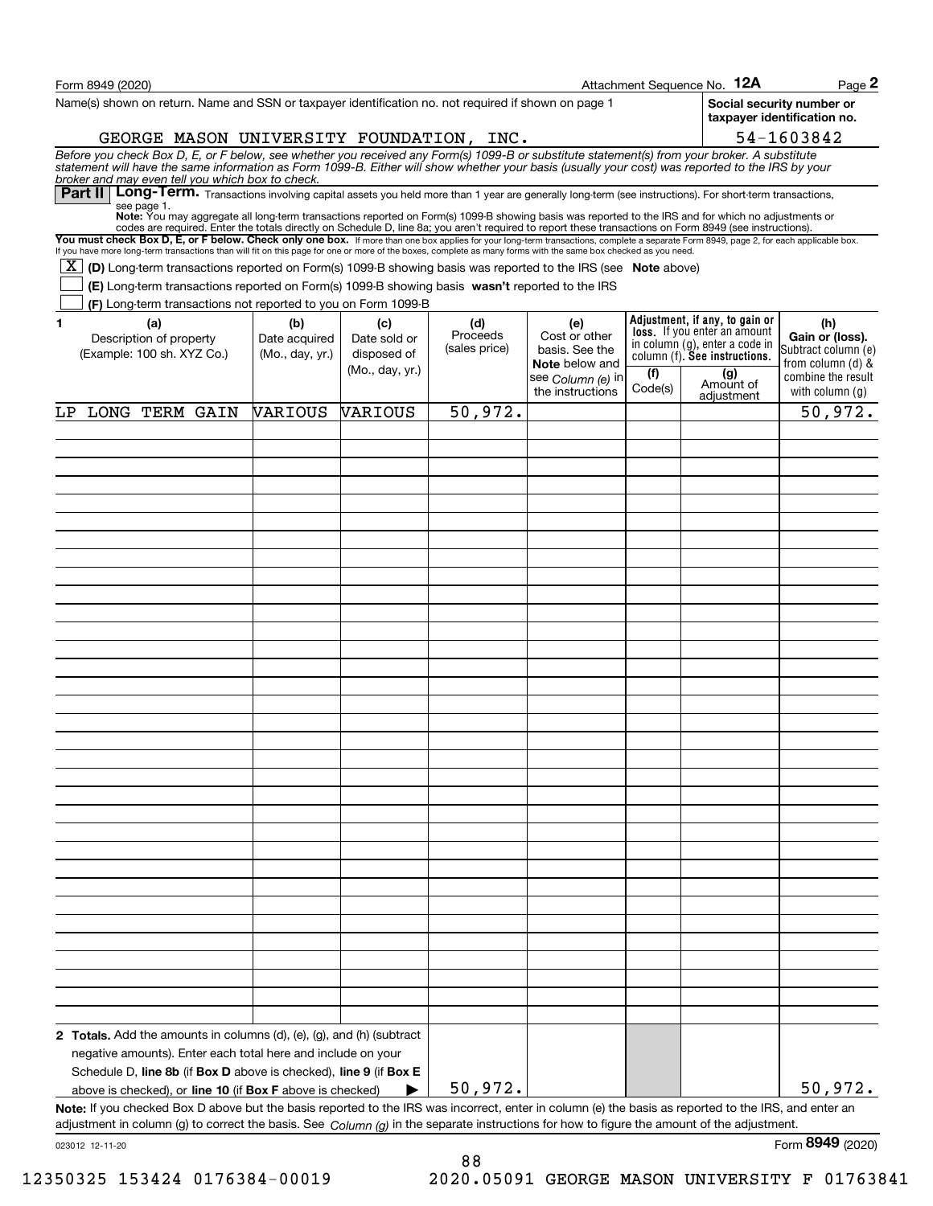Form 8949 (2020) Attachment Sequence No. **12A** Page **2**

Name(s) shown on return. Name and SSN or taxpayer identification no. not required if shown on page 1

**Social security number or taxpayer identification no.**

GEORGE MASON UNIVERSITY FOUNDATION, INC. 54-1603842

*Before you check Box D, E, or F below, see whether you received any Form(s) 1099-B or substitute statement(s) from your broker. A substitute statement will have the same information as Form 1099-B. Either will show whether your basis (usually your cost) was reported to the IRS by your broker and may even tell you which box to check.*

**Part II** **Long-Term.** Transactions involving capital assets you held more than 1 year are generally long-term (see instructions). For short-term transactions, see page 1.

**Note:** You may aggregate all long-term transactions reported on Form(s) 1099-B showing basis was reported to the IRS and for which no adjustments or codes are required. Enter the totals directly on Schedule D, line 8a; you aren't required to report these transactions on Form 8949 (see instructions).

**You must check Box D, E, or F below. Check only one box.** If more than one box applies for your long-term transactions, complete a separate Form 8949, page 2, for each applicable box. If you have more long-term transactions than will fit on this page for one or more of the boxes, complete as many forms with the same box checked as you need.

- [X] **(D)** Long-term transactions reported on Form(s) 1099-B showing basis was reported to the IRS (see **Note** above)
- [ ] **(E)** Long-term transactions reported on Form(s) 1099-B showing basis **wasn't** reported to the IRS
- [ ] **(F)** Long-term transactions not reported to you on Form 1099-B

| 1 (a) Description of property (Example: 100 sh. XYZ Co.) | (b) Date acquired (Mo., day, yr.) | (c) Date sold or disposed of (Mo., day, yr.) | (d) Proceeds (sales price) | (e) Cost or other basis. See the **Note** below and see *Column (e)* in the instructions | Adjustment, if any, to gain or loss. If you enter an amount in column (g), enter a code in column (f). See instructions. (f) Code(s) | (g) Amount of adjustment | (h) Gain or (loss). Subtract column (e) from column (d) & combine the result with column (g) |
|---|---|---|---|---|---|---|---|
| LP LONG TERM GAIN | VARIOUS | VARIOUS | 50,972. | | | | 50,972. |
| **2 Totals.** Add the amounts in columns (d), (e), (g), and (h) (subtract negative amounts). Enter each total here and include on your Schedule D, **line 8b** (if **Box D** above is checked), **line 9** (if **Box E** above is checked), or **line 10** (if **Box F** above is checked) ▶ | | | 50,972. | | | | 50,972. |

**Note:** If you checked Box D above but the basis reported to the IRS was incorrect, enter in column (e) the basis as reported to the IRS, and enter an adjustment in column (g) to correct the basis. See *Column (g)* in the separate instructions for how to figure the amount of the adjustment.

023012 12-11-20 Form **8949** (2020)

12350325 153424 0176384-00019 2020.05091 GEORGE MASON UNIVERSITY F 01763841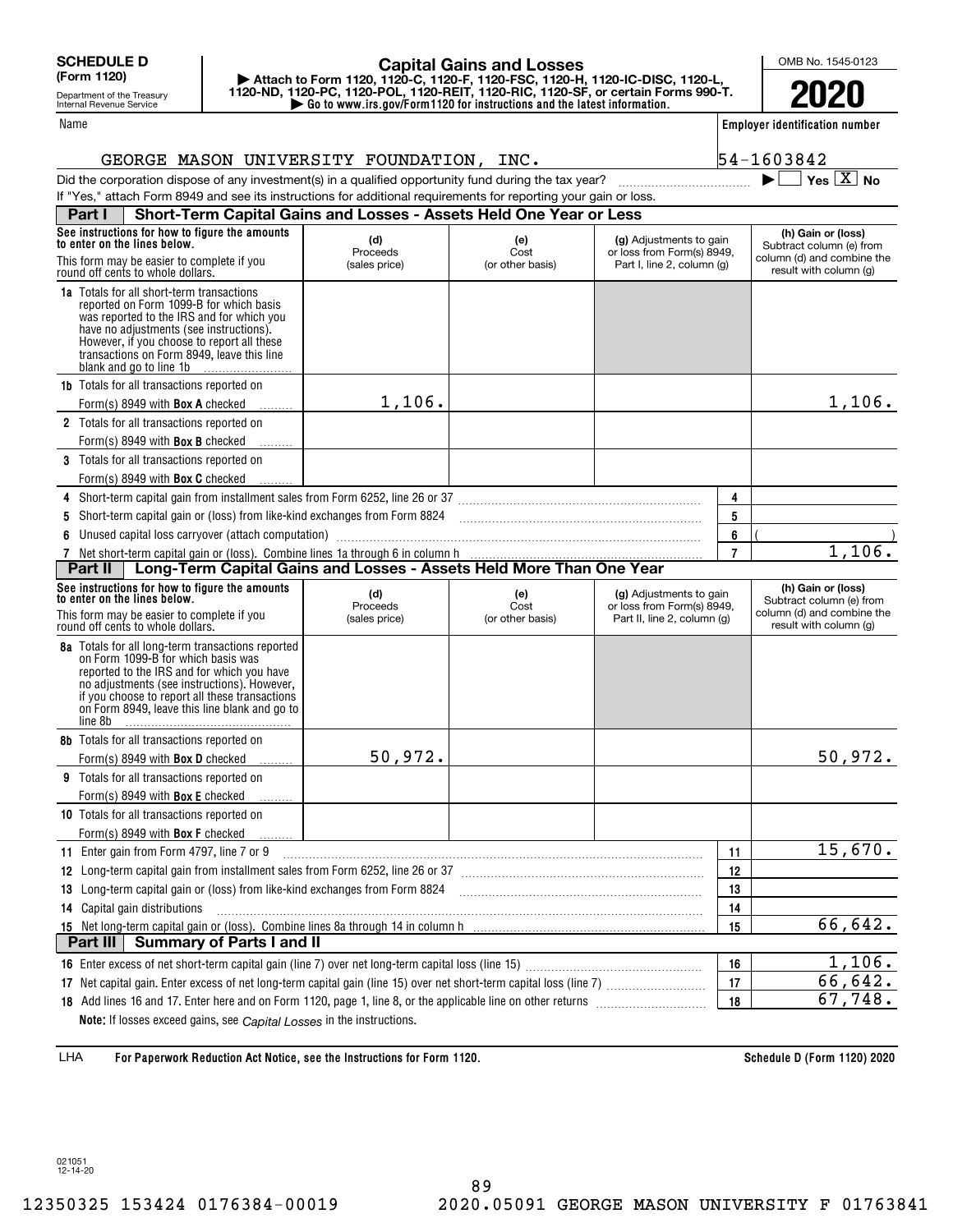**SCHEDULE D (Form 1120)**

Department of the Treasury Internal Revenue Service

# Capital Gains and Losses

▶ Attach to Form 1120, 1120-C, 1120-F, 1120-FSC, 1120-H, 1120-IC-DISC, 1120-L, 1120-ND, 1120-PC, 1120-POL, 1120-REIT, 1120-RIC, 1120-SF, or certain Forms 990-T.
▶ Go to www.irs.gov/Form1120 for instructions and the latest information.

OMB No. 1545-0123

**2020**

Name: GEORGE MASON UNIVERSITY FOUNDATION, INC.

Employer identification number: 54-1603842

Did the corporation dispose of any investment(s) in a qualified opportunity fund during the tax year? ▶ ☐ Yes ☒ No

If "Yes," attach Form 8949 and see its instructions for additional requirements for reporting your gain or loss.

## Part I Short-Term Capital Gains and Losses - Assets Held One Year or Less

| See instructions for how to figure the amounts to enter on the lines below. This form may be easier to complete if you round off cents to whole dollars. | (d) Proceeds (sales price) | (e) Cost (or other basis) | (g) Adjustments to gain or loss from Form(s) 8949, Part I, line 2, column (g) | (h) Gain or (loss) Subtract column (e) from column (d) and combine the result with column (g) |
|---|---|---|---|---|
| **1a** Totals for all short-term transactions reported on Form 1099-B for which basis was reported to the IRS and for which you have no adjustments (see instructions). However, if you choose to report all these transactions on Form 8949, leave this line blank and go to line 1b | | | | |
| **1b** Totals for all transactions reported on Form(s) 8949 with **Box A** checked | 1,106. | | | 1,106. |
| **2** Totals for all transactions reported on Form(s) 8949 with **Box B** checked | | | | |
| **3** Totals for all transactions reported on Form(s) 8949 with **Box C** checked | | | | |

| Line | Description | | Amount |
|---|---|---|---|
| 4 | Short-term capital gain from installment sales from Form 6252, line 26 or 37 | 4 | |
| 5 | Short-term capital gain or (loss) from like-kind exchanges from Form 8824 | 5 | |
| 6 | Unused capital loss carryover (attach computation) | 6 | ( ) |
| 7 | Net short-term capital gain or (loss). Combine lines 1a through 6 in column h | 7 | 1,106. |

## Part II Long-Term Capital Gains and Losses - Assets Held More Than One Year

| See instructions for how to figure the amounts to enter on the lines below. This form may be easier to complete if you round off cents to whole dollars. | (d) Proceeds (sales price) | (e) Cost (or other basis) | (g) Adjustments to gain or loss from Form(s) 8949, Part II, line 2, column (g) | (h) Gain or (loss) Subtract column (e) from column (d) and combine the result with column (g) |
|---|---|---|---|---|
| **8a** Totals for all long-term transactions reported on Form 1099-B for which basis was reported to the IRS and for which you have no adjustments (see instructions). However, if you choose to report all these transactions on Form 8949, leave this line blank and go to line 8b | | | | |
| **8b** Totals for all transactions reported on Form(s) 8949 with **Box D** checked | 50,972. | | | 50,972. |
| **9** Totals for all transactions reported on Form(s) 8949 with **Box E** checked | | | | |
| **10** Totals for all transactions reported on Form(s) 8949 with **Box F** checked | | | | |

| Line | Description | | Amount |
|---|---|---|---|
| 11 | Enter gain from Form 4797, line 7 or 9 | 11 | 15,670. |
| 12 | Long-term capital gain from installment sales from Form 6252, line 26 or 37 | 12 | |
| 13 | Long-term capital gain or (loss) from like-kind exchanges from Form 8824 | 13 | |
| 14 | Capital gain distributions | 14 | |
| 15 | Net long-term capital gain or (loss). Combine lines 8a through 14 in column h | 15 | 66,642. |

## Part III Summary of Parts I and II

| Line | Description | | Amount |
|---|---|---|---|
| 16 | Enter excess of net short-term capital gain (line 7) over net long-term capital loss (line 15) | 16 | 1,106. |
| 17 | Net capital gain. Enter excess of net long-term capital gain (line 15) over net short-term capital loss (line 7) | 17 | 66,642. |
| 18 | Add lines 16 and 17. Enter here and on Form 1120, page 1, line 8, or the applicable line on other returns | 18 | 67,748. |

**Note:** If losses exceed gains, see *Capital Losses* in the instructions.

LHA **For Paperwork Reduction Act Notice, see the Instructions for Form 1120.** **Schedule D (Form 1120) 2020**

021051 12-14-20

12350325 153424 0176384-00019 2020.05091 GEORGE MASON UNIVERSITY F 01763841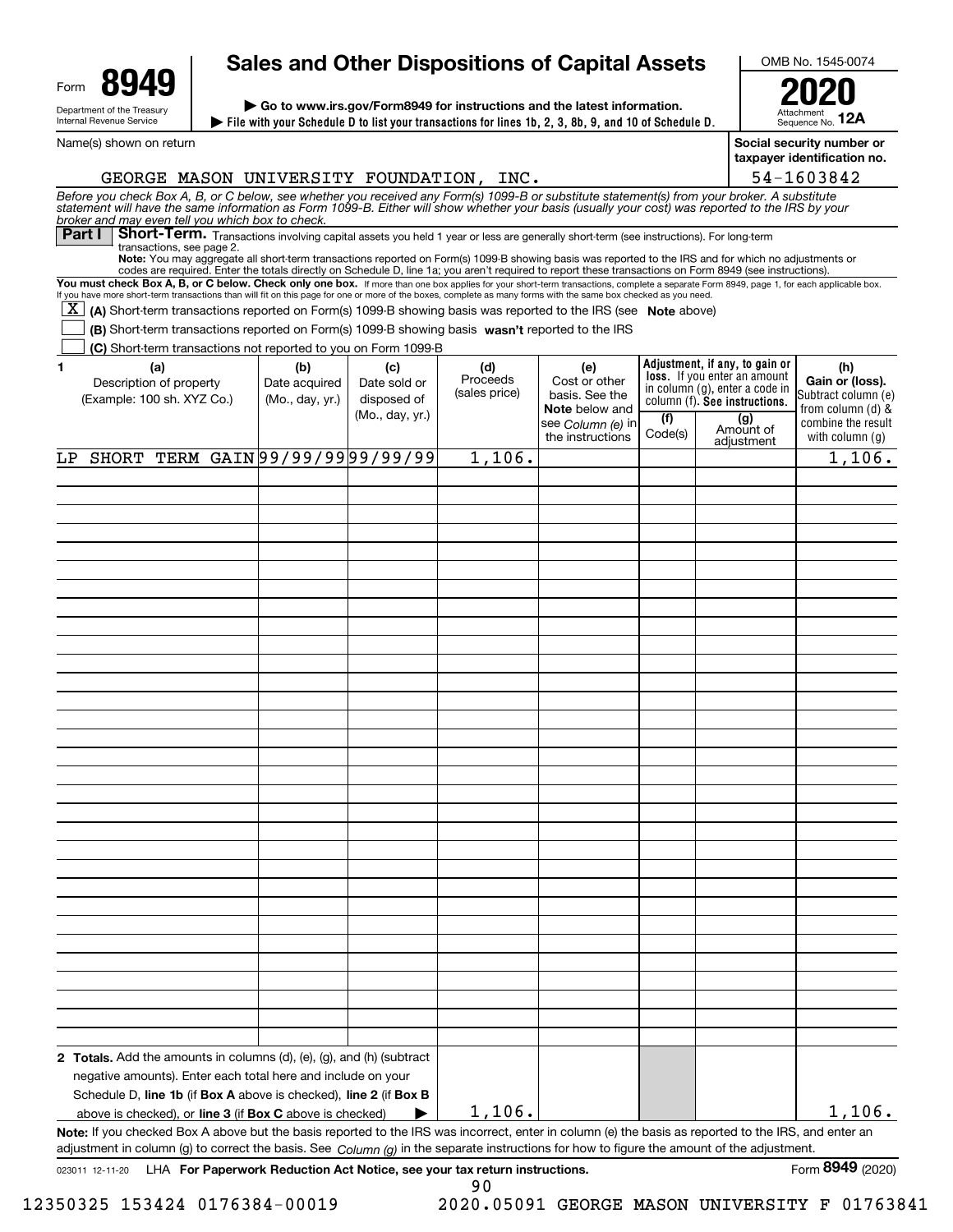Form **8949**

Department of the Treasury
Internal Revenue Service

# Sales and Other Dispositions of Capital Assets

▶ Go to www.irs.gov/Form8949 for instructions and the latest information.

▶ File with your Schedule D to list your transactions for lines 1b, 2, 3, 8b, 9, and 10 of Schedule D.

OMB No. 1545-0074

**2020**

Attachment Sequence No. **12A**

Name(s) shown on return: GEORGE MASON UNIVERSITY FOUNDATION, INC.

Social security number or taxpayer identification no.: 54-1603842

*Before you check Box A, B, or C below, see whether you received any Form(s) 1099-B or substitute statement(s) from your broker. A substitute statement will have the same information as Form 1099-B. Either will show whether your basis (usually your cost) was reported to the IRS by your broker and may even tell you which box to check.*

**Part I** **Short-Term.** Transactions involving capital assets you held 1 year or less are generally short-term (see instructions). For long-term transactions, see page 2.

**Note:** You may aggregate all short-term transactions reported on Form(s) 1099-B showing basis was reported to the IRS and for which no adjustments or codes are required. Enter the totals directly on Schedule D, line 1a; you aren't required to report these transactions on Form 8949 (see instructions).

**You must check Box A, B, or C below. Check only one box.** If more than one box applies for your short-term transactions, complete a separate Form 8949, page 1, for each applicable box. If you have more short-term transactions than will fit on this page for one or more of the boxes, complete as many forms with the same box checked as you need.

- [X] **(A)** Short-term transactions reported on Form(s) 1099-B showing basis was reported to the IRS (see **Note** above)
- [ ] **(B)** Short-term transactions reported on Form(s) 1099-B showing basis **wasn't** reported to the IRS
- [ ] **(C)** Short-term transactions not reported to you on Form 1099-B

| 1 (a) Description of property (Example: 100 sh. XYZ Co.) | (b) Date acquired (Mo., day, yr.) | (c) Date sold or disposed of (Mo., day, yr.) | (d) Proceeds (sales price) | (e) Cost or other basis. See the **Note** below and see *Column (e)* in the instructions | Adjustment, if any, to gain or loss. If you enter an amount in column (g), enter a code in column (f). **See instructions.** (f) Code(s) | (g) Amount of adjustment | (h) **Gain or (loss).** Subtract column (e) from column (d) & combine the result with column (g) |
|---|---|---|---|---|---|---|---|
| LP SHORT TERM GAIN | 99/99/99 | 99/99/99 | 1,106. | | | | 1,106. |
| **2 Totals.** Add the amounts in columns (d), (e), (g), and (h) (subtract negative amounts). Enter each total here and include on your Schedule D, **line 1b** (if **Box A** above is checked), **line 2** (if **Box B** above is checked), or **line 3** (if **Box C** above is checked) ▶ | | | 1,106. | | | | 1,106. |

**Note:** If you checked Box A above but the basis reported to the IRS was incorrect, enter in column (e) the basis as reported to the IRS, and enter an adjustment in column (g) to correct the basis. See *Column (g)* in the separate instructions for how to figure the amount of the adjustment.

023011 12-11-20 LHA **For Paperwork Reduction Act Notice, see your tax return instructions.** Form **8949** (2020)

12350325 153424 0176384-00019 2020.05091 GEORGE MASON UNIVERSITY F 01763841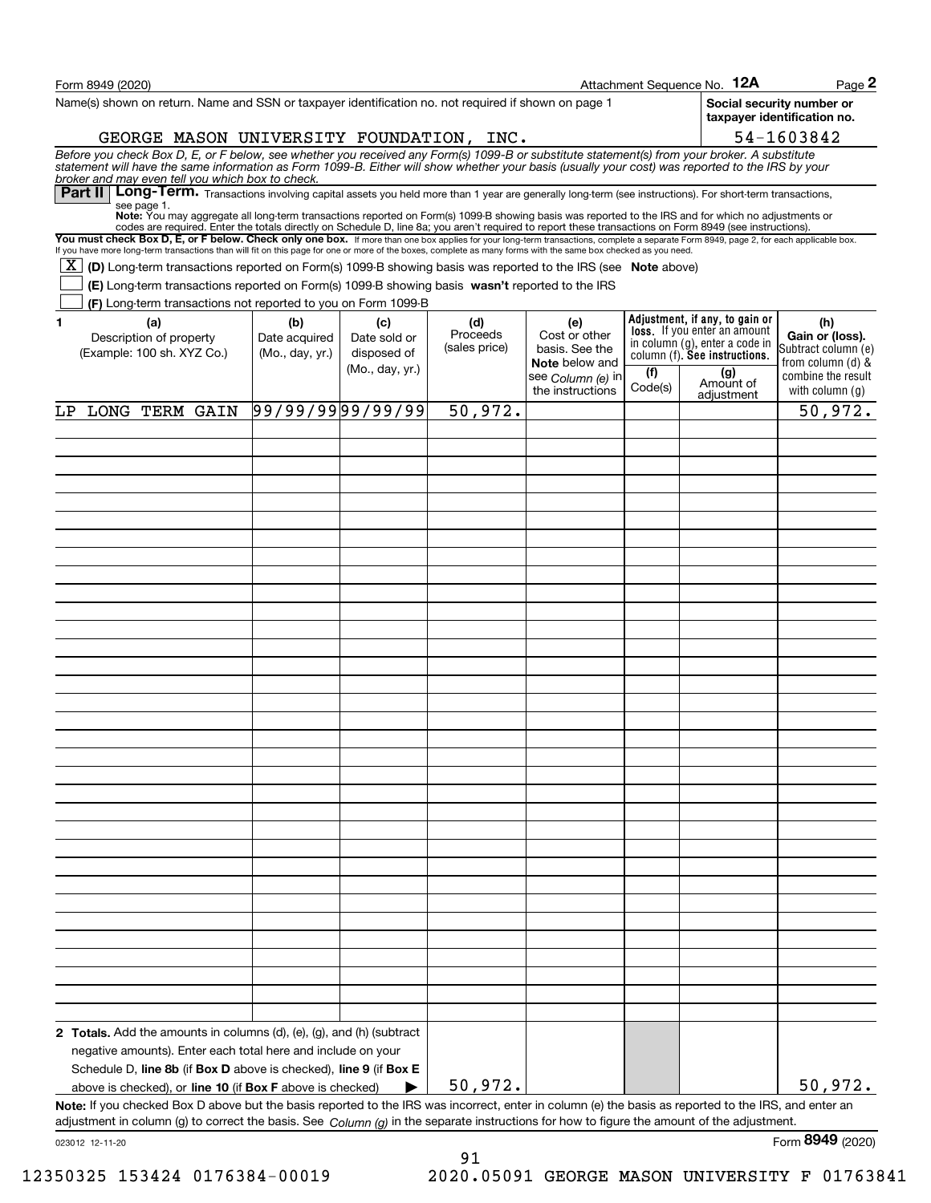Form 8949 (2020) Attachment Sequence No. **12A** Page **2**

Name(s) shown on return. Name and SSN or taxpayer identification no. not required if shown on page 1

GEORGE MASON UNIVERSITY FOUNDATION, INC.

**Social security number or taxpayer identification no.**

54-1603842

*Before you check Box D, E, or F below, see whether you received any Form(s) 1099-B or substitute statement(s) from your broker. A substitute statement will have the same information as Form 1099-B. Either will show whether your basis (usually your cost) was reported to the IRS by your broker and may even tell you which box to check.*

## Part II Long-Term.

Transactions involving capital assets you held more than 1 year are generally long-term (see instructions). For short-term transactions, see page 1.

**Note:** You may aggregate all long-term transactions reported on Form(s) 1099-B showing basis was reported to the IRS and for which no adjustments or codes are required. Enter the totals directly on Schedule D, line 8a; you aren't required to report these transactions on Form 8949 (see instructions).

**You must check Box D, E, or F below. Check only one box.** If more than one box applies for your long-term transactions, complete a separate Form 8949, page 2, for each applicable box. If you have more long-term transactions than will fit on this page for one or more of the boxes, complete as many forms with the same box checked as you need.

[X] **(D)** Long-term transactions reported on Form(s) 1099-B showing basis was reported to the IRS (see **Note** above)

[ ] **(E)** Long-term transactions reported on Form(s) 1099-B showing basis **wasn't** reported to the IRS

[ ] **(F)** Long-term transactions not reported to you on Form 1099-B

| 1 (a) Description of property (Example: 100 sh. XYZ Co.) | (b) Date acquired (Mo., day, yr.) | (c) Date sold or disposed of (Mo., day, yr.) | (d) Proceeds (sales price) | (e) Cost or other basis. See the **Note** below and see *Column (e)* in the instructions | Adjustment, if any, to gain or loss. If you enter an amount in column (g), enter a code in column (f). See instructions. (f) Code(s) | (g) Amount of adjustment | (h) Gain or (loss). Subtract column (e) from column (d) & combine the result with column (g) |
|---|---|---|---|---|---|---|---|
| LP LONG TERM GAIN | 99/99/99 | 99/99/99 | 50,972. | | | | 50,972. |
| **2 Totals.** Add the amounts in columns (d), (e), (g), and (h) (subtract negative amounts). Enter each total here and include on your Schedule D, **line 8b** (if **Box D** above is checked), **line 9** (if **Box E** above is checked), or **line 10** (if **Box F** above is checked) ▶ | | | 50,972. | | | | 50,972. |

**Note:** If you checked Box D above but the basis reported to the IRS was incorrect, enter in column (e) the basis as reported to the IRS, and enter an adjustment in column (g) to correct the basis. See *Column (g)* in the separate instructions for how to figure the amount of the adjustment.

023012 12-11-20 Form **8949** (2020)

12350325 153424 0176384-00019 2020.05091 GEORGE MASON UNIVERSITY F 01763841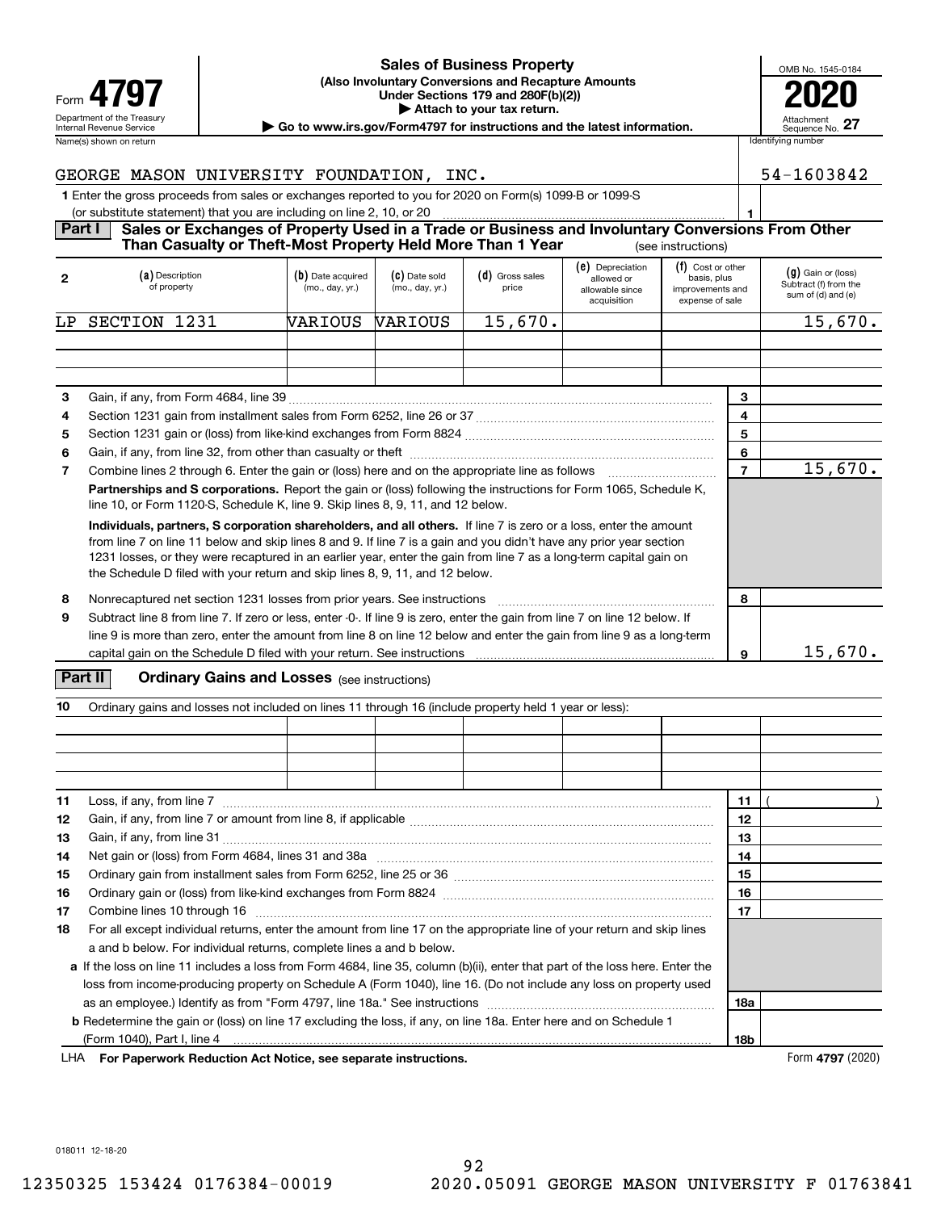Form **4797**

Department of the Treasury
Internal Revenue Service

# Sales of Business Property

**(Also Involuntary Conversions and Recapture Amounts Under Sections 179 and 280F(b)(2))**

**▶ Attach to your tax return.**

**▶ Go to www.irs.gov/Form4797 for instructions and the latest information.**

OMB No. 1545-0184

**2020**

Attachment Sequence No. **27**

Name(s) shown on return: GEORGE MASON UNIVERSITY FOUNDATION, INC.

Identifying number: 54-1603842

**1** Enter the gross proceeds from sales or exchanges reported to you for 2020 on Form(s) 1099-B or 1099-S (or substitute statement) that you are including on line 2, 10, or 20 ..... **1**

## Part I — Sales or Exchanges of Property Used in a Trade or Business and Involuntary Conversions From Other Than Casualty or Theft-Most Property Held More Than 1 Year (see instructions)

| 2 | (a) Description of property | (b) Date acquired (mo., day, yr.) | (c) Date sold (mo., day, yr.) | (d) Gross sales price | (e) Depreciation allowed or allowable since acquisition | (f) Cost or other basis, plus improvements and expense of sale | (g) Gain or (loss) Subtract (f) from the sum of (d) and (e) |
|---|---|---|---|---|---|---|---|
| | LP SECTION 1231 | VARIOUS | VARIOUS | 15,670. | | | 15,670. |
| | | | | | | | |
| | | | | | | | |

| Line | Description | | Amount |
|---|---|---|---|
| 3 | Gain, if any, from Form 4684, line 39 | 3 | |
| 4 | Section 1231 gain from installment sales from Form 6252, line 26 or 37 | 4 | |
| 5 | Section 1231 gain or (loss) from like-kind exchanges from Form 8824 | 5 | |
| 6 | Gain, if any, from line 32, from other than casualty or theft | 6 | |
| 7 | Combine lines 2 through 6. Enter the gain or (loss) here and on the appropriate line as follows | 7 | 15,670. |

**Partnerships and S corporations.** Report the gain or (loss) following the instructions for Form 1065, Schedule K, line 10, or Form 1120-S, Schedule K, line 9. Skip lines 8, 9, 11, and 12 below.

**Individuals, partners, S corporation shareholders, and all others.** If line 7 is zero or a loss, enter the amount from line 7 on line 11 below and skip lines 8 and 9. If line 7 is a gain and you didn't have any prior year section 1231 losses, or they were recaptured in an earlier year, enter the gain from line 7 as a long-term capital gain on the Schedule D filed with your return and skip lines 8, 9, 11, and 12 below.

| Line | Description | | Amount |
|---|---|---|---|
| 8 | Nonrecaptured net section 1231 losses from prior years. See instructions | 8 | |
| 9 | Subtract line 8 from line 7. If zero or less, enter -0-. If line 9 is zero, enter the gain from line 7 on line 12 below. If line 9 is more than zero, enter the amount from line 8 on line 12 below and enter the gain from line 9 as a long-term capital gain on the Schedule D filed with your return. See instructions | 9 | 15,670. |

## Part II — Ordinary Gains and Losses (see instructions)

**10** Ordinary gains and losses not included on lines 11 through 16 (include property held 1 year or less):

| | | | | | | |
|---|---|---|---|---|---|---|
| | | | | | | |
| | | | | | | |
| | | | | | | |

| Line | Description | | Amount |
|---|---|---|---|
| 11 | Loss, if any, from line 7 | 11 | ( ) |
| 12 | Gain, if any, from line 7 or amount from line 8, if applicable | 12 | |
| 13 | Gain, if any, from line 31 | 13 | |
| 14 | Net gain or (loss) from Form 4684, lines 31 and 38a | 14 | |
| 15 | Ordinary gain from installment sales from Form 6252, line 25 or 36 | 15 | |
| 16 | Ordinary gain or (loss) from like-kind exchanges from Form 8824 | 16 | |
| 17 | Combine lines 10 through 16 | 17 | |
| 18 | For all except individual returns, enter the amount from line 17 on the appropriate line of your return and skip lines a and b below. For individual returns, complete lines a and b below. | | |
| a | If the loss on line 11 includes a loss from Form 4684, line 35, column (b)(ii), enter that part of the loss here. Enter the loss from income-producing property on Schedule A (Form 1040), line 16. (Do not include any loss on property used as an employee.) Identify as from "Form 4797, line 18a." See instructions | 18a | |
| b | Redetermine the gain or (loss) on line 17 excluding the loss, if any, on line 18a. Enter here and on Schedule 1 (Form 1040), Part I, line 4 | 18b | |

LHA **For Paperwork Reduction Act Notice, see separate instructions.** Form **4797** (2020)

018011 12-18-20

12350325 153424 0176384-00019 2020.05091 GEORGE MASON UNIVERSITY F 01763841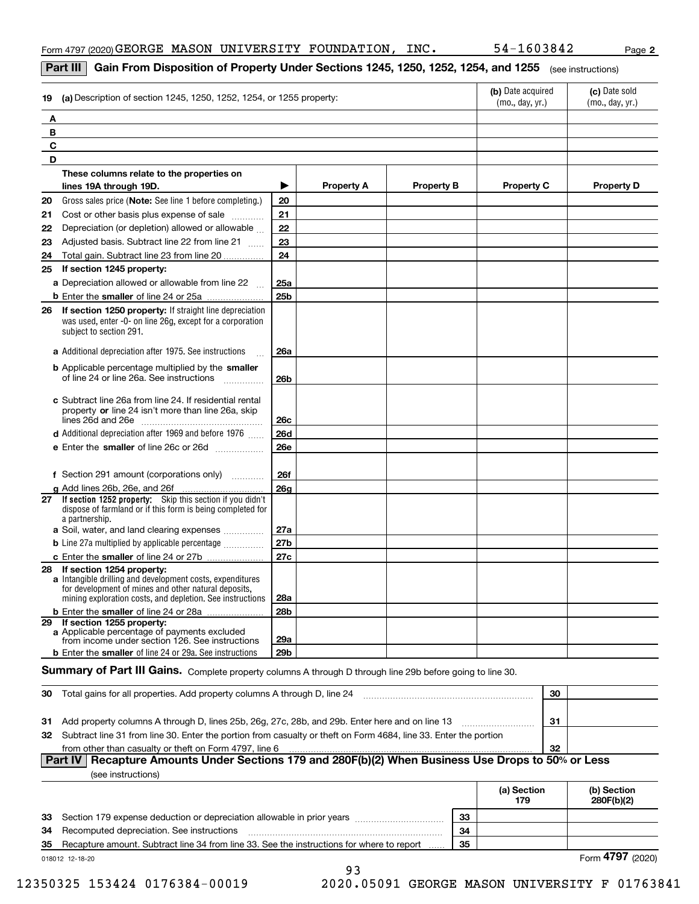Form 4797 (2020) GEORGE MASON UNIVERSITY FOUNDATION, INC. 54-1603842 Page **2**

## Part III Gain From Disposition of Property Under Sections 1245, 1250, 1252, 1254, and 1255 (see instructions)

| 19 (a) Description of section 1245, 1250, 1252, 1254, or 1255 property: | (b) Date acquired (mo., day, yr.) | (c) Date sold (mo., day, yr.) |
|---|---|---|
| A | | |
| B | | |
| C | | |
| D | | |

| These columns relate to the properties on lines 19A through 19D. | ▶ | Property A | Property B | Property C | Property D |
|---|---|---|---|---|---|
| 20 Gross sales price (**Note:** See line 1 before completing.) | 20 | | | | |
| 21 Cost or other basis plus expense of sale | 21 | | | | |
| 22 Depreciation (or depletion) allowed or allowable | 22 | | | | |
| 23 Adjusted basis. Subtract line 22 from line 21 | 23 | | | | |
| 24 Total gain. Subtract line 23 from line 20 | 24 | | | | |
| 25 **If section 1245 property:** | | | | | |
| a Depreciation allowed or allowable from line 22 | 25a | | | | |
| b Enter the **smaller** of line 24 or 25a | 25b | | | | |
| 26 **If section 1250 property:** If straight line depreciation was used, enter -0- on line 26g, except for a corporation subject to section 291. | | | | | |
| a Additional depreciation after 1975. See instructions | 26a | | | | |
| b Applicable percentage multiplied by the **smaller** of line 24 or line 26a. See instructions | 26b | | | | |
| c Subtract line 26a from line 24. If residential rental property **or** line 24 isn't more than line 26a, skip lines 26d and 26e | 26c | | | | |
| d Additional depreciation after 1969 and before 1976 | 26d | | | | |
| e Enter the **smaller** of line 26c or 26d | 26e | | | | |
| f Section 291 amount (corporations only) | 26f | | | | |
| g Add lines 26b, 26e, and 26f | 26g | | | | |
| 27 **If section 1252 property:** Skip this section if you didn't dispose of farmland or if this form is being completed for a partnership. | | | | | |
| a Soil, water, and land clearing expenses | 27a | | | | |
| b Line 27a multiplied by applicable percentage | 27b | | | | |
| c Enter the **smaller** of line 24 or 27b | 27c | | | | |
| 28 **If section 1254 property:** a Intangible drilling and development costs, expenditures for development of mines and other natural deposits, mining exploration costs, and depletion. See instructions | 28a | | | | |
| b Enter the **smaller** of line 24 or 28a | 28b | | | | |
| 29 **If section 1255 property:** a Applicable percentage of payments excluded from income under section 126. See instructions | 29a | | | | |
| b Enter the **smaller** of line 24 or 29a. See instructions | 29b | | | | |

**Summary of Part III Gains.** Complete property columns A through D through line 29b before going to line 30.

| | | |
|---|---|---|
| 30 Total gains for all properties. Add property columns A through D, line 24 | 30 | |
| 31 Add property columns A through D, lines 25b, 26g, 27c, 28b, and 29b. Enter here and on line 13 | 31 | |
| 32 Subtract line 31 from line 30. Enter the portion from casualty or theft on Form 4684, line 33. Enter the portion from other than casualty or theft on Form 4797, line 6 | 32 | |

## Part IV Recapture Amounts Under Sections 179 and 280F(b)(2) When Business Use Drops to 50% or Less

(see instructions)

| | | (a) Section 179 | (b) Section 280F(b)(2) |
|---|---|---|---|
| 33 Section 179 expense deduction or depreciation allowable in prior years | 33 | | |
| 34 Recomputed depreciation. See instructions | 34 | | |
| 35 Recapture amount. Subtract line 34 from line 33. See the instructions for where to report | 35 | | |

018012 12-18-20 Form **4797** (2020)

12350325 153424 0176384-00019 2020.05091 GEORGE MASON UNIVERSITY F 01763841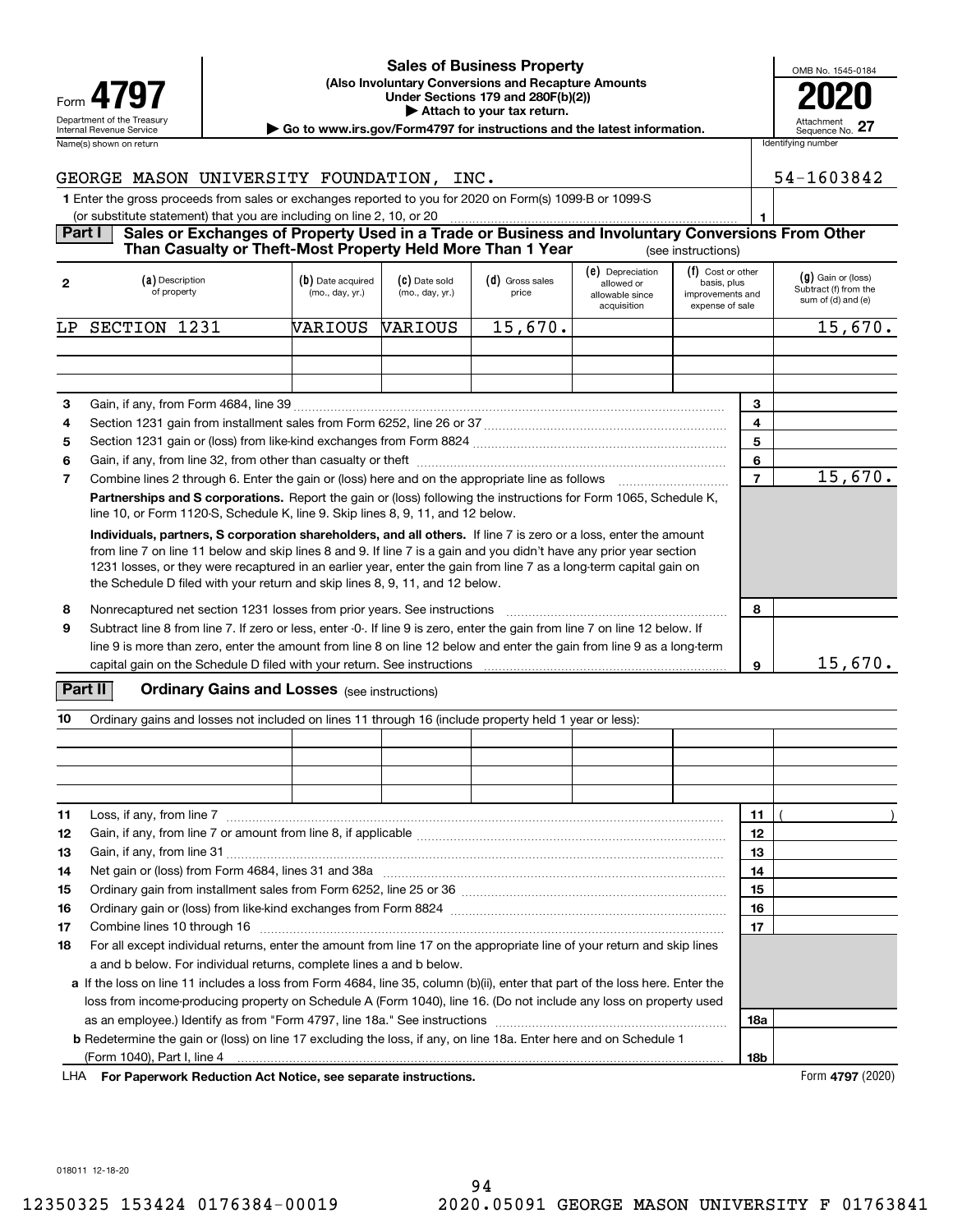# Form 4797 — Sales of Business Property

**(Also Involuntary Conversions and Recapture Amounts Under Sections 179 and 280F(b)(2))**

▶ Attach to your tax return.

▶ Go to www.irs.gov/Form4797 for instructions and the latest information.

Department of the Treasury
Internal Revenue Service

OMB No. 1545-0184

**2020**

Attachment Sequence No. **27**

Name(s) shown on return: GEORGE MASON UNIVERSITY FOUNDATION, INC.

Identifying number: 54-1603842

**1** Enter the gross proceeds from sales or exchanges reported to you for 2020 on Form(s) 1099-B or 1099-S (or substitute statement) that you are including on line 2, 10, or 20 ..... **1**

## Part I — Sales or Exchanges of Property Used in a Trade or Business and Involuntary Conversions From Other Than Casualty or Theft-Most Property Held More Than 1 Year (see instructions)

| 2 (a) Description of property | (b) Date acquired (mo., day, yr.) | (c) Date sold (mo., day, yr.) | (d) Gross sales price | (e) Depreciation allowed or allowable since acquisition | (f) Cost or other basis, plus improvements and expense of sale | (g) Gain or (loss) Subtract (f) from the sum of (d) and (e) |
|---|---|---|---|---|---|---|
| LP SECTION 1231 | VARIOUS | VARIOUS | 15,670. | | | 15,670. |
| | | | | | | |
| | | | | | | |

| Line | Description | | Amount |
|---|---|---|---|
| 3 | Gain, if any, from Form 4684, line 39 | 3 | |
| 4 | Section 1231 gain from installment sales from Form 6252, line 26 or 37 | 4 | |
| 5 | Section 1231 gain or (loss) from like-kind exchanges from Form 8824 | 5 | |
| 6 | Gain, if any, from line 32, from other than casualty or theft | 6 | |
| 7 | Combine lines 2 through 6. Enter the gain or (loss) here and on the appropriate line as follows | 7 | 15,670. |

**Partnerships and S corporations.** Report the gain or (loss) following the instructions for Form 1065, Schedule K, line 10, or Form 1120-S, Schedule K, line 9. Skip lines 8, 9, 11, and 12 below.

**Individuals, partners, S corporation shareholders, and all others.** If line 7 is zero or a loss, enter the amount from line 7 on line 11 below and skip lines 8 and 9. If line 7 is a gain and you didn't have any prior year section 1231 losses, or they were recaptured in an earlier year, enter the gain from line 7 as a long-term capital gain on the Schedule D filed with your return and skip lines 8, 9, 11, and 12 below.

| Line | Description | | Amount |
|---|---|---|---|
| 8 | Nonrecaptured net section 1231 losses from prior years. See instructions | 8 | |
| 9 | Subtract line 8 from line 7. If zero or less, enter -0-. If line 9 is zero, enter the gain from line 7 on line 12 below. If line 9 is more than zero, enter the amount from line 8 on line 12 below and enter the gain from line 9 as a long-term capital gain on the Schedule D filed with your return. See instructions | 9 | 15,670. |

## Part II — Ordinary Gains and Losses (see instructions)

**10** Ordinary gains and losses not included on lines 11 through 16 (include property held 1 year or less):

| | | | | | | |
|---|---|---|---|---|---|---|
| | | | | | | |
| | | | | | | |
| | | | | | | |

| Line | Description | | Amount |
|---|---|---|---|
| 11 | Loss, if any, from line 7 | 11 | ( ) |
| 12 | Gain, if any, from line 7 or amount from line 8, if applicable | 12 | |
| 13 | Gain, if any, from line 31 | 13 | |
| 14 | Net gain or (loss) from Form 4684, lines 31 and 38a | 14 | |
| 15 | Ordinary gain from installment sales from Form 6252, line 25 or 36 | 15 | |
| 16 | Ordinary gain or (loss) from like-kind exchanges from Form 8824 | 16 | |
| 17 | Combine lines 10 through 16 | 17 | |
| 18 | For all except individual returns, enter the amount from line 17 on the appropriate line of your return and skip lines a and b below. For individual returns, complete lines a and b below. | | |
| a | If the loss on line 11 includes a loss from Form 4684, line 35, column (b)(ii), enter that part of the loss here. Enter the loss from income-producing property on Schedule A (Form 1040), line 16. (Do not include any loss on property used as an employee.) Identify as from "Form 4797, line 18a." See instructions | 18a | |
| b | Redetermine the gain or (loss) on line 17 excluding the loss, if any, on line 18a. Enter here and on Schedule 1 (Form 1040), Part I, line 4 | 18b | |

LHA **For Paperwork Reduction Act Notice, see separate instructions.** Form **4797** (2020)

018011 12-18-20

12350325 153424 0176384-00019 2020.05091 GEORGE MASON UNIVERSITY F 01763841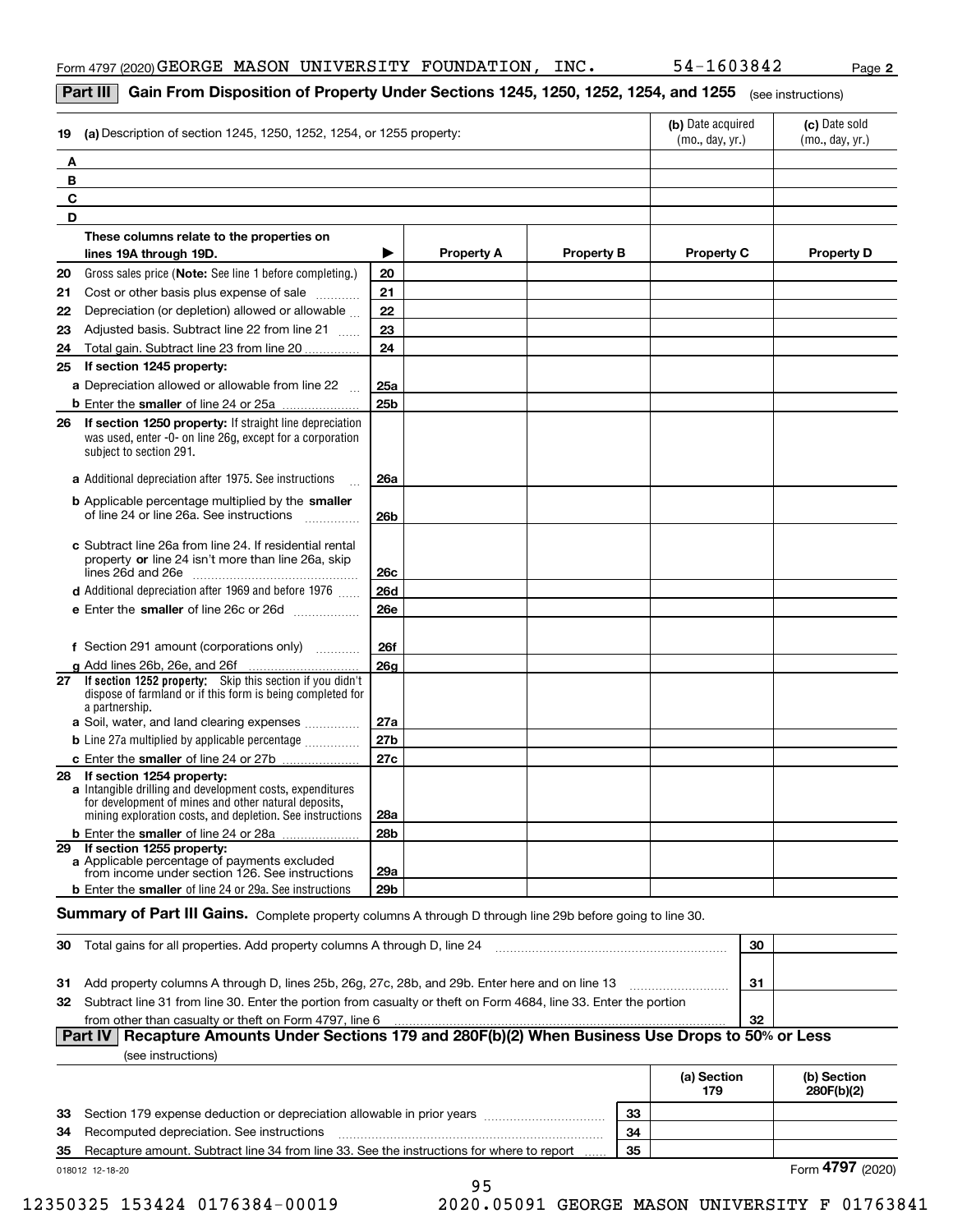Form 4797 (2020) GEORGE MASON UNIVERSITY FOUNDATION, INC. 54-1603842 Page 2

## Part III Gain From Disposition of Property Under Sections 1245, 1250, 1252, 1254, and 1255 (see instructions)

| 19 (a) Description of section 1245, 1250, 1252, 1254, or 1255 property: | (b) Date acquired (mo., day, yr.) | (c) Date sold (mo., day, yr.) |
|---|---|---|
| A | | |
| B | | |
| C | | |
| D | | |

| These columns relate to the properties on lines 19A through 19D. | ▶ | Property A | Property B | Property C | Property D |
|---|---|---|---|---|---|
| 20 Gross sales price (**Note:** See line 1 before completing.) | 20 | | | | |
| 21 Cost or other basis plus expense of sale | 21 | | | | |
| 22 Depreciation (or depletion) allowed or allowable | 22 | | | | |
| 23 Adjusted basis. Subtract line 22 from line 21 | 23 | | | | |
| 24 Total gain. Subtract line 23 from line 20 | 24 | | | | |
| **25 If section 1245 property:** | | | | | |
| a Depreciation allowed or allowable from line 22 | 25a | | | | |
| b Enter the **smaller** of line 24 or 25a | 25b | | | | |
| **26 If section 1250 property:** If straight line depreciation was used, enter -0- on line 26g, except for a corporation subject to section 291. | | | | | |
| a Additional depreciation after 1975. See instructions | 26a | | | | |
| b Applicable percentage multiplied by the **smaller** of line 24 or line 26a. See instructions | 26b | | | | |
| c Subtract line 26a from line 24. If residential rental property **or** line 24 isn't more than line 26a, skip lines 26d and 26e | 26c | | | | |
| d Additional depreciation after 1969 and before 1976 | 26d | | | | |
| e Enter the **smaller** of line 26c or 26d | 26e | | | | |
| f Section 291 amount (corporations only) | 26f | | | | |
| g Add lines 26b, 26e, and 26f | 26g | | | | |
| **27 If section 1252 property:** Skip this section if you didn't dispose of farmland or if this form is being completed for a partnership. | | | | | |
| a Soil, water, and land clearing expenses | 27a | | | | |
| b Line 27a multiplied by applicable percentage | 27b | | | | |
| c Enter the **smaller** of line 24 or 27b | 27c | | | | |
| **28 If section 1254 property:** | | | | | |
| a Intangible drilling and development costs, expenditures for development of mines and other natural deposits, mining exploration costs, and depletion. See instructions | 28a | | | | |
| b Enter the **smaller** of line 24 or 28a | 28b | | | | |
| **29 If section 1255 property:** | | | | | |
| a Applicable percentage of payments excluded from income under section 126. See instructions | 29a | | | | |
| b Enter the **smaller** of line 24 or 29a. See instructions | 29b | | | | |

**Summary of Part III Gains.** Complete property columns A through D through line 29b before going to line 30.

| | | |
|---|---|---|
| 30 Total gains for all properties. Add property columns A through D, line 24 | 30 | |
| 31 Add property columns A through D, lines 25b, 26g, 27c, 28b, and 29b. Enter here and on line 13 | 31 | |
| 32 Subtract line 31 from line 30. Enter the portion from casualty or theft on Form 4684, line 33. Enter the portion from other than casualty or theft on Form 4797, line 6 | 32 | |

## Part IV Recapture Amounts Under Sections 179 and 280F(b)(2) When Business Use Drops to 50% or Less

(see instructions)

| | | (a) Section 179 | (b) Section 280F(b)(2) |
|---|---|---|---|
| 33 Section 179 expense deduction or depreciation allowable in prior years | 33 | | |
| 34 Recomputed depreciation. See instructions | 34 | | |
| 35 Recapture amount. Subtract line 34 from line 33. See the instructions for where to report | 35 | | |

018012 12-18-20 Form 4797 (2020)

12350325 153424 0176384-00019 2020.05091 GEORGE MASON UNIVERSITY F 01763841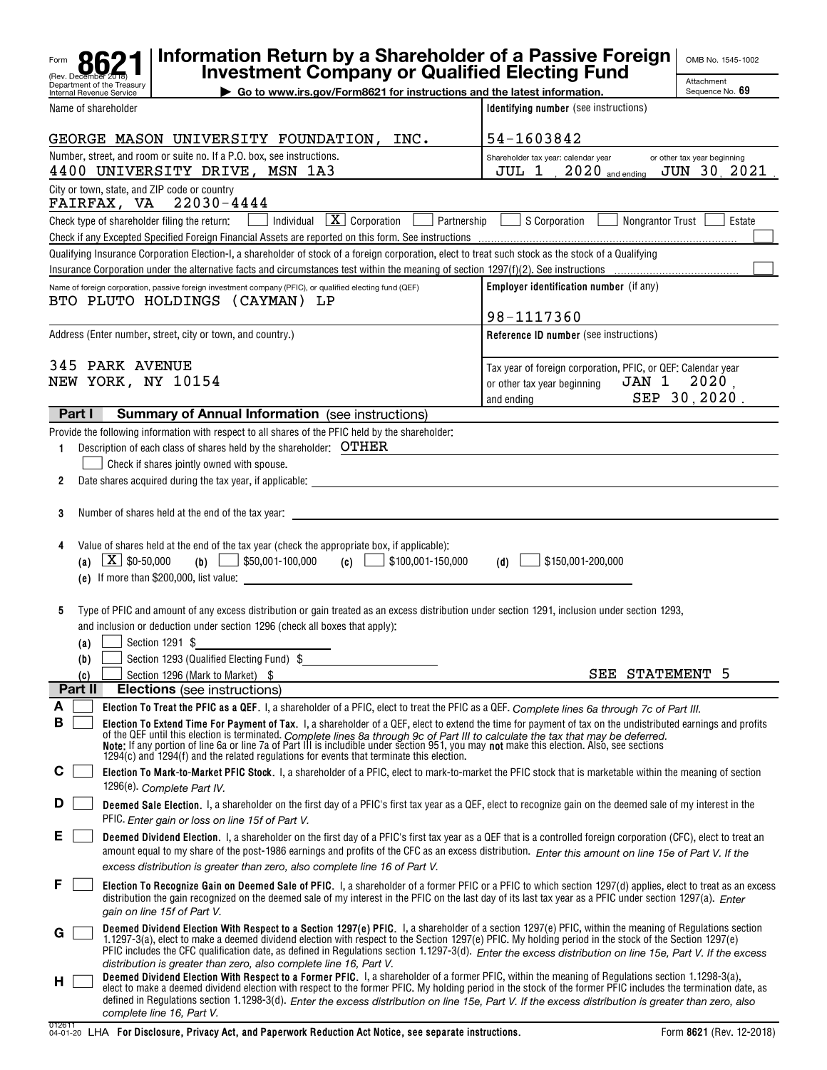Form **8621** (Rev. December 2018) Department of the Treasury Internal Revenue Service

# Information Return by a Shareholder of a Passive Foreign Investment Company or Qualified Electing Fund

▶ Go to www.irs.gov/Form8621 for instructions and the latest information.

OMB No. 1545-1002

Attachment Sequence No. **69**

| Name of shareholder | Identifying number (see instructions) |
|---|---|
| GEORGE MASON UNIVERSITY FOUNDATION, INC. | 54-1603842 |
| Number, street, and room or suite no. If a P.O. box, see instructions. 4400 UNIVERSITY DRIVE, MSN 1A3 | Shareholder tax year: calendar year or other tax year beginning JUL 1, 2020 and ending JUN 30, 2021. |
| City or town, state, and ZIP code or country FAIRFAX, VA 22030-4444 | |

Check type of shareholder filing the return: ☐ Individual ☒ Corporation ☐ Partnership ☐ S Corporation ☐ Nongrantor Trust ☐ Estate

Check if any Excepted Specified Foreign Financial Assets are reported on this form. See instructions ☐

Qualifying Insurance Corporation Election-I, a shareholder of stock of a foreign corporation, elect to treat such stock as the stock of a Qualifying Insurance Corporation under the alternative facts and circumstances test within the meaning of section 1297(f)(2). See instructions ☐

| Name of foreign corporation, passive foreign investment company (PFIC), or qualified electing fund (QEF) | Employer identification number (if any) |
|---|---|
| BTO PLUTO HOLDINGS (CAYMAN) LP | 98-1117360 |
| Address (Enter number, street, city or town, and country.) | Reference ID number (see instructions) |
| 345 PARK AVENUE NEW YORK, NY 10154 | Tax year of foreign corporation, PFIC, or QEF: Calendar year or other tax year beginning JAN 1 2020, and ending SEP 30, 2020. |

## Part I Summary of Annual Information (see instructions)

Provide the following information with respect to all shares of the PFIC held by the shareholder:

1 Description of each class of shares held by the shareholder: OTHER

☐ Check if shares jointly owned with spouse.

2 Date shares acquired during the tax year, if applicable:

3 Number of shares held at the end of the tax year:

4 Value of shares held at the end of the tax year (check the appropriate box, if applicable):

(a) ☒ $0-50,000 (b) ☐ $50,001-100,000 (c) ☐ $100,001-150,000 (d) ☐ $150,001-200,000

(e) If more than $200,000, list value:

5 Type of PFIC and amount of any excess distribution or gain treated as an excess distribution under section 1291, inclusion under section 1293, and inclusion or deduction under section 1296 (check all boxes that apply):

(a) ☐ Section 1291 $

(b) ☐ Section 1293 (Qualified Electing Fund) $

(c) ☐ Section 1296 (Mark to Market) $ SEE STATEMENT 5

## Part II Elections (see instructions)

**A** ☐ **Election To Treat the PFIC as a QEF.** I, a shareholder of a PFIC, elect to treat the PFIC as a QEF. *Complete lines 6a through 7c of Part III.*

**B** ☐ **Election To Extend Time For Payment of Tax.** I, a shareholder of a QEF, elect to extend the time for payment of tax on the undistributed earnings and profits of the QEF until this election is terminated. *Complete lines 8a through 9c of Part III to calculate the tax that may be deferred.* **Note:** If any portion of line 6a or line 7a of Part III is includible under section 951, you may **not** make this election. Also, see sections 1294(c) and 1294(f) and the related regulations for events that terminate this election.

**C** ☐ **Election To Mark-to-Market PFIC Stock.** I, a shareholder of a PFIC, elect to mark-to-market the PFIC stock that is marketable within the meaning of section 1296(e). *Complete Part IV.*

**D** ☐ **Deemed Sale Election.** I, a shareholder on the first day of a PFIC's first tax year as a QEF, elect to recognize gain on the deemed sale of my interest in the PFIC. *Enter gain or loss on line 15f of Part V.*

**E** ☐ **Deemed Dividend Election.** I, a shareholder on the first day of a PFIC's first tax year as a QEF that is a controlled foreign corporation (CFC), elect to treat an amount equal to my share of the post-1986 earnings and profits of the CFC as an excess distribution. *Enter this amount on line 15e of Part V. If the excess distribution is greater than zero, also complete line 16 of Part V.*

**F** ☐ **Election To Recognize Gain on Deemed Sale of PFIC.** I, a shareholder of a former PFIC or a PFIC to which section 1297(d) applies, elect to treat as an excess distribution the gain recognized on the deemed sale of my interest in the PFIC on the last day of its last tax year as a PFIC under section 1297(a). *Enter gain on line 15f of Part V.*

**G** ☐ **Deemed Dividend Election With Respect to a Section 1297(e) PFIC.** I, a shareholder of a section 1297(e) PFIC, within the meaning of Regulations section 1.1297-3(a), elect to make a deemed dividend election with respect to the Section 1297(e) PFIC. My holding period in the stock of the Section 1297(e) PFIC includes the CFC qualification date, as defined in Regulations section 1.1297-3(d). *Enter the excess distribution on line 15e, Part V. If the excess distribution is greater than zero, also complete line 16, Part V.*

**H** ☐ **Deemed Dividend Election With Respect to a Former PFIC.** I, a shareholder of a former PFIC, within the meaning of Regulations section 1.1298-3(a), elect to make a deemed dividend election with respect to the former PFIC. My holding period in the stock of the former PFIC includes the termination date, as defined in Regulations section 1.1298-3(d). *Enter the excess distribution on line 15e, Part V. If the excess distribution is greater than zero, also complete line 16, Part V.*

012611 04-01-20 LHA **For Disclosure, Privacy Act, and Paperwork Reduction Act Notice, see separate instructions.** Form **8621** (Rev. 12-2018)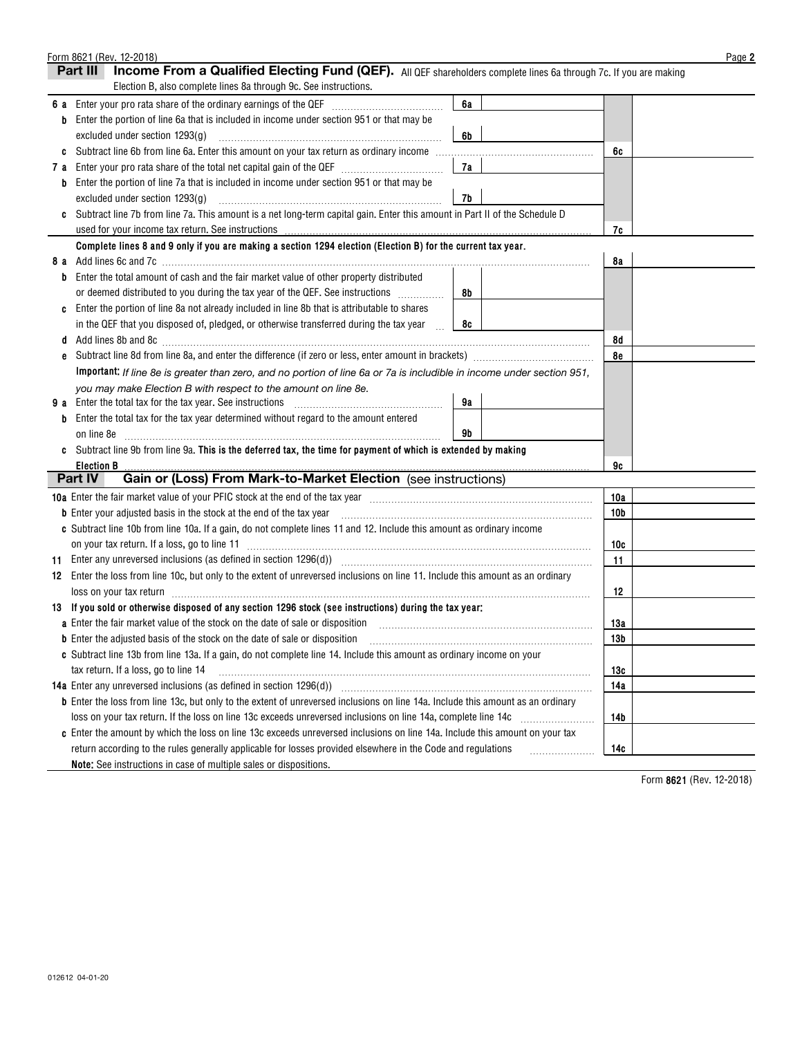## Part III Income From a Qualified Electing Fund (QEF).

All QEF shareholders complete lines 6a through 7c. If you are making Election B, also complete lines 8a through 9c. See instructions.

| Line | Description | Box | Amount | Line | Amount |
|---|---|---|---|---|---|
| 6 a | Enter your pro rata share of the ordinary earnings of the QEF | 6a | | | |
| b | Enter the portion of line 6a that is included in income under section 951 or that may be excluded under section 1293(g) | 6b | | | |
| c | Subtract line 6b from line 6a. Enter this amount on your tax return as ordinary income | | | 6c | |
| 7 a | Enter your pro rata share of the total net capital gain of the QEF | 7a | | | |
| b | Enter the portion of line 7a that is included in income under section 951 or that may be excluded under section 1293(g) | 7b | | | |
| c | Subtract line 7b from line 7a. This amount is a net long-term capital gain. Enter this amount in Part II of the Schedule D used for your income tax return. See instructions | | | 7c | |

**Complete lines 8 and 9 only if you are making a section 1294 election (Election B) for the current tax year.**

| Line | Description | Box | Amount | Line | Amount |
|---|---|---|---|---|---|
| 8 a | Add lines 6c and 7c | | | 8a | |
| b | Enter the total amount of cash and the fair market value of other property distributed or deemed distributed to you during the tax year of the QEF. See instructions | 8b | | | |
| c | Enter the portion of line 8a not already included in line 8b that is attributable to shares in the QEF that you disposed of, pledged, or otherwise transferred during the tax year | 8c | | | |
| d | Add lines 8b and 8c | | | 8d | |
| e | Subtract line 8d from line 8a, and enter the difference (if zero or less, enter amount in brackets) | | | 8e | |

**Important:** *If line 8e is greater than zero, and no portion of line 6a or 7a is includible in income under section 951, you may make Election B with respect to the amount on line 8e.*

| Line | Description | Box | Amount | Line | Amount |
|---|---|---|---|---|---|
| 9 a | Enter the total tax for the tax year. See instructions | 9a | | | |
| b | Enter the total tax for the tax year determined without regard to the amount entered on line 8e | 9b | | | |
| c | Subtract line 9b from line 9a. **This is the deferred tax, the time for payment of which is extended by making Election B** | | | 9c | |

## Part IV Gain or (Loss) From Mark-to-Market Election (see instructions)

| Line | Description | Line | Amount |
|---|---|---|---|
| 10a | Enter the fair market value of your PFIC stock at the end of the tax year | 10a | |
| b | Enter your adjusted basis in the stock at the end of the tax year | 10b | |
| c | Subtract line 10b from line 10a. If a gain, do not complete lines 11 and 12. Include this amount as ordinary income on your tax return. If a loss, go to line 11 | 10c | |
| 11 | Enter any unreversed inclusions (as defined in section 1296(d)) | 11 | |
| 12 | Enter the loss from line 10c, but only to the extent of unreversed inclusions on line 11. Include this amount as an ordinary loss on your tax return | 12 | |
| 13 | **If you sold or otherwise disposed of any section 1296 stock (see instructions) during the tax year:** | | |
| a | Enter the fair market value of the stock on the date of sale or disposition | 13a | |
| b | Enter the adjusted basis of the stock on the date of sale or disposition | 13b | |
| c | Subtract line 13b from line 13a. If a gain, do not complete line 14. Include this amount as ordinary income on your tax return. If a loss, go to line 14 | 13c | |
| 14a | Enter any unreversed inclusions (as defined in section 1296(d)) | 14a | |
| b | Enter the loss from line 13c, but only to the extent of unreversed inclusions on line 14a. Include this amount as an ordinary loss on your tax return. If the loss on line 13c exceeds unreversed inclusions on line 14a, complete line 14c | 14b | |
| c | Enter the amount by which the loss on line 13c exceeds unreversed inclusions on line 14a. Include this amount on your tax return according to the rules generally applicable for losses provided elsewhere in the Code and regulations | 14c | |

**Note:** See instructions in case of multiple sales or dispositions.

Form **8621** (Rev. 12-2018)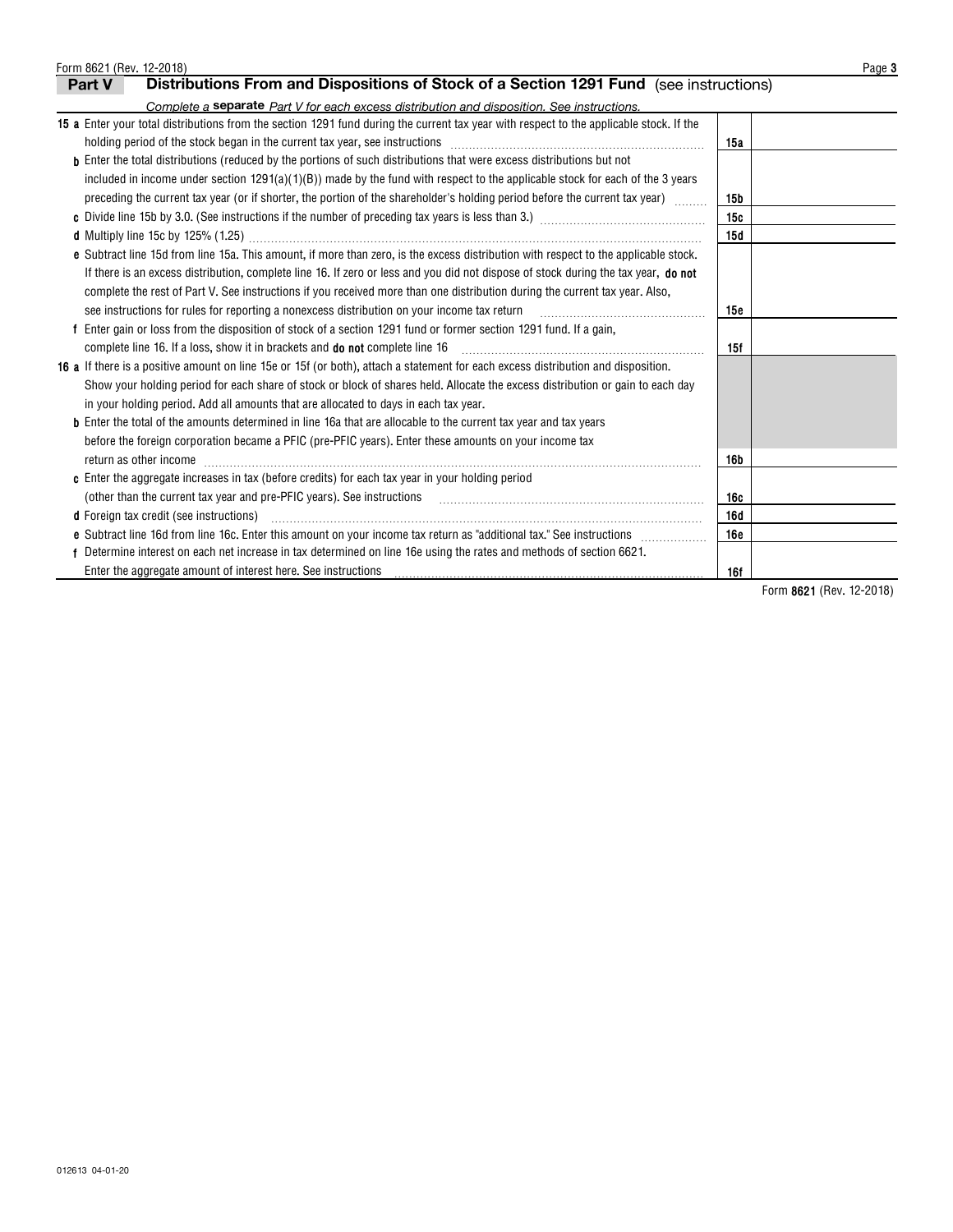## Part V Distributions From and Dispositions of Stock of a Section 1291 Fund (see instructions)

*Complete a* **separate** *Part V for each excess distribution and disposition. See instructions.*

| | | |
|---|---|---|
| **15 a** Enter your total distributions from the section 1291 fund during the current tax year with respect to the applicable stock. If the holding period of the stock began in the current tax year, see instructions | 15a | |
| **b** Enter the total distributions (reduced by the portions of such distributions that were excess distributions but not included in income under section 1291(a)(1)(B)) made by the fund with respect to the applicable stock for each of the 3 years preceding the current tax year (or if shorter, the portion of the shareholder's holding period before the current tax year) | 15b | |
| **c** Divide line 15b by 3.0. (See instructions if the number of preceding tax years is less than 3.) | 15c | |
| **d** Multiply line 15c by 125% (1.25) | 15d | |
| **e** Subtract line 15d from line 15a. This amount, if more than zero, is the excess distribution with respect to the applicable stock. If there is an excess distribution, complete line 16. If zero or less and you did not dispose of stock during the tax year, **do not** complete the rest of Part V. See instructions if you received more than one distribution during the current tax year. Also, see instructions for rules for reporting a nonexcess distribution on your income tax return | 15e | |
| **f** Enter gain or loss from the disposition of stock of a section 1291 fund or former section 1291 fund. If a gain, complete line 16. If a loss, show it in brackets and **do not** complete line 16 | 15f | |
| **16 a** If there is a positive amount on line 15e or 15f (or both), attach a statement for each excess distribution and disposition. Show your holding period for each share of stock or block of shares held. Allocate the excess distribution or gain to each day in your holding period. Add all amounts that are allocated to days in each tax year. | | |
| **b** Enter the total of the amounts determined in line 16a that are allocable to the current tax year and tax years before the foreign corporation became a PFIC (pre-PFIC years). Enter these amounts on your income tax return as other income | 16b | |
| **c** Enter the aggregate increases in tax (before credits) for each tax year in your holding period (other than the current tax year and pre-PFIC years). See instructions | 16c | |
| **d** Foreign tax credit (see instructions) | 16d | |
| **e** Subtract line 16d from line 16c. Enter this amount on your income tax return as "additional tax." See instructions | 16e | |
| **f** Determine interest on each net increase in tax determined on line 16e using the rates and methods of section 6621. Enter the aggregate amount of interest here. See instructions | 16f | |

Form **8621** (Rev. 12-2018)

012613 04-01-20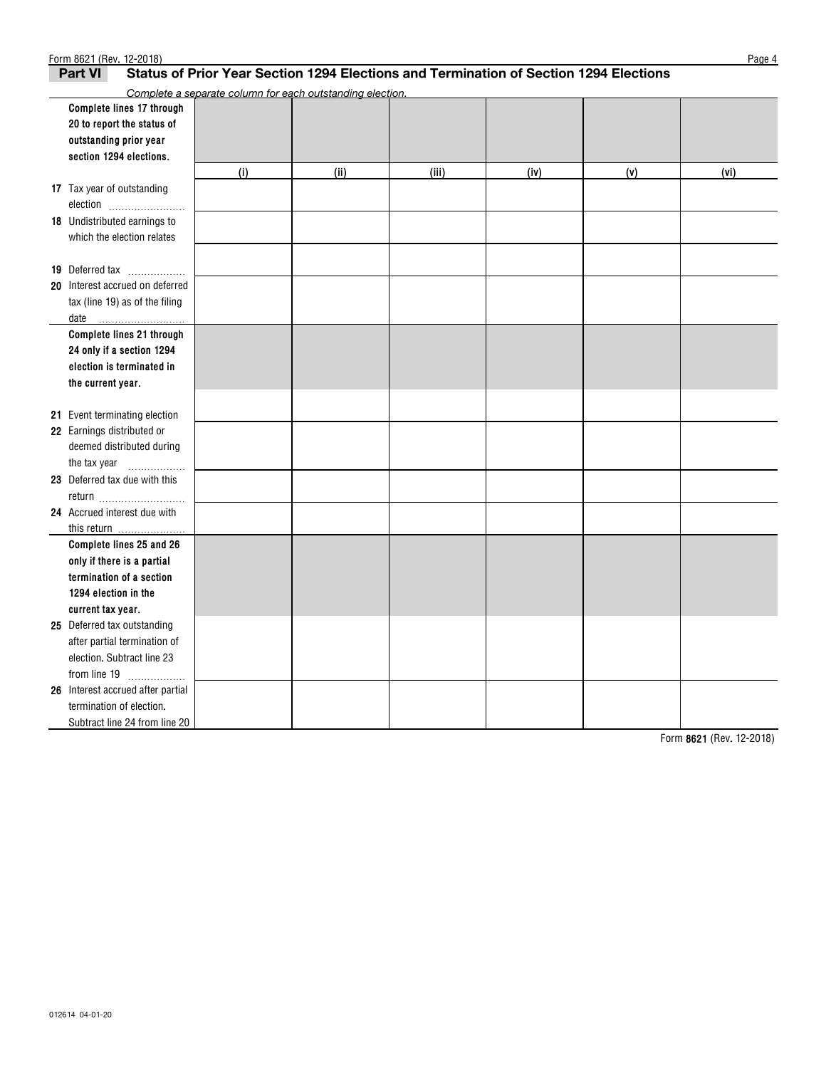## Part VI Status of Prior Year Section 1294 Elections and Termination of Section 1294 Elections

*Complete a separate column for each outstanding election.*

| | (i) | (ii) | (iii) | (iv) | (v) | (vi) |
|---|---|---|---|---|---|---|
| **Complete lines 17 through 20 to report the status of outstanding prior year section 1294 elections.** | | | | | | |
| **17** Tax year of outstanding election | | | | | | |
| **18** Undistributed earnings to which the election relates | | | | | | |
| **19** Deferred tax | | | | | | |
| **20** Interest accrued on deferred tax (line 19) as of the filing date | | | | | | |
| **Complete lines 21 through 24 only if a section 1294 election is terminated in the current year.** | | | | | | |
| **21** Event terminating election | | | | | | |
| **22** Earnings distributed or deemed distributed during the tax year | | | | | | |
| **23** Deferred tax due with this return | | | | | | |
| **24** Accrued interest due with this return | | | | | | |
| **Complete lines 25 and 26 only if there is a partial termination of a section 1294 election in the current tax year.** | | | | | | |
| **25** Deferred tax outstanding after partial termination of election. Subtract line 23 from line 19 | | | | | | |
| **26** Interest accrued after partial termination of election. Subtract line 24 from line 20 | | | | | | |

Form **8621** (Rev. 12-2018)

012614 04-01-20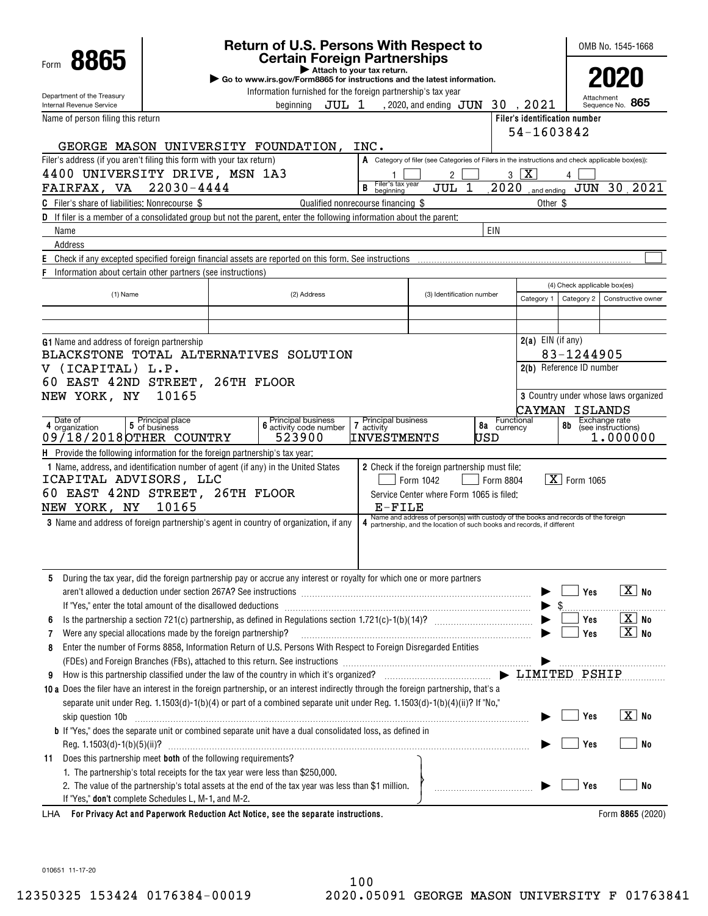Form **8865**

Department of the Treasury
Internal Revenue Service

# Return of U.S. Persons With Respect to Certain Foreign Partnerships

▶ Attach to your tax return.
▶ Go to www.irs.gov/Form8865 for instructions and the latest information.

Information furnished for the foreign partnership's tax year beginning JUL 1 , 2020, and ending JUN 30 , 2021

OMB No. 1545-1668

**2020**

Attachment Sequence No. **865**

Name of person filing this return: GEORGE MASON UNIVERSITY FOUNDATION, INC.

Filer's identification number: 54-1603842

Filer's address (if you aren't filing this form with your tax return): 4400 UNIVERSITY DRIVE, MSN 1A3, FAIRFAX, VA 22030-4444

**A** Category of filer (see Categories of Filers in the instructions and check applicable box(es)): 1 [ ] 2 [ ] 3 [X] 4 [ ]

**B** Filer's tax year beginning JUL 1 , 2020 , and ending JUN 30 , 2021

**C** Filer's share of liabilities: Nonrecourse $ Qualified nonrecourse financing $ Other $

**D** If filer is a member of a consolidated group but not the parent, enter the following information about the parent:

Name | EIN
Address

**E** Check if any excepted specified foreign financial assets are reported on this form. See instructions [ ]

**F** Information about certain other partners (see instructions)

| (1) Name | (2) Address | (3) Identification number | (4) Check applicable box(es) Category 1 | Category 2 | Constructive owner |
|---|---|---|---|---|---|
| | | | | | |
| | | | | | |

**G1** Name and address of foreign partnership
BLACKSTONE TOTAL ALTERNATIVES SOLUTION V (ICAPITAL) L.P.
60 EAST 42ND STREET, 26TH FLOOR
NEW YORK, NY 10165

**2(a)** EIN (if any): 83-1244905

**2(b)** Reference ID number:

**3** Country under whose laws organized: CAYMAN ISLANDS

| 4 Date of organization | 5 Principal place of business | 6 Principal business activity code number | 7 Principal business activity | 8a Functional currency | 8b Exchange rate (see instructions) |
|---|---|---|---|---|---|
| 09/18/2018 | OTHER COUNTRY | 523900 | INVESTMENTS | USD | 1.000000 |

**H** Provide the following information for the foreign partnership's tax year:

**1** Name, address, and identification number of agent (if any) in the United States
ICAPITAL ADVISORS, LLC
60 EAST 42ND STREET, 26TH FLOOR
NEW YORK, NY 10165

**2** Check if the foreign partnership must file: [ ] Form 1042 [ ] Form 8804 [X] Form 1065
Service Center where Form 1065 is filed: E-FILE

**3** Name and address of foreign partnership's agent in country of organization, if any

**4** Name and address of person(s) with custody of the books and records of the foreign partnership, and the location of such books and records, if different

**5** During the tax year, did the foreign partnership pay or accrue any interest or royalty for which one or more partners aren't allowed a deduction under section 267A? See instructions ▶ [ ] Yes [X] No
If "Yes," enter the total amount of the disallowed deductions ▶ $

**6** Is the partnership a section 721(c) partnership, as defined in Regulations section 1.721(c)-1(b)(14)? ▶ [ ] Yes [X] No

**7** Were any special allocations made by the foreign partnership? ▶ [ ] Yes [X] No

**8** Enter the number of Forms 8858, Information Return of U.S. Persons With Respect to Foreign Disregarded Entities (FDEs) and Foreign Branches (FBs), attached to this return. See instructions ▶

**9** How is this partnership classified under the law of the country in which it's organized? ▶ LIMITED PSHIP

**10a** Does the filer have an interest in the foreign partnership, or an interest indirectly through the foreign partnership, that's a separate unit under Reg. 1.1503(d)-1(b)(4) or part of a combined separate unit under Reg. 1.1503(d)-1(b)(4)(ii)? If "No," skip question 10b ▶ [ ] Yes [X] No

**b** If "Yes," does the separate unit or combined separate unit have a dual consolidated loss, as defined in Reg. 1.1503(d)-1(b)(5)(ii)? ▶ [ ] Yes [ ] No

**11** Does this partnership meet **both** of the following requirements?
1. The partnership's total receipts for the tax year were less than $250,000.
2. The value of the partnership's total assets at the end of the tax year was less than $1 million.

If "Yes," **don't** complete Schedules L, M-1, and M-2. ▶ [ ] Yes [ ] No

LHA **For Privacy Act and Paperwork Reduction Act Notice, see the separate instructions.** Form **8865** (2020)

010651 11-17-20

100
12350325 153424 0176384-00019 2020.05091 GEORGE MASON UNIVERSITY F 01763841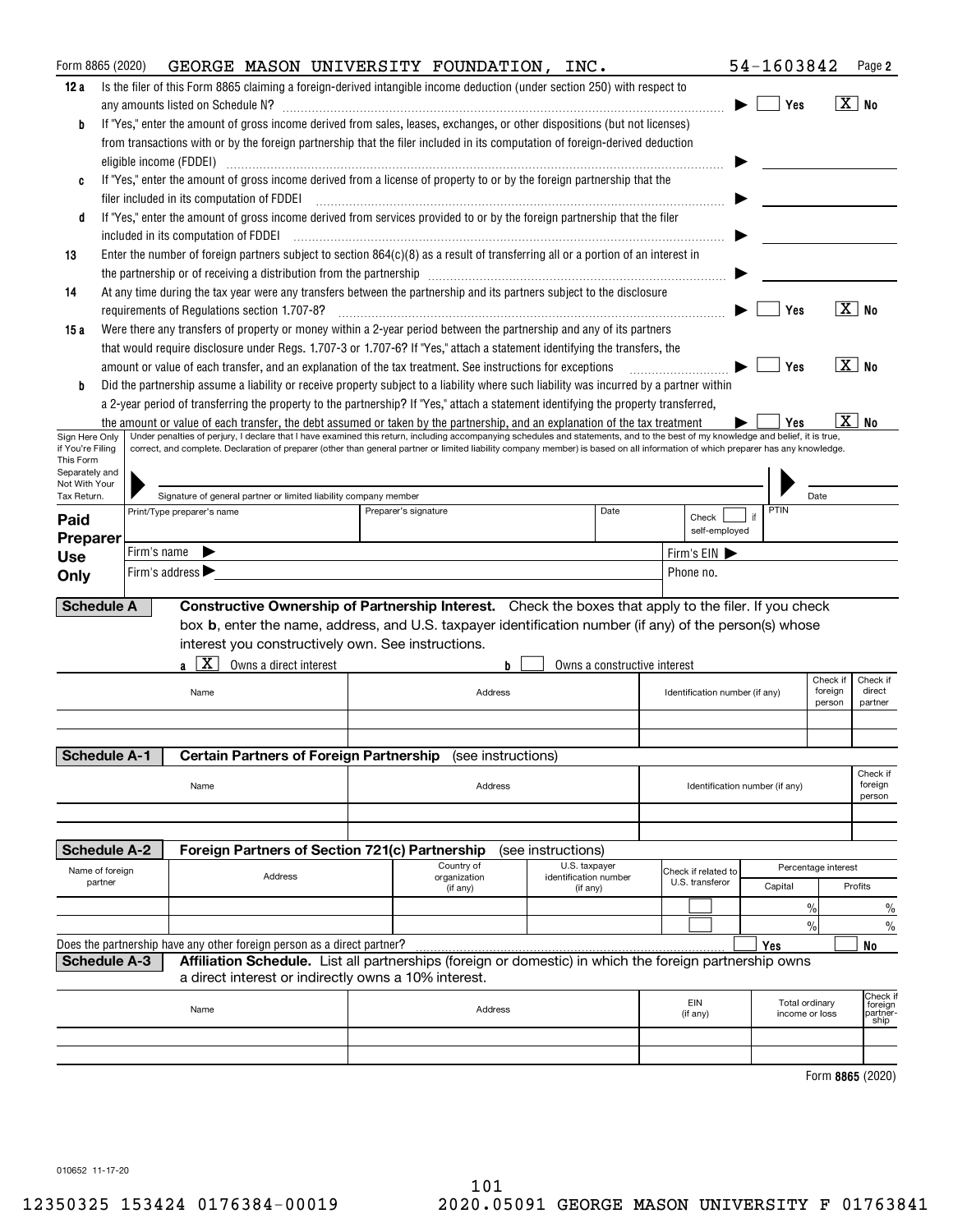Form 8865 (2020) GEORGE MASON UNIVERSITY FOUNDATION, INC. 54-1603842 Page **2**

**12a** Is the filer of this Form 8865 claiming a foreign-derived intangible income deduction (under section 250) with respect to any amounts listed on Schedule N? ▶ ☐ Yes ☒ No

**b** If "Yes," enter the amount of gross income derived from sales, leases, exchanges, or other dispositions (but not licenses) from transactions with or by the foreign partnership that the filer included in its computation of foreign-derived deduction eligible income (FDDEI) ▶

**c** If "Yes," enter the amount of gross income derived from a license of property to or by the foreign partnership that the filer included in its computation of FDDEI ▶

**d** If "Yes," enter the amount of gross income derived from services provided to or by the foreign partnership that the filer included in its computation of FDDEI ▶

**13** Enter the number of foreign partners subject to section 864(c)(8) as a result of transferring all or a portion of an interest in the partnership or of receiving a distribution from the partnership ▶

**14** At any time during the tax year were any transfers between the partnership and its partners subject to the disclosure requirements of Regulations section 1.707-8? ▶ ☐ Yes ☒ No

**15a** Were there any transfers of property or money within a 2-year period between the partnership and any of its partners that would require disclosure under Regs. 1.707-3 or 1.707-6? If "Yes," attach a statement identifying the transfers, the amount or value of each transfer, and an explanation of the tax treatment. See instructions for exceptions ▶ ☐ Yes ☒ No

**b** Did the partnership assume a liability or receive property subject to a liability where such liability was incurred by a partner within a 2-year period of transferring the property to the partnership? If "Yes," attach a statement identifying the property transferred, the amount or value of each transfer, the debt assumed or taken by the partnership, and an explanation of the tax treatment ▶ ☐ Yes ☒ No

**Sign Here Only if You're Filing This Form Separately and Not With Your Tax Return.** Under penalties of perjury, I declare that I have examined this return, including accompanying schedules and statements, and to the best of my knowledge and belief, it is true, correct, and complete. Declaration of preparer (other than general partner or limited liability company member) is based on all information of which preparer has any knowledge.

Signature of general partner or limited liability company member | Date

| **Paid Preparer Use Only** | Print/Type preparer's name | Preparer's signature | Date | Check ☐ if self-employed | PTIN |
|---|---|---|---|---|---|
| | Firm's name ▶ | | | Firm's EIN ▶ | |
| | Firm's address ▶ | | | Phone no. | |

**Schedule A** **Constructive Ownership of Partnership Interest.** Check the boxes that apply to the filer. If you check box **b**, enter the name, address, and U.S. taxpayer identification number (if any) of the person(s) whose interest you constructively own. See instructions.

**a** ☒ Owns a direct interest **b** ☐ Owns a constructive interest

| Name | Address | Identification number (if any) | Check if foreign person | Check if direct partner |
|---|---|---|---|---|
| | | | | |
| | | | | |

**Schedule A-1** **Certain Partners of Foreign Partnership** (see instructions)

| Name | Address | Identification number (if any) | Check if foreign person |
|---|---|---|---|
| | | | |
| | | | |

**Schedule A-2** **Foreign Partners of Section 721(c) Partnership** (see instructions)

| Name of foreign partner | Address | Country of organization (if any) | U.S. taxpayer identification number (if any) | Check if related to U.S. transferor | Percentage interest | |
|---|---|---|---|---|---|---|
| | | | | | Capital | Profits |
| | | | | ☐ | % | % |
| | | | | ☐ | % | % |

Does the partnership have any other foreign person as a direct partner? ☐ Yes ☐ No

**Schedule A-3** **Affiliation Schedule.** List all partnerships (foreign or domestic) in which the foreign partnership owns a direct interest or indirectly owns a 10% interest.

| Name | Address | EIN (if any) | Total ordinary income or loss | Check if foreign partnership |
|---|---|---|---|---|
| | | | | |
| | | | | |

Form **8865** (2020)

010652 11-17-20

12350325 153424 0176384-00019 2020.05091 GEORGE MASON UNIVERSITY F 01763841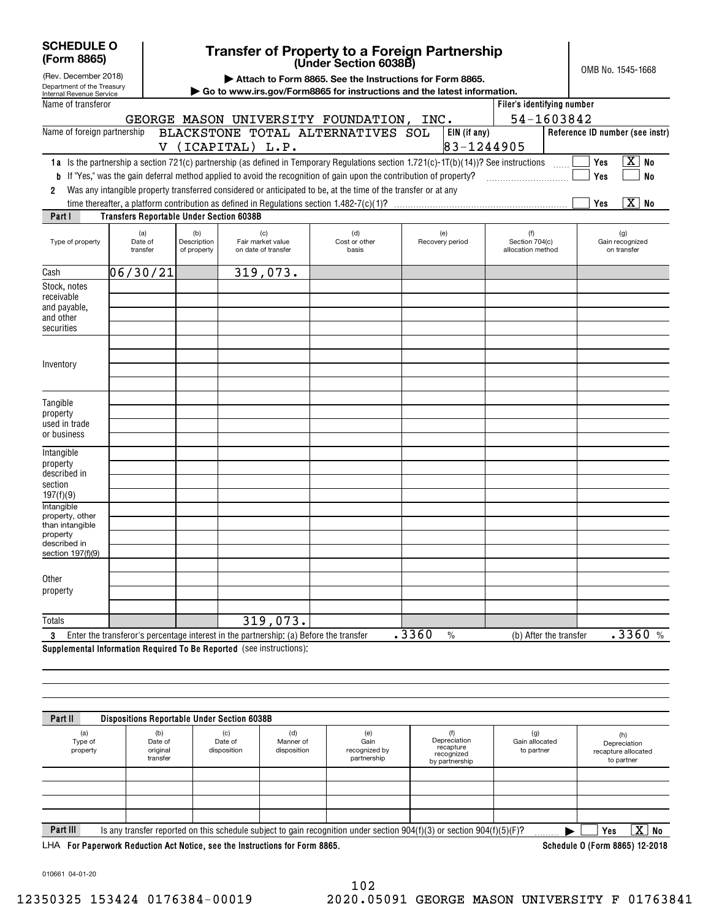**SCHEDULE O (Form 8865)**
(Rev. December 2018)
Department of the Treasury
Internal Revenue Service

# Transfer of Property to a Foreign Partnership (Under Section 6038B)

▶ Attach to Form 8865. See the Instructions for Form 8865.
▶ Go to www.irs.gov/Form8865 for instructions and the latest information.

OMB No. 1545-1668

Name of transferor: GEORGE MASON UNIVERSITY FOUNDATION, INC.
Filer's identifying number: 54-1603842

Name of foreign partnership: BLACKSTONE TOTAL ALTERNATIVES SOL V (ICAPITAL) L.P.
EIN (if any): 83-1244905
Reference ID number (see instr):

**1a** Is the partnership a section 721(c) partnership (as defined in Temporary Regulations section 1.721(c)-1T(b)(14))? See instructions ..... Yes [ ] No [X]

**b** If "Yes," was the gain deferral method applied to avoid the recognition of gain upon the contribution of property? ..... Yes [ ] No [ ]

**2** Was any intangible property transferred considered or anticipated to be, at the time of the transfer or at any time thereafter, a platform contribution as defined in Regulations section 1.482-7(c)(1)? ..... Yes [ ] No [X]

## Part I Transfers Reportable Under Section 6038B

| Type of property | (a) Date of transfer | (b) Description of property | (c) Fair market value on date of transfer | (d) Cost or other basis | (e) Recovery period | (f) Section 704(c) allocation method | (g) Gain recognized on transfer |
|---|---|---|---|---|---|---|---|
| Cash | 06/30/21 | | 319,073. | | | | |
| Stock, notes receivable and payable, and other securities | | | | | | | |
| Inventory | | | | | | | |
| Tangible property used in trade or business | | | | | | | |
| Intangible property described in section 197(f)(9) | | | | | | | |
| Intangible property, other than intangible property described in section 197(f)(9) | | | | | | | |
| Other property | | | | | | | |
| Totals | | | 319,073. | | | | |

**3** Enter the transferor's percentage interest in the partnership: (a) Before the transfer .3360 % (b) After the transfer .3360 %

**Supplemental Information Required To Be Reported** (see instructions):

## Part II Dispositions Reportable Under Section 6038B

| (a) Type of property | (b) Date of original transfer | (c) Date of disposition | (d) Manner of disposition | (e) Gain recognized by partnership | (f) Depreciation recapture recognized by partnership | (g) Gain allocated to partner | (h) Depreciation recapture allocated to partner |
|---|---|---|---|---|---|---|---|
| | | | | | | | |
| | | | | | | | |
| | | | | | | | |
| | | | | | | | |

**Part III** Is any transfer reported on this schedule subject to gain recognition under section 904(f)(3) or section 904(f)(5)(F)? ..... ▶ Yes [ ] No [X]

LHA **For Paperwork Reduction Act Notice, see the Instructions for Form 8865.** **Schedule O (Form 8865) 12-2018**

010661 04-01-20

12350325 153424 0176384-00019 2020.05091 GEORGE MASON UNIVERSITY F 01763841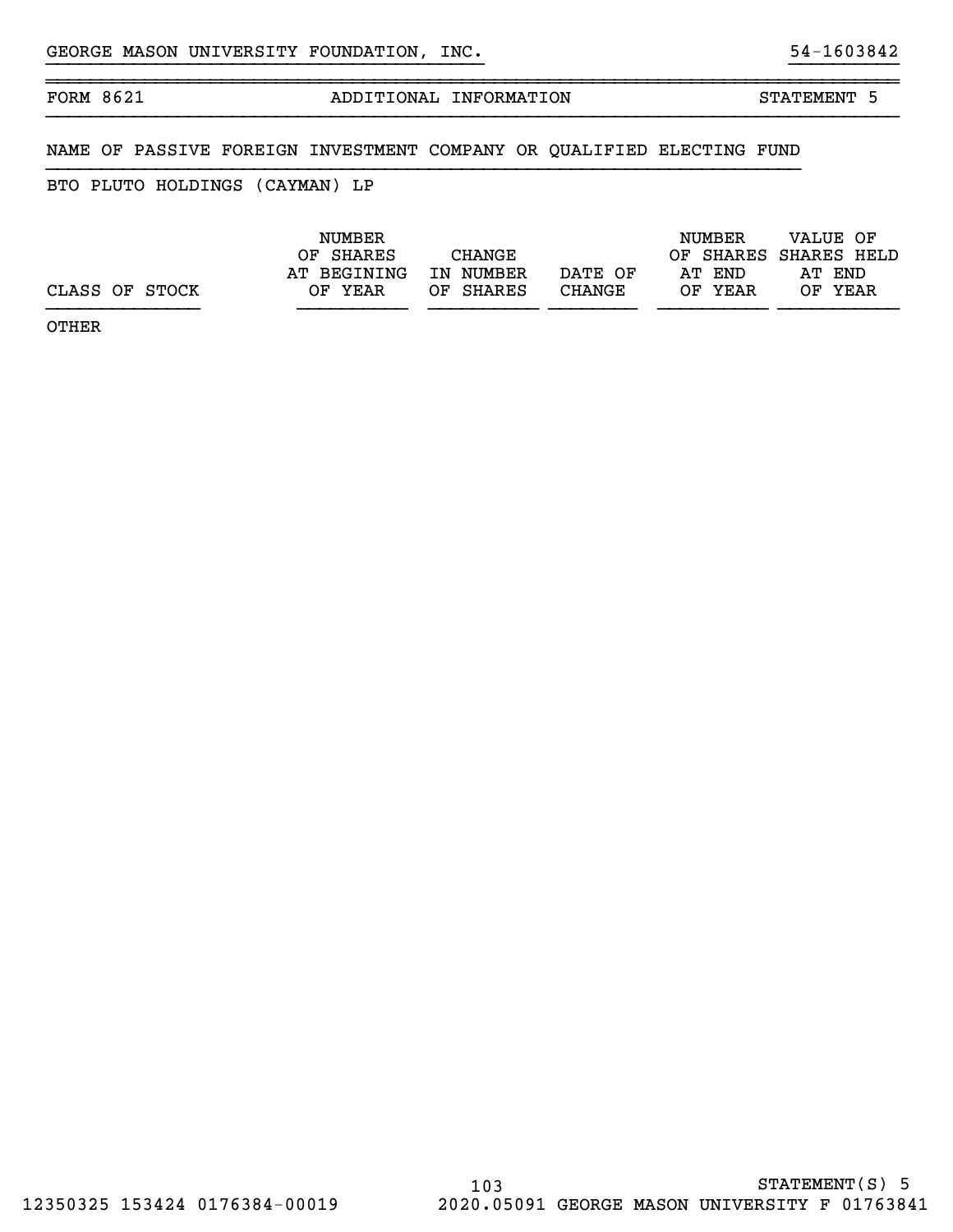GEORGE MASON UNIVERSITY FOUNDATION, INC. 54-1603842

| FORM 8621 | ADDITIONAL INFORMATION | STATEMENT 5 |
|---|---|---|

NAME OF PASSIVE FOREIGN INVESTMENT COMPANY OR QUALIFIED ELECTING FUND

BTO PLUTO HOLDINGS (CAYMAN) LP

| CLASS OF STOCK | NUMBER OF SHARES AT BEGINING OF YEAR | CHANGE IN NUMBER OF SHARES | DATE OF CHANGE | NUMBER OF SHARES AT END OF YEAR | VALUE OF SHARES HELD AT END OF YEAR |
|---|---|---|---|---|---|
| OTHER | | | | | |

STATEMENT(S) 5

12350325 153424 0176384-00019 2020.05091 GEORGE MASON UNIVERSITY F 01763841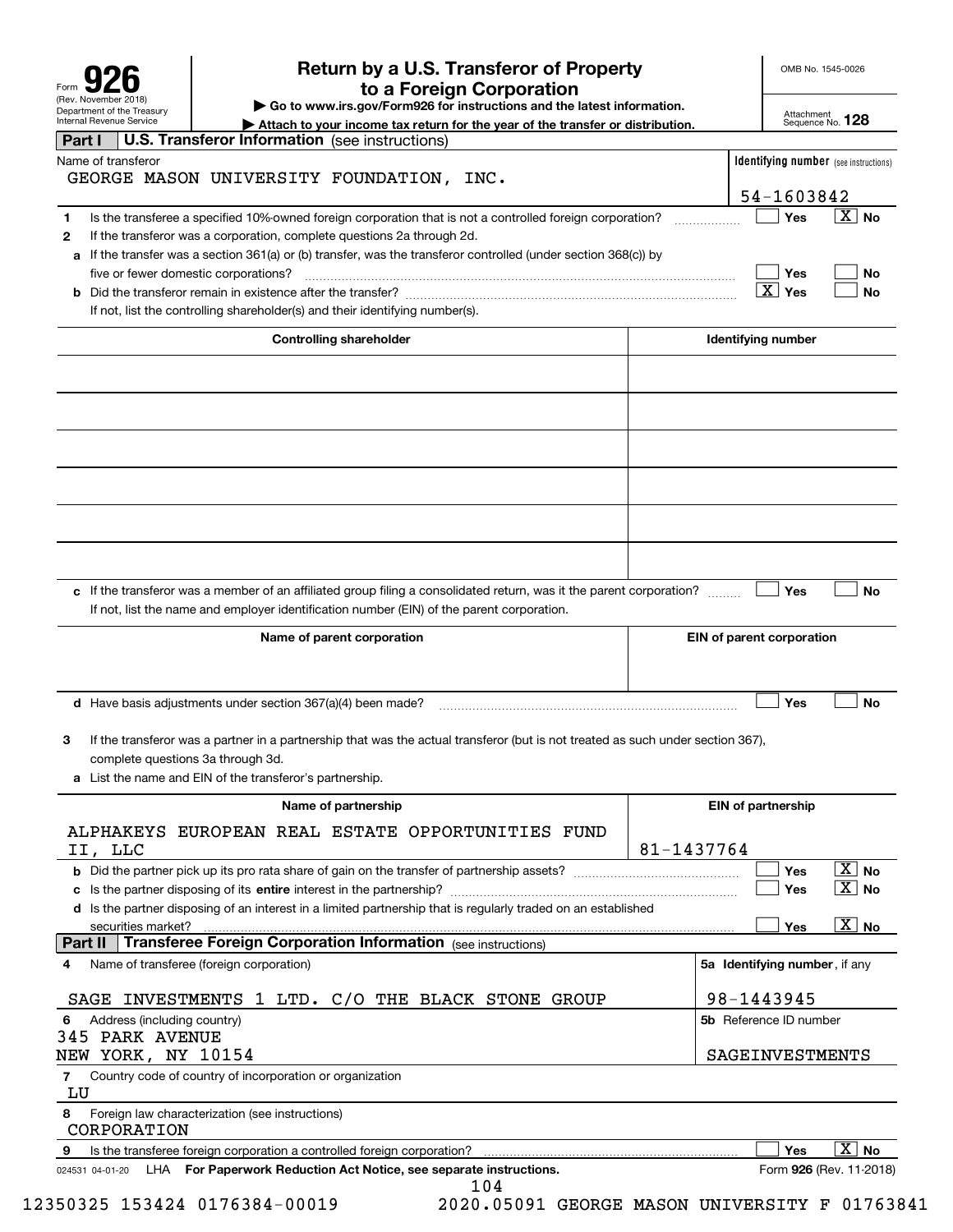Form **926** (Rev. November 2018) Department of the Treasury Internal Revenue Service

# Return by a U.S. Transferor of Property to a Foreign Corporation

▶ Go to www.irs.gov/Form926 for instructions and the latest information.

▶ Attach to your income tax return for the year of the transfer or distribution.

OMB No. 1545-0026

Attachment Sequence No. **128**

## Part I U.S. Transferor Information (see instructions)

| Name of transferor | Identifying number (see instructions) |
|---|---|
| GEORGE MASON UNIVERSITY FOUNDATION, INC. | 54-1603842 |

1 Is the transferee a specified 10%-owned foreign corporation that is not a controlled foreign corporation? ☐ Yes ☒ No

2 If the transferor was a corporation, complete questions 2a through 2d.

a If the transfer was a section 361(a) or (b) transfer, was the transferor controlled (under section 368(c)) by five or fewer domestic corporations? ☐ Yes ☐ No

b Did the transferor remain in existence after the transfer? ☒ Yes ☐ No

If not, list the controlling shareholder(s) and their identifying number(s).

| Controlling shareholder | Identifying number |
|---|---|
| | |
| | |
| | |
| | |
| | |
| | |

c If the transferor was a member of an affiliated group filing a consolidated return, was it the parent corporation? ☐ Yes ☐ No

If not, list the name and employer identification number (EIN) of the parent corporation.

| Name of parent corporation | EIN of parent corporation |
|---|---|
| | |

d Have basis adjustments under section 367(a)(4) been made? ☐ Yes ☐ No

3 If the transferor was a partner in a partnership that was the actual transferor (but is not treated as such under section 367), complete questions 3a through 3d.

a List the name and EIN of the transferor's partnership.

| Name of partnership | EIN of partnership |
|---|---|
| ALPHAKEYS EUROPEAN REAL ESTATE OPPORTUNITIES FUND II, LLC | 81-1437764 |

b Did the partner pick up its pro rata share of gain on the transfer of partnership assets? ☐ Yes ☒ No

c Is the partner disposing of its **entire** interest in the partnership? ☐ Yes ☒ No

d Is the partner disposing of an interest in a limited partnership that is regularly traded on an established securities market? ☐ Yes ☒ No

## Part II Transferee Foreign Corporation Information (see instructions)

| 4 Name of transferee (foreign corporation) | 5a Identifying number, if any |
|---|---|
| SAGE INVESTMENTS 1 LTD. C/O THE BLACK STONE GROUP | 98-1443945 |
| **6** Address (including country) | **5b** Reference ID number |
| 345 PARK AVENUE<br>NEW YORK, NY 10154 | SAGEINVESTMENTS |

7 Country code of country of incorporation or organization

LU

8 Foreign law characterization (see instructions)

CORPORATION

9 Is the transferee foreign corporation a controlled foreign corporation? ☐ Yes ☒ No

024531 04-01-20 LHA **For Paperwork Reduction Act Notice, see separate instructions.** Form **926** (Rev. 11-2018)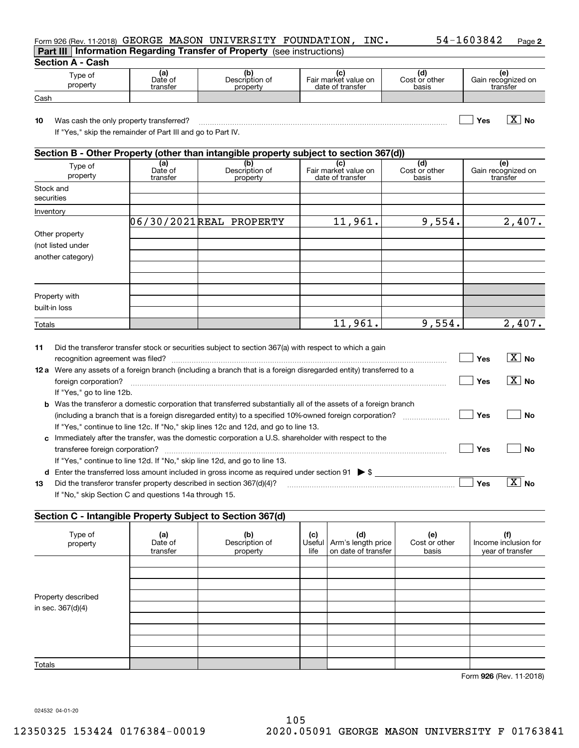Form 926 (Rev. 11-2018) GEORGE MASON UNIVERSITY FOUNDATION, INC. 54-1603842 Page **2**

## Part III Information Regarding Transfer of Property (see instructions)

### Section A - Cash

| Type of property | (a) Date of transfer | (b) Description of property | (c) Fair market value on date of transfer | (d) Cost or other basis | (e) Gain recognized on transfer |
|---|---|---|---|---|---|
| Cash | | | | | |

**10** Was cash the only property transferred? ☐ Yes ☒ No

If "Yes," skip the remainder of Part III and go to Part IV.

### Section B - Other Property (other than intangible property subject to section 367(d))

| Type of property | (a) Date of transfer | (b) Description of property | (c) Fair market value on date of transfer | (d) Cost or other basis | (e) Gain recognized on transfer |
|---|---|---|---|---|---|
| Stock and securities | | | | | |
| Inventory | | | | | |
| Other property (not listed under another category) | 06/30/2021 | REAL PROPERTY | 11,961. | 9,554. | 2,407. |
| Property with built-in loss | | | | | |
| Totals | | | 11,961. | 9,554. | 2,407. |

**11** Did the transferor transfer stock or securities subject to section 367(a) with respect to which a gain recognition agreement was filed? ☐ Yes ☒ No

**12a** Were any assets of a foreign branch (including a branch that is a foreign disregarded entity) transferred to a foreign corporation? ☐ Yes ☒ No

If "Yes," go to line 12b.

**b** Was the transferor a domestic corporation that transferred substantially all of the assets of a foreign branch (including a branch that is a foreign disregarded entity) to a specified 10%-owned foreign corporation? ☐ Yes ☐ No

If "Yes," continue to line 12c. If "No," skip lines 12c and 12d, and go to line 13.

**c** Immediately after the transfer, was the domestic corporation a U.S. shareholder with respect to the transferee foreign corporation? ☐ Yes ☐ No

If "Yes," continue to line 12d. If "No," skip line 12d, and go to line 13.

**d** Enter the transferred loss amount included in gross income as required under section 91 ▶ $

**13** Did the transferor transfer property described in section 367(d)(4)? ☐ Yes ☒ No

If "No," skip Section C and questions 14a through 15.

### Section C - Intangible Property Subject to Section 367(d)

| Type of property | (a) Date of transfer | (b) Description of property | (c) Useful life | (d) Arm's length price on date of transfer | (e) Cost or other basis | (f) Income inclusion for year of transfer |
|---|---|---|---|---|---|---|
| Property described in sec. 367(d)(4) | | | | | | |
| Totals | | | | | | |

Form **926** (Rev. 11-2018)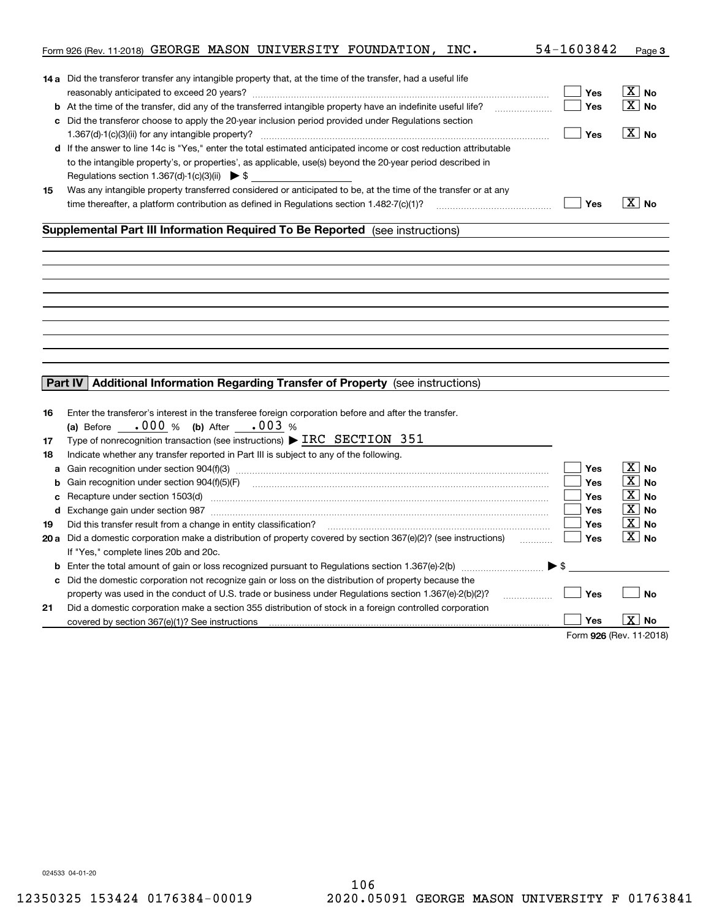Form 926 (Rev. 11-2018) GEORGE MASON UNIVERSITY FOUNDATION, INC. 54-1603842 Page 3

**14 a** Did the transferor transfer any intangible property that, at the time of the transfer, had a useful life reasonably anticipated to exceed 20 years? ☐ Yes ☒ No

**b** At the time of the transfer, did any of the transferred intangible property have an indefinite useful life? ☐ Yes ☒ No

**c** Did the transferor choose to apply the 20-year inclusion period provided under Regulations section 1.367(d)-1(c)(3)(ii) for any intangible property? ☐ Yes ☒ No

**d** If the answer to line 14c is "Yes," enter the total estimated anticipated income or cost reduction attributable to the intangible property's, or properties', as applicable, use(s) beyond the 20-year period described in Regulations section 1.367(d)-1(c)(3)(ii) ▶ $

**15** Was any intangible property transferred considered or anticipated to be, at the time of the transfer or at any time thereafter, a platform contribution as defined in Regulations section 1.482-7(c)(1)? ☐ Yes ☒ No

## Supplemental Part III Information Required To Be Reported (see instructions)

## Part IV Additional Information Regarding Transfer of Property (see instructions)

**16** Enter the transferor's interest in the transferee foreign corporation before and after the transfer.
(a) Before .000 % (b) After .003 %

**17** Type of nonrecognition transaction (see instructions) ▶ IRC SECTION 351

**18** Indicate whether any transfer reported in Part III is subject to any of the following.

**a** Gain recognition under section 904(f)(3) ☐ Yes ☒ No

**b** Gain recognition under section 904(f)(5)(F) ☐ Yes ☒ No

**c** Recapture under section 1503(d) ☐ Yes ☒ No

**d** Exchange gain under section 987 ☐ Yes ☒ No

**19** Did this transfer result from a change in entity classification? ☐ Yes ☒ No

**20 a** Did a domestic corporation make a distribution of property covered by section 367(e)(2)? (see instructions) ☐ Yes ☒ No
If "Yes," complete lines 20b and 20c.

**b** Enter the total amount of gain or loss recognized pursuant to Regulations section 1.367(e)-2(b) ▶ $

**c** Did the domestic corporation not recognize gain or loss on the distribution of property because the property was used in the conduct of U.S. trade or business under Regulations section 1.367(e)-2(b)(2)? ☐ Yes ☐ No

**21** Did a domestic corporation make a section 355 distribution of stock in a foreign controlled corporation covered by section 367(e)(1)? See instructions ☐ Yes ☒ No

Form 926 (Rev. 11-2018)

024533 04-01-20

12350325 153424 0176384-00019 2020.05091 GEORGE MASON UNIVERSITY F 01763841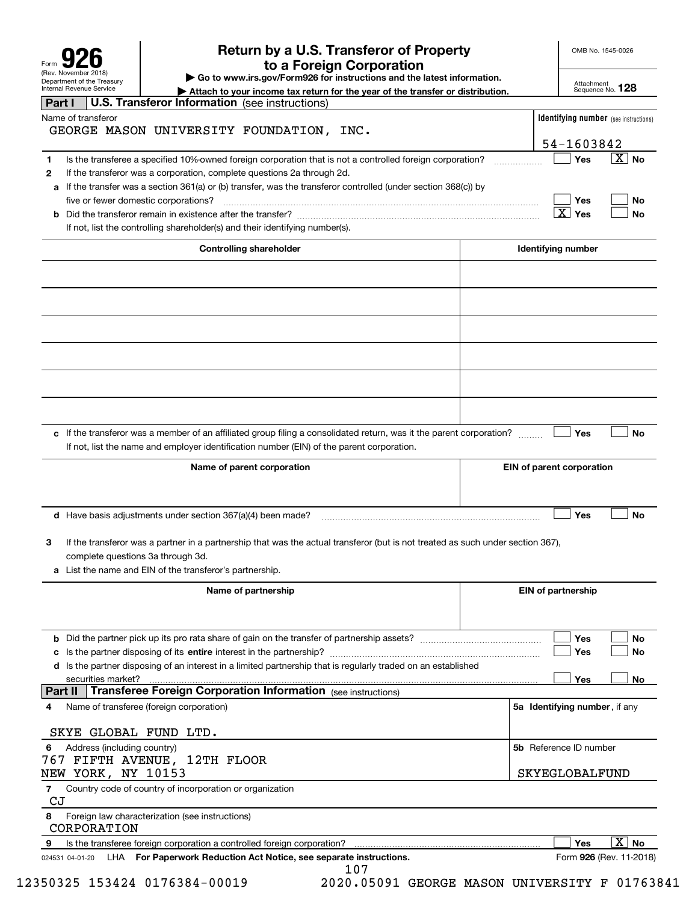Form **926** (Rev. November 2018)
Department of the Treasury
Internal Revenue Service

# Return by a U.S. Transferor of Property to a Foreign Corporation

▶ Go to www.irs.gov/Form926 for instructions and the latest information.
▶ Attach to your income tax return for the year of the transfer or distribution.

OMB No. 1545-0026
Attachment Sequence No. **128**

## Part I U.S. Transferor Information (see instructions)

| Name of transferor | Identifying number (see instructions) |
|---|---|
| GEORGE MASON UNIVERSITY FOUNDATION, INC. | 54-1603842 |

**1** Is the transferee a specified 10%-owned foreign corporation that is not a controlled foreign corporation? ☐ Yes ☒ No

**2** If the transferor was a corporation, complete questions 2a through 2d.

**a** If the transfer was a section 361(a) or (b) transfer, was the transferor controlled (under section 368(c)) by five or fewer domestic corporations? ☐ Yes ☐ No

**b** Did the transferor remain in existence after the transfer? ☒ Yes ☐ No

If not, list the controlling shareholder(s) and their identifying number(s).

| Controlling shareholder | Identifying number |
|---|---|
| | |
| | |
| | |
| | |
| | |
| | |

**c** If the transferor was a member of an affiliated group filing a consolidated return, was it the parent corporation? ☐ Yes ☐ No

If not, list the name and employer identification number (EIN) of the parent corporation.

| Name of parent corporation | EIN of parent corporation |
|---|---|
| | |

**d** Have basis adjustments under section 367(a)(4) been made? ☐ Yes ☐ No

**3** If the transferor was a partner in a partnership that was the actual transferor (but is not treated as such under section 367), complete questions 3a through 3d.

**a** List the name and EIN of the transferor's partnership.

| Name of partnership | EIN of partnership |
|---|---|
| | |

**b** Did the partner pick up its pro rata share of gain on the transfer of partnership assets? ☐ Yes ☐ No

**c** Is the partner disposing of its **entire** interest in the partnership? ☐ Yes ☐ No

**d** Is the partner disposing of an interest in a limited partnership that is regularly traded on an established securities market? ☐ Yes ☐ No

## Part II Transferee Foreign Corporation Information (see instructions)

| 4 Name of transferee (foreign corporation) | 5a Identifying number, if any |
|---|---|
| SKYE GLOBAL FUND LTD. | |
| **6** Address (including country) | **5b** Reference ID number |
| 767 FIFTH AVENUE, 12TH FLOOR<br>NEW YORK, NY 10153 | SKYEGLOBALFUND |

**7** Country code of country of incorporation or organization
CJ

**8** Foreign law characterization (see instructions)
CORPORATION

**9** Is the transferee foreign corporation a controlled foreign corporation? ☐ Yes ☒ No

024531 04-01-20 LHA **For Paperwork Reduction Act Notice, see separate instructions.** Form **926** (Rev. 11-2018)

12350325 153424 0176384-00019 2020.05091 GEORGE MASON UNIVERSITY F 01763841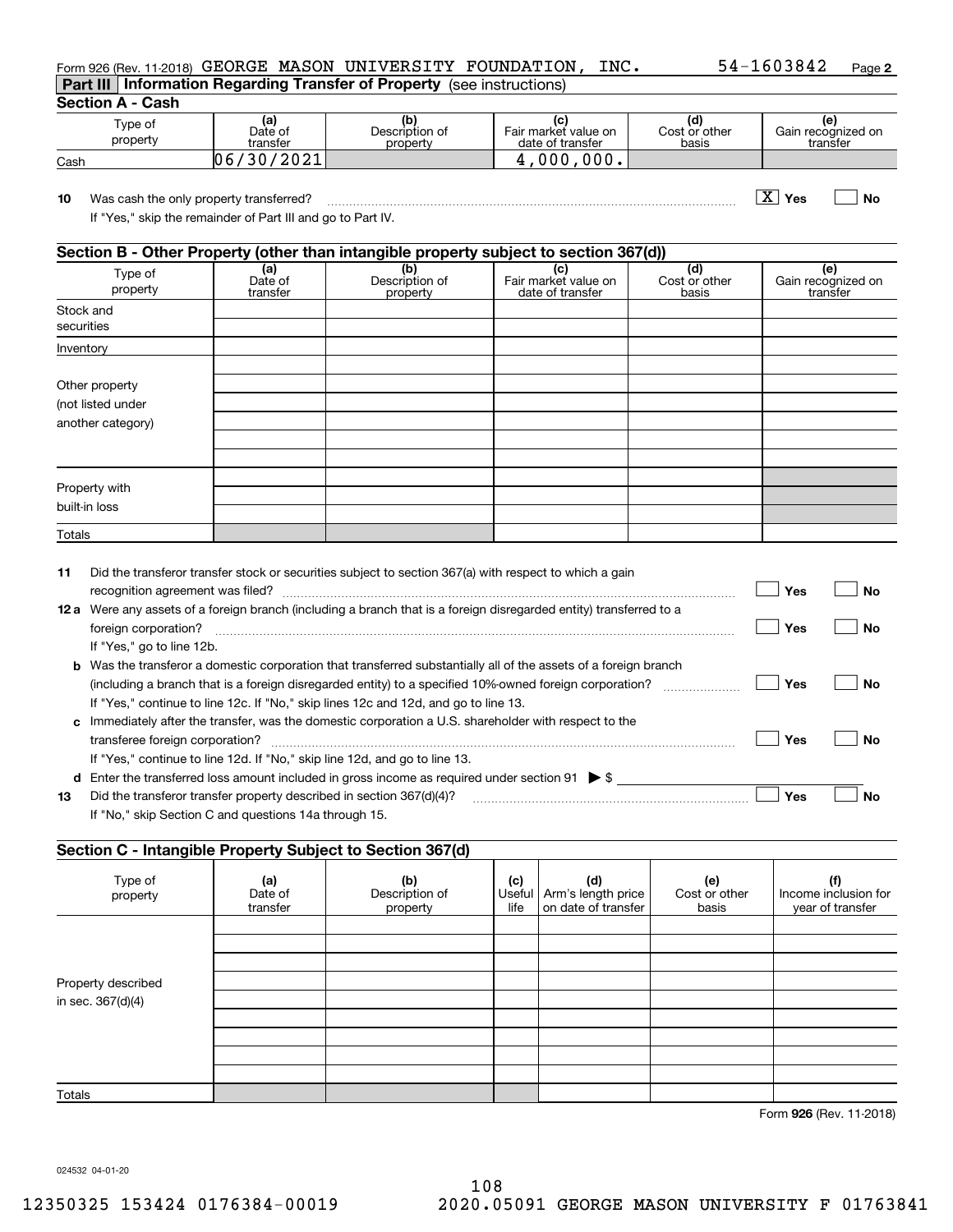Form 926 (Rev. 11-2018) GEORGE MASON UNIVERSITY FOUNDATION, INC. 54-1603842 Page **2**

## Part III Information Regarding Transfer of Property (see instructions)

### Section A - Cash

| Type of property | (a) Date of transfer | (b) Description of property | (c) Fair market value on date of transfer | (d) Cost or other basis | (e) Gain recognized on transfer |
|---|---|---|---|---|---|
| Cash | 06/30/2021 | | 4,000,000. | | |

**10** Was cash the only property transferred? [X] Yes [ ] No

If "Yes," skip the remainder of Part III and go to Part IV.

### Section B - Other Property (other than intangible property subject to section 367(d))

| Type of property | (a) Date of transfer | (b) Description of property | (c) Fair market value on date of transfer | (d) Cost or other basis | (e) Gain recognized on transfer |
|---|---|---|---|---|---|
| Stock and securities | | | | | |
| Inventory | | | | | |
| Other property (not listed under another category) | | | | | |
| | | | | | |
| | | | | | |
| | | | | | |
| | | | | | |
| Property with built-in loss | | | | | |
| | | | | | |
| | | | | | |
| Totals | | | | | |

**11** Did the transferor transfer stock or securities subject to section 367(a) with respect to which a gain recognition agreement was filed? [ ] Yes [ ] No

**12a** Were any assets of a foreign branch (including a branch that is a foreign disregarded entity) transferred to a foreign corporation? [ ] Yes [ ] No

If "Yes," go to line 12b.

**b** Was the transferor a domestic corporation that transferred substantially all of the assets of a foreign branch (including a branch that is a foreign disregarded entity) to a specified 10%-owned foreign corporation? [ ] Yes [ ] No

If "Yes," continue to line 12c. If "No," skip lines 12c and 12d, and go to line 13.

**c** Immediately after the transfer, was the domestic corporation a U.S. shareholder with respect to the transferee foreign corporation? [ ] Yes [ ] No

If "Yes," continue to line 12d. If "No," skip line 12d, and go to line 13.

**d** Enter the transferred loss amount included in gross income as required under section 91 ▶ $ ____________

**13** Did the transferor transfer property described in section 367(d)(4)? [ ] Yes [ ] No

If "No," skip Section C and questions 14a through 15.

### Section C - Intangible Property Subject to Section 367(d)

| Type of property | (a) Date of transfer | (b) Description of property | (c) Useful life | (d) Arm's length price on date of transfer | (e) Cost or other basis | (f) Income inclusion for year of transfer |
|---|---|---|---|---|---|---|
| Property described in sec. 367(d)(4) | | | | | | |
| | | | | | | |
| | | | | | | |
| | | | | | | |
| | | | | | | |
| | | | | | | |
| | | | | | | |
| | | | | | | |
| | | | | | | |
| Totals | | | | | | |

Form **926** (Rev. 11-2018)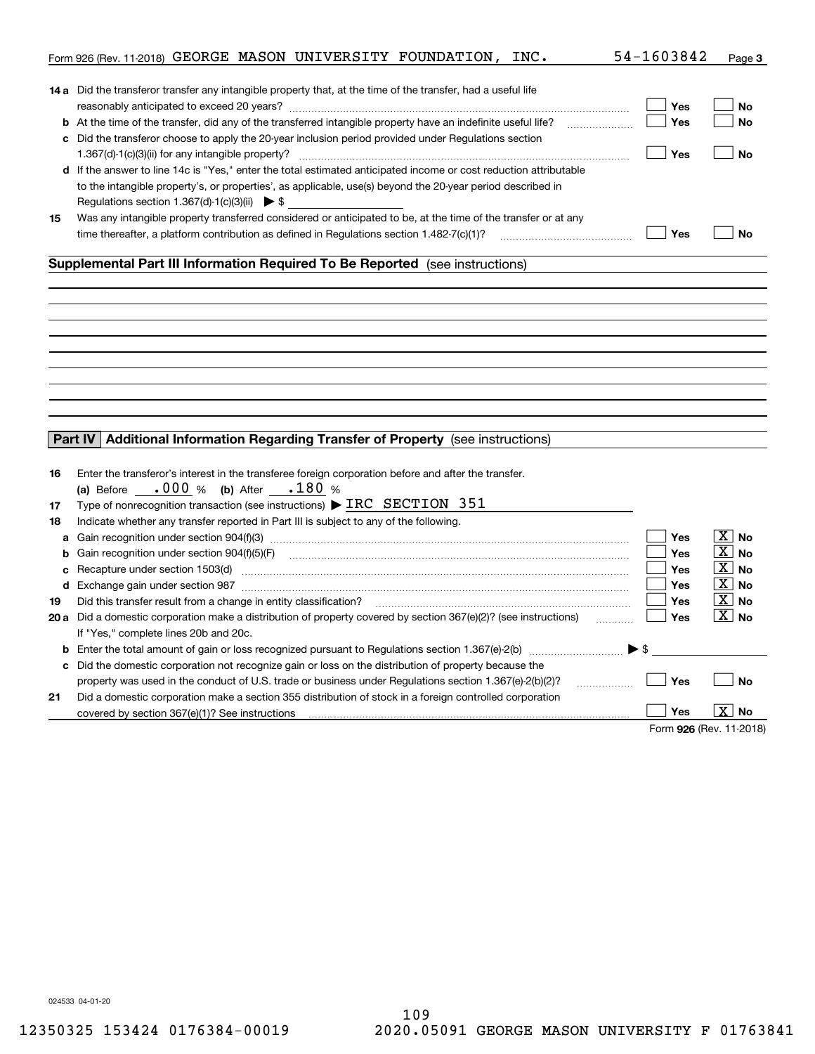Form 926 (Rev. 11-2018) GEORGE MASON UNIVERSITY FOUNDATION, INC. 54-1603842 Page 3

**14a** Did the transferor transfer any intangible property that, at the time of the transfer, had a useful life reasonably anticipated to exceed 20 years? ☐ Yes ☐ No

**b** At the time of the transfer, did any of the transferred intangible property have an indefinite useful life? ☐ Yes ☐ No

**c** Did the transferor choose to apply the 20-year inclusion period provided under Regulations section 1.367(d)-1(c)(3)(ii) for any intangible property? ☐ Yes ☐ No

**d** If the answer to line 14c is "Yes," enter the total estimated anticipated income or cost reduction attributable to the intangible property's, or properties', as applicable, use(s) beyond the 20-year period described in Regulations section 1.367(d)-1(c)(3)(ii) ▶ $

**15** Was any intangible property transferred considered or anticipated to be, at the time of the transfer or at any time thereafter, a platform contribution as defined in Regulations section 1.482-7(c)(1)? ☐ Yes ☐ No

## Supplemental Part III Information Required To Be Reported (see instructions)

## Part IV Additional Information Regarding Transfer of Property (see instructions)

**16** Enter the transferor's interest in the transferee foreign corporation before and after the transfer.
(a) Before .000 % (b) After .180 %

**17** Type of nonrecognition transaction (see instructions) ▶ IRC SECTION 351

**18** Indicate whether any transfer reported in Part III is subject to any of the following.

**a** Gain recognition under section 904(f)(3) ☐ Yes ☒ No

**b** Gain recognition under section 904(f)(5)(F) ☐ Yes ☒ No

**c** Recapture under section 1503(d) ☐ Yes ☒ No

**d** Exchange gain under section 987 ☐ Yes ☒ No

**19** Did this transfer result from a change in entity classification? ☐ Yes ☒ No

**20a** Did a domestic corporation make a distribution of property covered by section 367(e)(2)? (see instructions) ☐ Yes ☒ No
If "Yes," complete lines 20b and 20c.

**b** Enter the total amount of gain or loss recognized pursuant to Regulations section 1.367(e)-2(b) ▶ $

**c** Did the domestic corporation not recognize gain or loss on the distribution of property because the property was used in the conduct of U.S. trade or business under Regulations section 1.367(e)-2(b)(2)? ☐ Yes ☐ No

**21** Did a domestic corporation make a section 355 distribution of stock in a foreign controlled corporation covered by section 367(e)(1)? See instructions ☐ Yes ☒ No

Form 926 (Rev. 11-2018)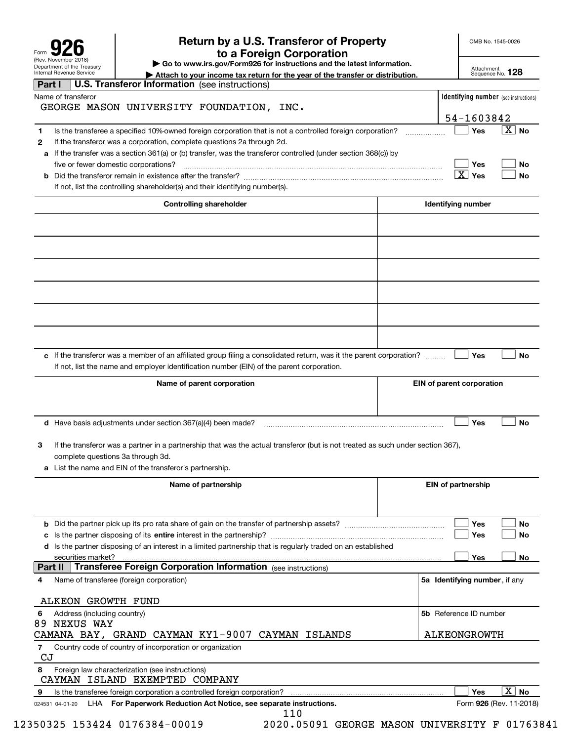Form **926** (Rev. November 2018)
Department of the Treasury
Internal Revenue Service

# Return by a U.S. Transferor of Property to a Foreign Corporation

▶ Go to www.irs.gov/Form926 for instructions and the latest information.
▶ Attach to your income tax return for the year of the transfer or distribution.

OMB No. 1545-0026
Attachment Sequence No. **128**

## Part I U.S. Transferor Information (see instructions)

| Name of transferor | Identifying number (see instructions) |
|---|---|
| GEORGE MASON UNIVERSITY FOUNDATION, INC. | 54-1603842 |

1 Is the transferee a specified 10%-owned foreign corporation that is not a controlled foreign corporation? ☐ Yes ☒ No

2 If the transferor was a corporation, complete questions 2a through 2d.

a If the transfer was a section 361(a) or (b) transfer, was the transferor controlled (under section 368(c)) by five or fewer domestic corporations? ☐ Yes ☐ No

b Did the transferor remain in existence after the transfer? ☒ Yes ☐ No

If not, list the controlling shareholder(s) and their identifying number(s).

| Controlling shareholder | Identifying number |
|---|---|
| | |
| | |
| | |
| | |
| | |
| | |

c If the transferor was a member of an affiliated group filing a consolidated return, was it the parent corporation? ☐ Yes ☐ No

If not, list the name and employer identification number (EIN) of the parent corporation.

| Name of parent corporation | EIN of parent corporation |
|---|---|
| | |

d Have basis adjustments under section 367(a)(4) been made? ☐ Yes ☐ No

3 If the transferor was a partner in a partnership that was the actual transferor (but is not treated as such under section 367), complete questions 3a through 3d.

a List the name and EIN of the transferor's partnership.

| Name of partnership | EIN of partnership |
|---|---|
| | |

b Did the partner pick up its pro rata share of gain on the transfer of partnership assets? ☐ Yes ☐ No

c Is the partner disposing of its **entire** interest in the partnership? ☐ Yes ☐ No

d Is the partner disposing of an interest in a limited partnership that is regularly traded on an established securities market? ☐ Yes ☐ No

## Part II Transferee Foreign Corporation Information (see instructions)

| 4 Name of transferee (foreign corporation) | 5a Identifying number, if any |
|---|---|
| ALKEON GROWTH FUND | |
| **6** Address (including country) | **5b** Reference ID number |
| 89 NEXUS WAY<br>CAMANA BAY, GRAND CAYMAN KY1-9007 CAYMAN ISLANDS | ALKEONGROWTH |

7 Country code of country of incorporation or organization
CJ

8 Foreign law characterization (see instructions)
CAYMAN ISLAND EXEMPTED COMPANY

9 Is the transferee foreign corporation a controlled foreign corporation? ☐ Yes ☒ No

024531 04-01-20 LHA For Paperwork Reduction Act Notice, see separate instructions. Form **926** (Rev. 11-2018)

12350325 153424 0176384-00019 2020.05091 GEORGE MASON UNIVERSITY F 01763841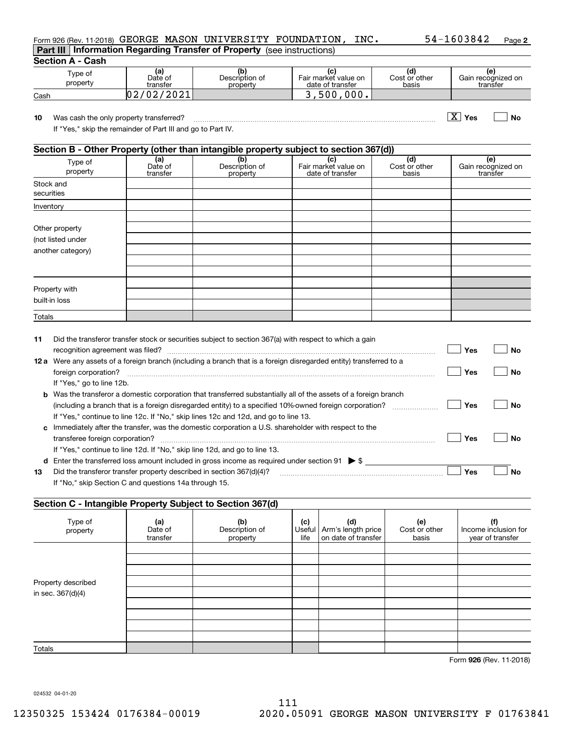Form 926 (Rev. 11-2018) GEORGE MASON UNIVERSITY FOUNDATION, INC. 54-1603842 Page 2

## Part III Information Regarding Transfer of Property (see instructions)

### Section A - Cash

| Type of property | (a) Date of transfer | (b) Description of property | (c) Fair market value on date of transfer | (d) Cost or other basis | (e) Gain recognized on transfer |
|---|---|---|---|---|---|
| Cash | 02/02/2021 | | 3,500,000. | | |

**10** Was cash the only property transferred? ☒ Yes ☐ No

If "Yes," skip the remainder of Part III and go to Part IV.

### Section B - Other Property (other than intangible property subject to section 367(d))

| Type of property | (a) Date of transfer | (b) Description of property | (c) Fair market value on date of transfer | (d) Cost or other basis | (e) Gain recognized on transfer |
|---|---|---|---|---|---|
| Stock and securities | | | | | |
| Inventory | | | | | |
| Other property (not listed under another category) | | | | | |
| | | | | | |
| | | | | | |
| | | | | | |
| | | | | | |
| | | | | | |
| Property with built-in loss | | | | | |
| | | | | | |
| | | | | | |
| Totals | | | | | |

**11** Did the transferor transfer stock or securities subject to section 367(a) with respect to which a gain recognition agreement was filed? ☐ Yes ☐ No

**12a** Were any assets of a foreign branch (including a branch that is a foreign disregarded entity) transferred to a foreign corporation? ☐ Yes ☐ No

If "Yes," go to line 12b.

**b** Was the transferor a domestic corporation that transferred substantially all of the assets of a foreign branch (including a branch that is a foreign disregarded entity) to a specified 10%-owned foreign corporation? ☐ Yes ☐ No

If "Yes," continue to line 12c. If "No," skip lines 12c and 12d, and go to line 13.

**c** Immediately after the transfer, was the domestic corporation a U.S. shareholder with respect to the transferee foreign corporation? ☐ Yes ☐ No

If "Yes," continue to line 12d. If "No," skip line 12d, and go to line 13.

**d** Enter the transferred loss amount included in gross income as required under section 91 ▶ $

**13** Did the transferor transfer property described in section 367(d)(4)? ☐ Yes ☐ No

If "No," skip Section C and questions 14a through 15.

### Section C - Intangible Property Subject to Section 367(d)

| Type of property | (a) Date of transfer | (b) Description of property | (c) Useful life | (d) Arm's length price on date of transfer | (e) Cost or other basis | (f) Income inclusion for year of transfer |
|---|---|---|---|---|---|---|
| Property described in sec. 367(d)(4) | | | | | | |
| | | | | | | |
| | | | | | | |
| | | | | | | |
| | | | | | | |
| | | | | | | |
| | | | | | | |
| | | | | | | |
| | | | | | | |
| Totals | | | | | | |

Form 926 (Rev. 11-2018)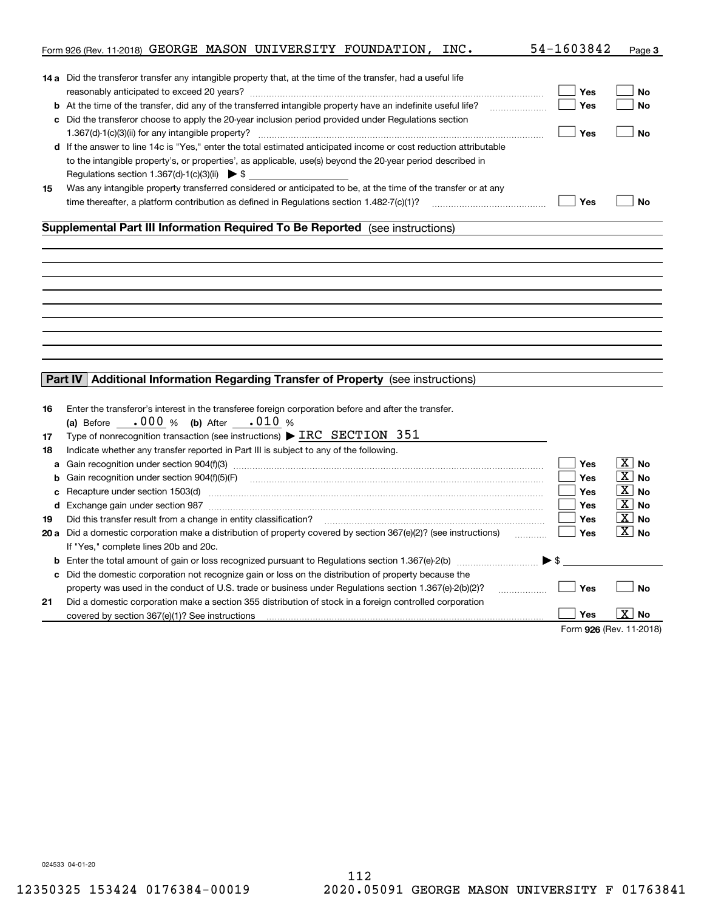Form 926 (Rev. 11-2018) GEORGE MASON UNIVERSITY FOUNDATION, INC. 54-1603842 Page 3

**14 a** Did the transferor transfer any intangible property that, at the time of the transfer, had a useful life reasonably anticipated to exceed 20 years? ☐ Yes ☐ No

**b** At the time of the transfer, did any of the transferred intangible property have an indefinite useful life? ☐ Yes ☐ No

**c** Did the transferor choose to apply the 20-year inclusion period provided under Regulations section 1.367(d)-1(c)(3)(ii) for any intangible property? ☐ Yes ☐ No

**d** If the answer to line 14c is "Yes," enter the total estimated anticipated income or cost reduction attributable to the intangible property's, or properties', as applicable, use(s) beyond the 20-year period described in Regulations section 1.367(d)-1(c)(3)(ii) ▶ $ ____________

**15** Was any intangible property transferred considered or anticipated to be, at the time of the transfer or at any time thereafter, a platform contribution as defined in Regulations section 1.482-7(c)(1)? ☐ Yes ☐ No

## Supplemental Part III Information Required To Be Reported (see instructions)

## Part IV Additional Information Regarding Transfer of Property (see instructions)

**16** Enter the transferor's interest in the transferee foreign corporation before and after the transfer.
(a) Before .000 % (b) After .010 %

**17** Type of nonrecognition transaction (see instructions) ▶ IRC SECTION 351

**18** Indicate whether any transfer reported in Part III is subject to any of the following.

**a** Gain recognition under section 904(f)(3) ☐ Yes ☒ No

**b** Gain recognition under section 904(f)(5)(F) ☐ Yes ☒ No

**c** Recapture under section 1503(d) ☐ Yes ☒ No

**d** Exchange gain under section 987 ☐ Yes ☒ No

**19** Did this transfer result from a change in entity classification? ☐ Yes ☒ No

**20 a** Did a domestic corporation make a distribution of property covered by section 367(e)(2)? (see instructions) ☐ Yes ☒ No
If "Yes," complete lines 20b and 20c.

**b** Enter the total amount of gain or loss recognized pursuant to Regulations section 1.367(e)-2(b) ▶ $ ____________

**c** Did the domestic corporation not recognize gain or loss on the distribution of property because the property was used in the conduct of U.S. trade or business under Regulations section 1.367(e)-2(b)(2)? ☐ Yes ☐ No

**21** Did a domestic corporation make a section 355 distribution of stock in a foreign controlled corporation covered by section 367(e)(1)? See instructions ☐ Yes ☒ No

Form **926** (Rev. 11-2018)

024533 04-01-20

12350325 153424 0176384-00019 2020.05091 GEORGE MASON UNIVERSITY F 01763841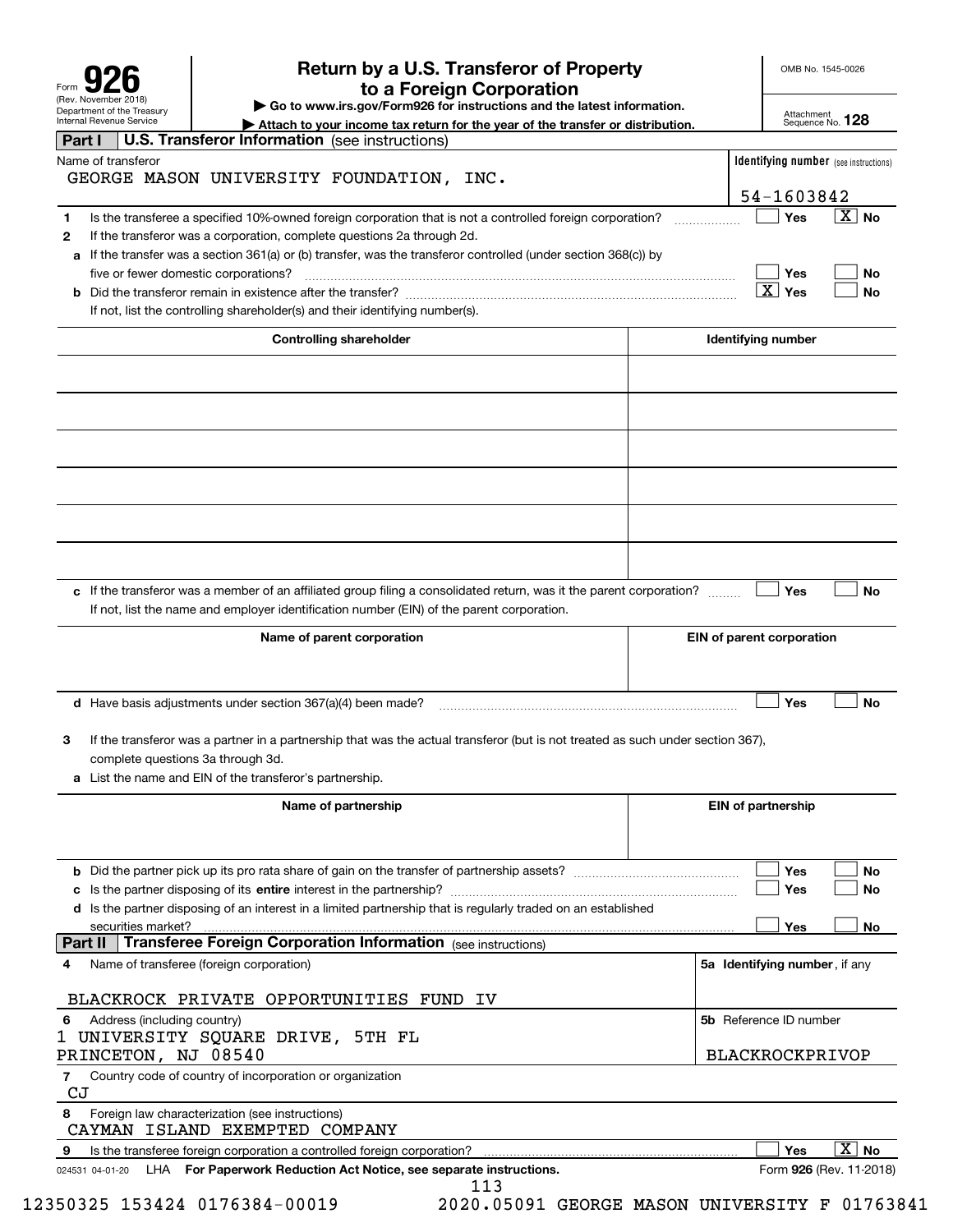Form **926** (Rev. November 2018) Department of the Treasury Internal Revenue Service

# Return by a U.S. Transferor of Property to a Foreign Corporation

▶ Go to www.irs.gov/Form926 for instructions and the latest information.

▶ Attach to your income tax return for the year of the transfer or distribution.

OMB No. 1545-0026

Attachment Sequence No. **128**

## Part I U.S. Transferor Information (see instructions)

| Name of transferor | Identifying number (see instructions) |
|---|---|
| GEORGE MASON UNIVERSITY FOUNDATION, INC. | 54-1603842 |

**1** Is the transferee a specified 10%-owned foreign corporation that is not a controlled foreign corporation? ☐ Yes ☒ No

**2** If the transferor was a corporation, complete questions 2a through 2d.

**a** If the transfer was a section 361(a) or (b) transfer, was the transferor controlled (under section 368(c)) by five or fewer domestic corporations? ☐ Yes ☐ No

**b** Did the transferor remain in existence after the transfer? ☒ Yes ☐ No

If not, list the controlling shareholder(s) and their identifying number(s).

| Controlling shareholder | Identifying number |
|---|---|
| | |
| | |
| | |
| | |
| | |
| | |

**c** If the transferor was a member of an affiliated group filing a consolidated return, was it the parent corporation? ☐ Yes ☐ No

If not, list the name and employer identification number (EIN) of the parent corporation.

| Name of parent corporation | EIN of parent corporation |
|---|---|
| | |

**d** Have basis adjustments under section 367(a)(4) been made? ☐ Yes ☐ No

**3** If the transferor was a partner in a partnership that was the actual transferor (but is not treated as such under section 367), complete questions 3a through 3d.

**a** List the name and EIN of the transferor's partnership.

| Name of partnership | EIN of partnership |
|---|---|
| | |

**b** Did the partner pick up its pro rata share of gain on the transfer of partnership assets? ☐ Yes ☐ No

**c** Is the partner disposing of its **entire** interest in the partnership? ☐ Yes ☐ No

**d** Is the partner disposing of an interest in a limited partnership that is regularly traded on an established securities market? ☐ Yes ☐ No

## Part II Transferee Foreign Corporation Information (see instructions)

| 4 Name of transferee (foreign corporation) | 5a Identifying number, if any |
|---|---|
| BLACKROCK PRIVATE OPPORTUNITIES FUND IV | |
| **6** Address (including country) | **5b** Reference ID number |
| 1 UNIVERSITY SQUARE DRIVE, 5TH FL PRINCETON, NJ 08540 | BLACKROCKPRIVOP |

**7** Country code of country of incorporation or organization

CJ

**8** Foreign law characterization (see instructions)

CAYMAN ISLAND EXEMPTED COMPANY

**9** Is the transferee foreign corporation a controlled foreign corporation? ☐ Yes ☒ No

024531 04-01-20 LHA **For Paperwork Reduction Act Notice, see separate instructions.** Form **926** (Rev. 11-2018)

12350325 153424 0176384-00019 2020.05091 GEORGE MASON UNIVERSITY F 01763841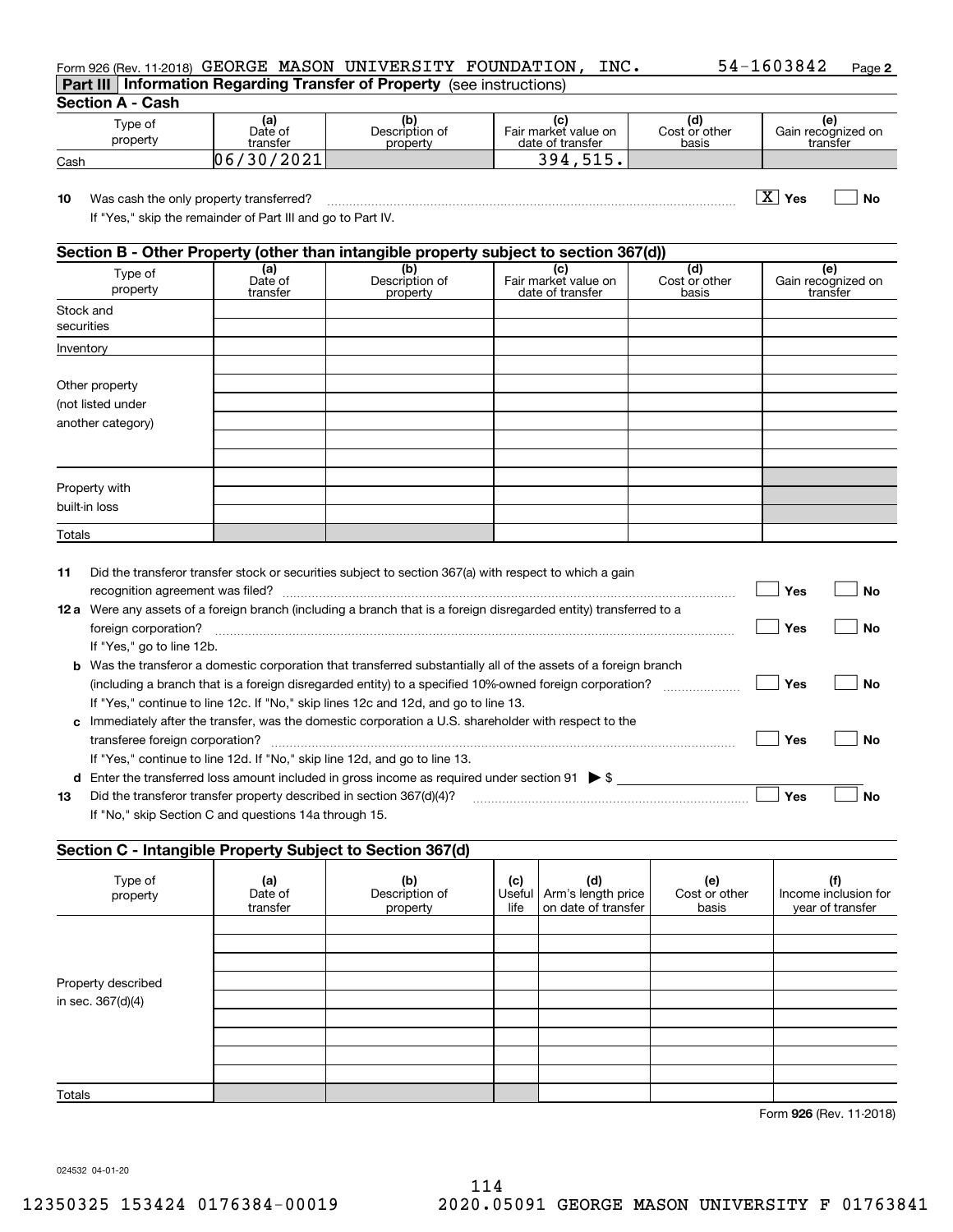Form 926 (Rev. 11-2018) GEORGE MASON UNIVERSITY FOUNDATION, INC. 54-1603842 Page 2

## Part III Information Regarding Transfer of Property (see instructions)

### Section A - Cash

| Type of property | (a) Date of transfer | (b) Description of property | (c) Fair market value on date of transfer | (d) Cost or other basis | (e) Gain recognized on transfer |
|---|---|---|---|---|---|
| Cash | 06/30/2021 | | 394,515. | | |

**10** Was cash the only property transferred? [X] Yes [ ] No
If "Yes," skip the remainder of Part III and go to Part IV.

### Section B - Other Property (other than intangible property subject to section 367(d))

| Type of property | (a) Date of transfer | (b) Description of property | (c) Fair market value on date of transfer | (d) Cost or other basis | (e) Gain recognized on transfer |
|---|---|---|---|---|---|
| Stock and securities | | | | | |
| Inventory | | | | | |
| Other property (not listed under another category) | | | | | |
| | | | | | |
| | | | | | |
| | | | | | |
| | | | | | |
| Property with built-in loss | | | | | |
| | | | | | |
| | | | | | |
| Totals | | | | | |

**11** Did the transferor transfer stock or securities subject to section 367(a) with respect to which a gain recognition agreement was filed? [ ] Yes [ ] No

**12a** Were any assets of a foreign branch (including a branch that is a foreign disregarded entity) transferred to a foreign corporation? [ ] Yes [ ] No
If "Yes," go to line 12b.

**b** Was the transferor a domestic corporation that transferred substantially all of the assets of a foreign branch (including a branch that is a foreign disregarded entity) to a specified 10%-owned foreign corporation? [ ] Yes [ ] No
If "Yes," continue to line 12c. If "No," skip lines 12c and 12d, and go to line 13.

**c** Immediately after the transfer, was the domestic corporation a U.S. shareholder with respect to the transferee foreign corporation? [ ] Yes [ ] No
If "Yes," continue to line 12d. If "No," skip line 12d, and go to line 13.

**d** Enter the transferred loss amount included in gross income as required under section 91 ▶ $ ______

**13** Did the transferor transfer property described in section 367(d)(4)? [ ] Yes [ ] No
If "No," skip Section C and questions 14a through 15.

### Section C - Intangible Property Subject to Section 367(d)

| Type of property | (a) Date of transfer | (b) Description of property | (c) Useful life | (d) Arm's length price on date of transfer | (e) Cost or other basis | (f) Income inclusion for year of transfer |
|---|---|---|---|---|---|---|
| Property described in sec. 367(d)(4) | | | | | | |
| | | | | | | |
| | | | | | | |
| | | | | | | |
| | | | | | | |
| | | | | | | |
| | | | | | | |
| | | | | | | |
| | | | | | | |
| Totals | | | | | | |

Form **926** (Rev. 11-2018)

024532 04-01-20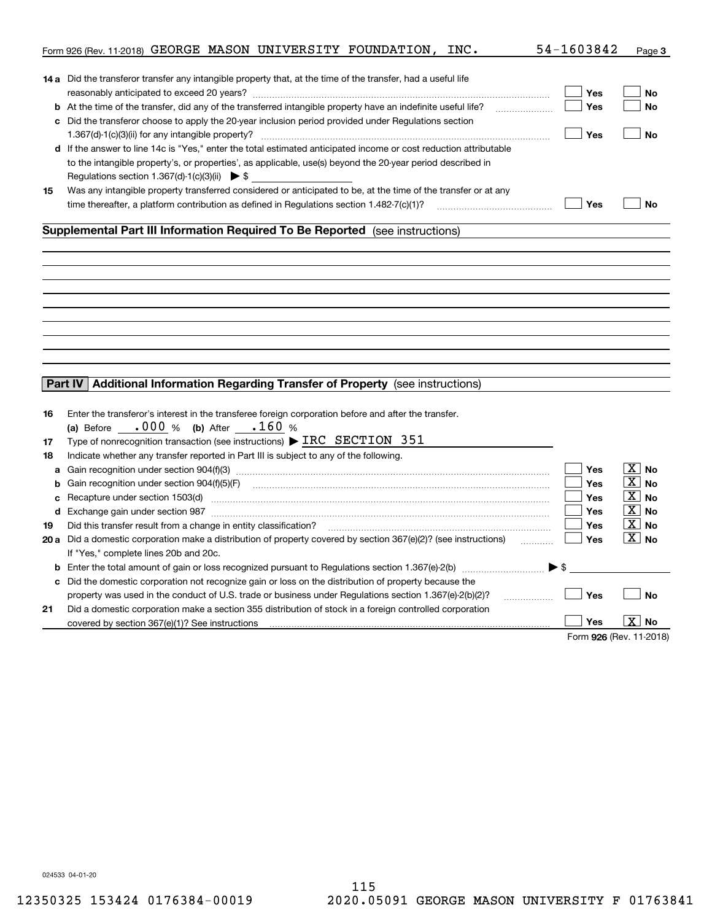Form 926 (Rev. 11-2018) GEORGE MASON UNIVERSITY FOUNDATION, INC. 54-1603842

**14 a** Did the transferor transfer any intangible property that, at the time of the transfer, had a useful life reasonably anticipated to exceed 20 years? ☐ Yes ☐ No

**b** At the time of the transfer, did any of the transferred intangible property have an indefinite useful life? ☐ Yes ☐ No

**c** Did the transferor choose to apply the 20-year inclusion period provided under Regulations section 1.367(d)-1(c)(3)(ii) for any intangible property? ☐ Yes ☐ No

**d** If the answer to line 14c is "Yes," enter the total estimated anticipated income or cost reduction attributable to the intangible property's, or properties', as applicable, use(s) beyond the 20-year period described in Regulations section 1.367(d)-1(c)(3)(ii) ▶ $

**15** Was any intangible property transferred considered or anticipated to be, at the time of the transfer or at any time thereafter, a platform contribution as defined in Regulations section 1.482-7(c)(1)? ☐ Yes ☐ No

## Supplemental Part III Information Required To Be Reported (see instructions)

## Part IV Additional Information Regarding Transfer of Property (see instructions)

**16** Enter the transferor's interest in the transferee foreign corporation before and after the transfer.
(a) Before .000 % (b) After .160 %

**17** Type of nonrecognition transaction (see instructions) ▶ IRC SECTION 351

**18** Indicate whether any transfer reported in Part III is subject to any of the following.

**a** Gain recognition under section 904(f)(3) ☐ Yes ☒ No

**b** Gain recognition under section 904(f)(5)(F) ☐ Yes ☒ No

**c** Recapture under section 1503(d) ☐ Yes ☒ No

**d** Exchange gain under section 987 ☐ Yes ☒ No

**19** Did this transfer result from a change in entity classification? ☐ Yes ☒ No

**20 a** Did a domestic corporation make a distribution of property covered by section 367(e)(2)? (see instructions) ☐ Yes ☒ No
If "Yes," complete lines 20b and 20c.

**b** Enter the total amount of gain or loss recognized pursuant to Regulations section 1.367(e)-2(b) ▶ $

**c** Did the domestic corporation not recognize gain or loss on the distribution of property because the property was used in the conduct of U.S. trade or business under Regulations section 1.367(e)-2(b)(2)? ☐ Yes ☐ No

**21** Did a domestic corporation make a section 355 distribution of stock in a foreign controlled corporation covered by section 367(e)(1)? See instructions ☐ Yes ☒ No

Form 926 (Rev. 11-2018)

024533 04-01-20

12350325 153424 0176384-00019 2020.05091 GEORGE MASON UNIVERSITY F 01763841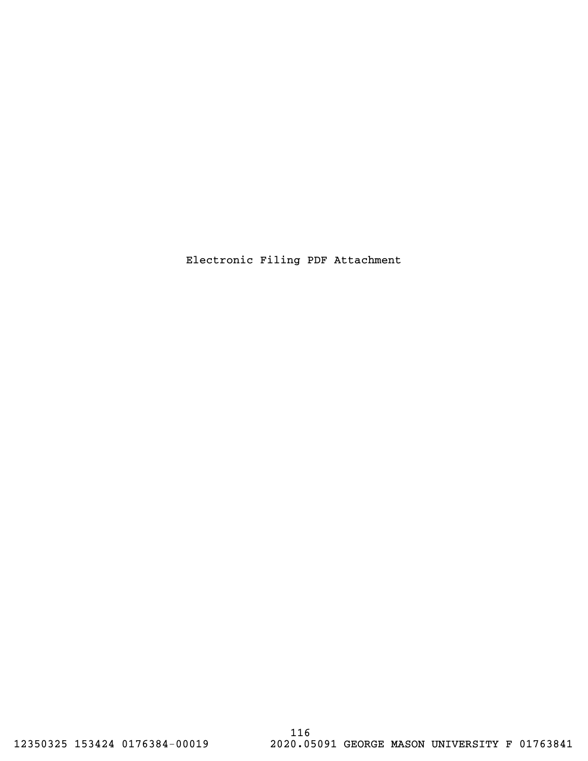Electronic Filing PDF Attachment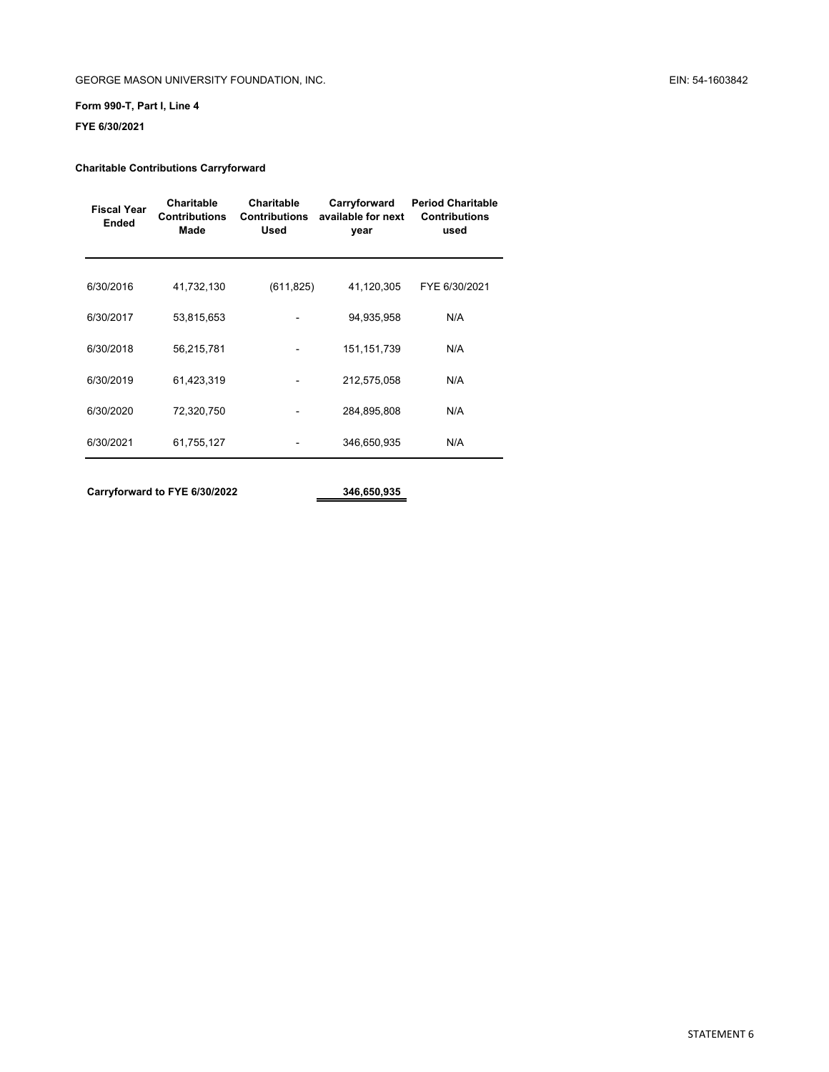GEORGE MASON UNIVERSITY FOUNDATION, INC. EIN: 54-1603842

**Form 990-T, Part I, Line 4**

**FYE 6/30/2021**

**Charitable Contributions Carryforward**

| Fiscal Year Ended | Charitable Contributions Made | Charitable Contributions Used | Carryforward available for next year | Period Charitable Contributions used |
|---|---|---|---|---|
| 6/30/2016 | 41,732,130 | (611,825) | 41,120,305 | FYE 6/30/2021 |
| 6/30/2017 | 53,815,653 | - | 94,935,958 | N/A |
| 6/30/2018 | 56,215,781 | - | 151,151,739 | N/A |
| 6/30/2019 | 61,423,319 | - | 212,575,058 | N/A |
| 6/30/2020 | 72,320,750 | - | 284,895,808 | N/A |
| 6/30/2021 | 61,755,127 | - | 346,650,935 | N/A |

**Carryforward to FYE 6/30/2022** **346,650,935**

STATEMENT 6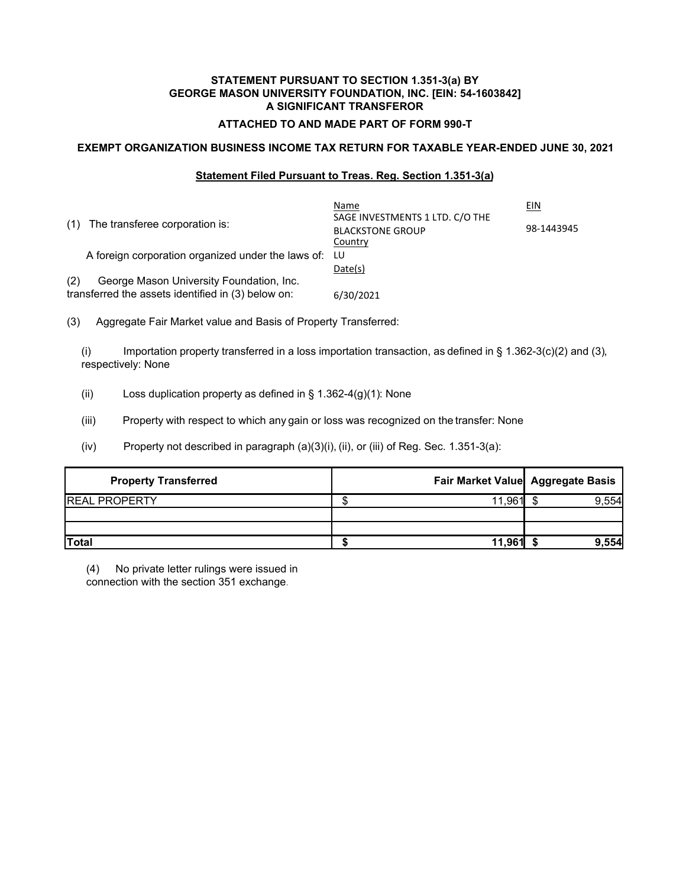**STATEMENT PURSUANT TO SECTION 1.351-3(a) BY**
**GEORGE MASON UNIVERSITY FOUNDATION, INC. [EIN: 54-1603842]**
**A SIGNIFICANT TRANSFEROR**

**ATTACHED TO AND MADE PART OF FORM 990-T**

**EXEMPT ORGANIZATION BUSINESS INCOME TAX RETURN FOR TAXABLE YEAR-ENDED JUNE 30, 2021**

**Statement Filed Pursuant to Treas. Reg. Section 1.351-3(a)**

| | Name | EIN |
|---|---|---|
| (1) The transferee corporation is: | SAGE INVESTMENTS 1 LTD. C/O THE BLACKSTONE GROUP | 98-1443945 |
| | Country | |
| A foreign corporation organized under the laws of: | LU | |
| | Date(s) | |
| (2) George Mason University Foundation, Inc. transferred the assets identified in (3) below on: | 6/30/2021 | |

(3) Aggregate Fair Market value and Basis of Property Transferred:

(i) Importation property transferred in a loss importation transaction, as defined in § 1.362-3(c)(2) and (3), respectively: None

(ii) Loss duplication property as defined in § 1.362-4(g)(1): None

(iii) Property with respect to which any gain or loss was recognized on the transfer: None

(iv) Property not described in paragraph (a)(3)(i), (ii), or (iii) of Reg. Sec. 1.351-3(a):

| Property Transferred | Fair Market Value | Aggregate Basis |
|---|---|---|
| REAL PROPERTY | $ 11,961 | $ 9,554 |
| | | |
| | | |
| **Total** | **$ 11,961** | **$ 9,554** |

(4) No private letter rulings were issued in connection with the section 351 exchange.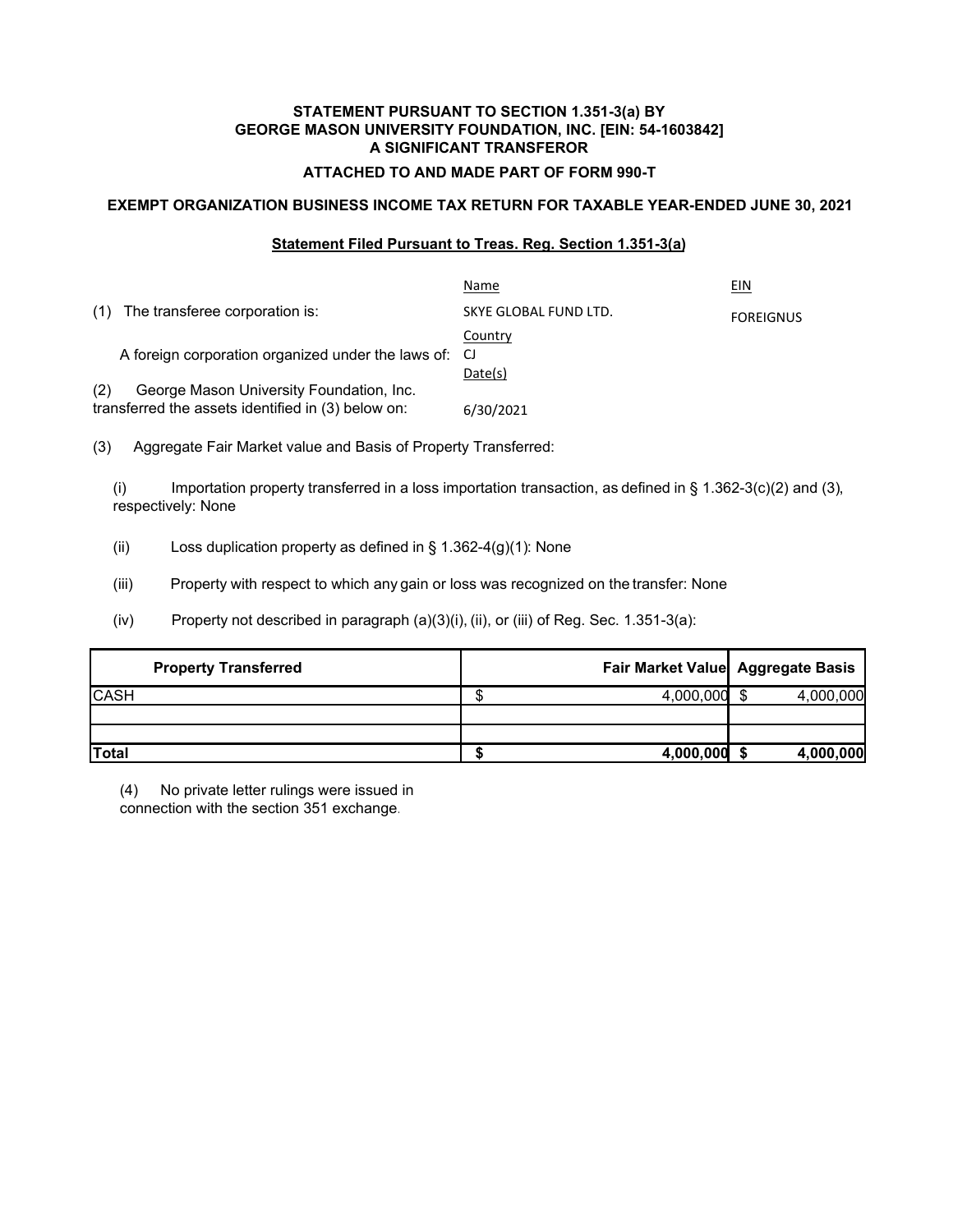**STATEMENT PURSUANT TO SECTION 1.351-3(a) BY GEORGE MASON UNIVERSITY FOUNDATION, INC. [EIN: 54-1603842] A SIGNIFICANT TRANSFEROR**

**ATTACHED TO AND MADE PART OF FORM 990-T**

**EXEMPT ORGANIZATION BUSINESS INCOME TAX RETURN FOR TAXABLE YEAR-ENDED JUNE 30, 2021**

**Statement Filed Pursuant to Treas. Reg. Section 1.351-3(a)**

| | Name | EIN |
|---|---|---|
| (1) The transferee corporation is: | SKYE GLOBAL FUND LTD. | FOREIGNUS |
| | Country | |
| A foreign corporation organized under the laws of: | CJ | |
| | Date(s) | |
| (2) George Mason University Foundation, Inc. transferred the assets identified in (3) below on: | 6/30/2021 | |

(3) Aggregate Fair Market value and Basis of Property Transferred:

(i) Importation property transferred in a loss importation transaction, as defined in § 1.362-3(c)(2) and (3), respectively: None

(ii) Loss duplication property as defined in § 1.362-4(g)(1): None

(iii) Property with respect to which any gain or loss was recognized on the transfer: None

(iv) Property not described in paragraph (a)(3)(i), (ii), or (iii) of Reg. Sec. 1.351-3(a):

| Property Transferred | Fair Market Value | Aggregate Basis |
|---|---|---|
| CASH | $ 4,000,000 | $ 4,000,000 |
| | | |
| | | |
| **Total** | **$ 4,000,000** | **$ 4,000,000** |

(4) No private letter rulings were issued in connection with the section 351 exchange.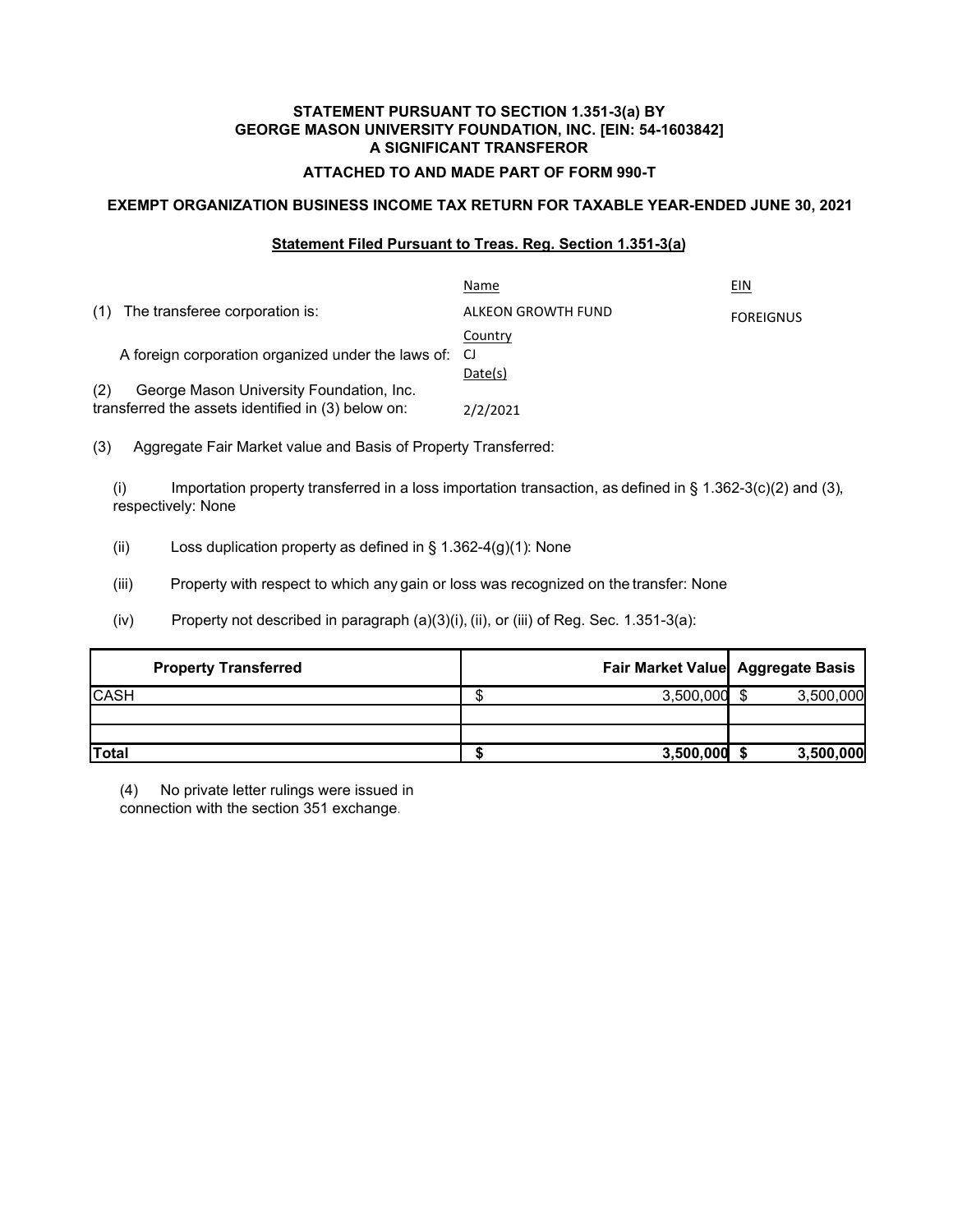**STATEMENT PURSUANT TO SECTION 1.351-3(a) BY**
**GEORGE MASON UNIVERSITY FOUNDATION, INC. [EIN: 54-1603842]**
**A SIGNIFICANT TRANSFEROR**

**ATTACHED TO AND MADE PART OF FORM 990-T**

**EXEMPT ORGANIZATION BUSINESS INCOME TAX RETURN FOR TAXABLE YEAR-ENDED JUNE 30, 2021**

**Statement Filed Pursuant to Treas. Reg. Section 1.351-3(a)**

| | Name | EIN |
|---|---|---|
| (1) The transferee corporation is: | ALKEON GROWTH FUND | FOREIGNUS |
| | Country | |
| A foreign corporation organized under the laws of: | CJ | |
| | Date(s) | |
| (2) George Mason University Foundation, Inc. transferred the assets identified in (3) below on: | 2/2/2021 | |

(3) Aggregate Fair Market value and Basis of Property Transferred:

(i) Importation property transferred in a loss importation transaction, as defined in § 1.362-3(c)(2) and (3), respectively: None

(ii) Loss duplication property as defined in § 1.362-4(g)(1): None

(iii) Property with respect to which any gain or loss was recognized on the transfer: None

(iv) Property not described in paragraph (a)(3)(i), (ii), or (iii) of Reg. Sec. 1.351-3(a):

| Property Transferred | Fair Market Value | Aggregate Basis |
|---|---|---|
| CASH | $ 3,500,000 | $ 3,500,000 |
| | | |
| | | |
| **Total** | **$ 3,500,000** | **$ 3,500,000** |

(4) No private letter rulings were issued in connection with the section 351 exchange.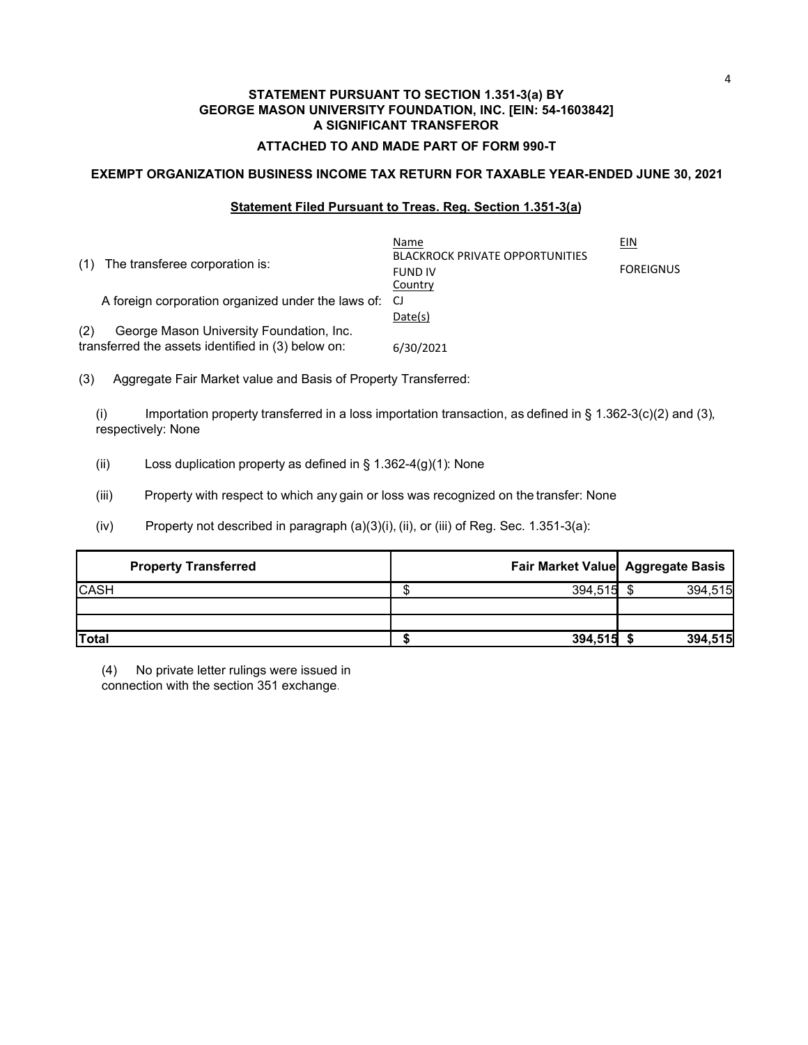**STATEMENT PURSUANT TO SECTION 1.351-3(a) BY GEORGE MASON UNIVERSITY FOUNDATION, INC. [EIN: 54-1603842] A SIGNIFICANT TRANSFEROR**

**ATTACHED TO AND MADE PART OF FORM 990-T**

**EXEMPT ORGANIZATION BUSINESS INCOME TAX RETURN FOR TAXABLE YEAR-ENDED JUNE 30, 2021**

**Statement Filed Pursuant to Treas. Reg. Section 1.351-3(a)**

| | Name | EIN |
|---|---|---|
| (1) The transferee corporation is: | BLACKROCK PRIVATE OPPORTUNITIES FUND IV | FOREIGNUS |
| | Country | |
| A foreign corporation organized under the laws of: | CJ | |
| | Date(s) | |
| (2) George Mason University Foundation, Inc. transferred the assets identified in (3) below on: | 6/30/2021 | |

(3) Aggregate Fair Market value and Basis of Property Transferred:

(i) Importation property transferred in a loss importation transaction, as defined in § 1.362-3(c)(2) and (3), respectively: None

(ii) Loss duplication property as defined in § 1.362-4(g)(1): None

(iii) Property with respect to which any gain or loss was recognized on the transfer: None

(iv) Property not described in paragraph (a)(3)(i), (ii), or (iii) of Reg. Sec. 1.351-3(a):

| Property Transferred | Fair Market Value | Aggregate Basis |
|---|---|---|
| CASH | $ 394,515 | $ 394,515 |
| | | |
| | | |
| **Total** | **$ 394,515** | **$ 394,515** |

(4) No private letter rulings were issued in connection with the section 351 exchange.